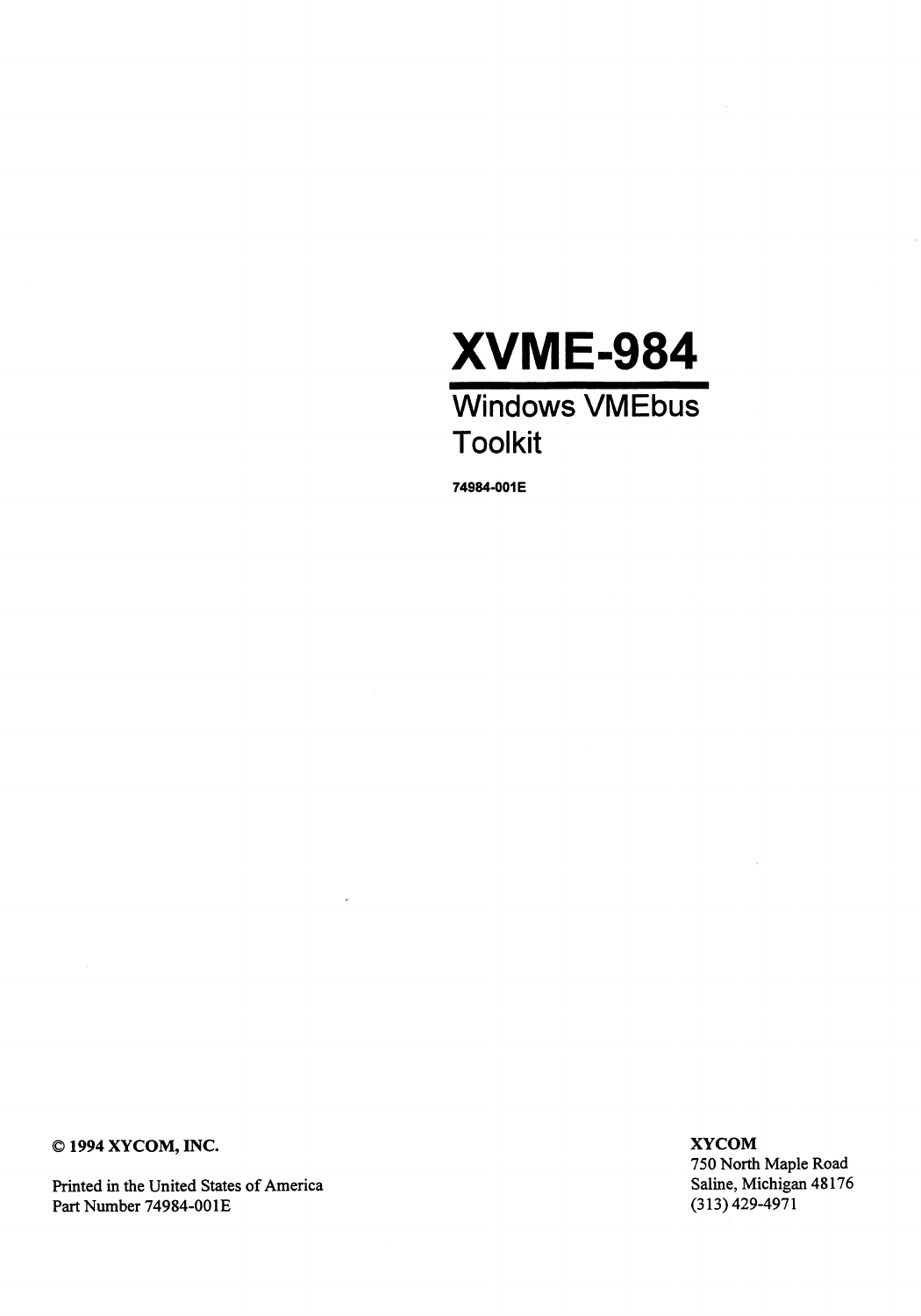# XVME-984

## Windows VMEbus Toolkit

**74984-001E**

© 1994 XYCOM, INC.

Printed in the United States of America
Part Number 74984-001E

**XYCOM**
750 North Maple Road
Saline, Michigan 48176
(313) 429-4971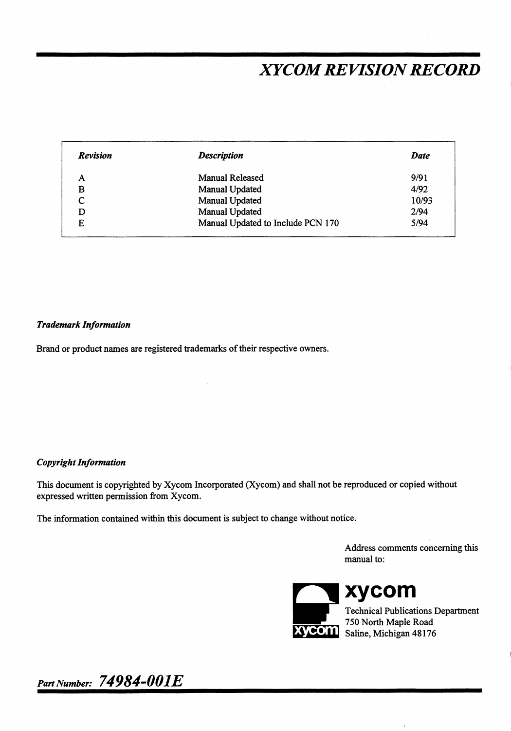# *XYCOM REVISION RECORD*

| *Revision* | *Description* | *Date* |
|---|---|---|
| A | Manual Released | 9/91 |
| B | Manual Updated | 4/92 |
| C | Manual Updated | 10/93 |
| D | Manual Updated | 2/94 |
| E | Manual Updated to Include PCN 170 | 5/94 |

***Trademark Information***

Brand or product names are registered trademarks of their respective owners.

***Copyright Information***

This document is copyrighted by Xycom Incorporated (Xycom) and shall not be reproduced or copied without expressed written permission from Xycom.

The information contained within this document is subject to change without notice.

Address comments concerning this manual to:

**xycom**
Technical Publications Department
750 North Maple Road
Saline, Michigan 48176

*Part Number:* ***74984-001E***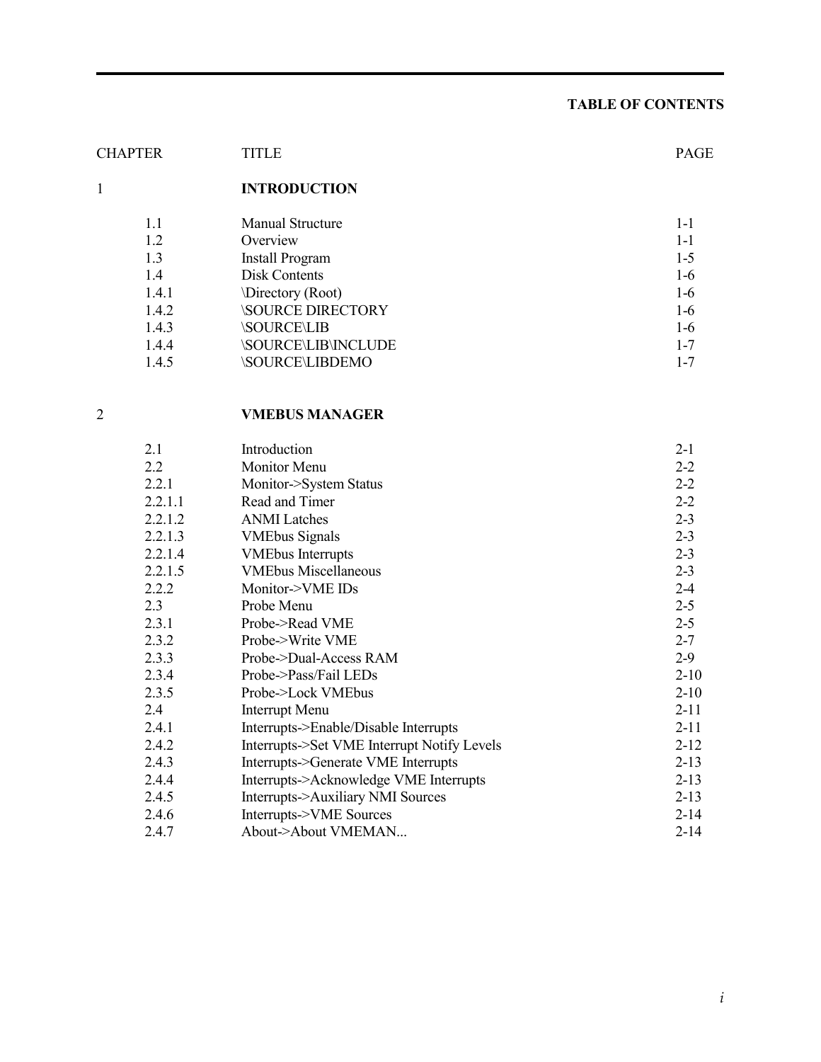# TABLE OF CONTENTS

| CHAPTER | TITLE | PAGE |
|---|---|---|
| 1 | **INTRODUCTION** | |
| 1.1 | Manual Structure | 1-1 |
| 1.2 | Overview | 1-1 |
| 1.3 | Install Program | 1-5 |
| 1.4 | Disk Contents | 1-6 |
| 1.4.1 | \Directory (Root) | 1-6 |
| 1.4.2 | \SOURCE DIRECTORY | 1-6 |
| 1.4.3 | \SOURCE\LIB | 1-6 |
| 1.4.4 | \SOURCE\LIB\INCLUDE | 1-7 |
| 1.4.5 | \SOURCE\LIBDEMO | 1-7 |
| 2 | **VMEBUS MANAGER** | |
| 2.1 | Introduction | 2-1 |
| 2.2 | Monitor Menu | 2-2 |
| 2.2.1 | Monitor->System Status | 2-2 |
| 2.2.1.1 | Read and Timer | 2-2 |
| 2.2.1.2 | ANMI Latches | 2-3 |
| 2.2.1.3 | VMEbus Signals | 2-3 |
| 2.2.1.4 | VMEbus Interrupts | 2-3 |
| 2.2.1.5 | VMEbus Miscellaneous | 2-3 |
| 2.2.2 | Monitor->VME IDs | 2-4 |
| 2.3 | Probe Menu | 2-5 |
| 2.3.1 | Probe->Read VME | 2-5 |
| 2.3.2 | Probe->Write VME | 2-7 |
| 2.3.3 | Probe->Dual-Access RAM | 2-9 |
| 2.3.4 | Probe->Pass/Fail LEDs | 2-10 |
| 2.3.5 | Probe->Lock VMEbus | 2-10 |
| 2.4 | Interrupt Menu | 2-11 |
| 2.4.1 | Interrupts->Enable/Disable Interrupts | 2-11 |
| 2.4.2 | Interrupts->Set VME Interrupt Notify Levels | 2-12 |
| 2.4.3 | Interrupts->Generate VME Interrupts | 2-13 |
| 2.4.4 | Interrupts->Acknowledge VME Interrupts | 2-13 |
| 2.4.5 | Interrupts->Auxiliary NMI Sources | 2-13 |
| 2.4.6 | Interrupts->VME Sources | 2-14 |
| 2.4.7 | About->About VMEMAN... | 2-14 |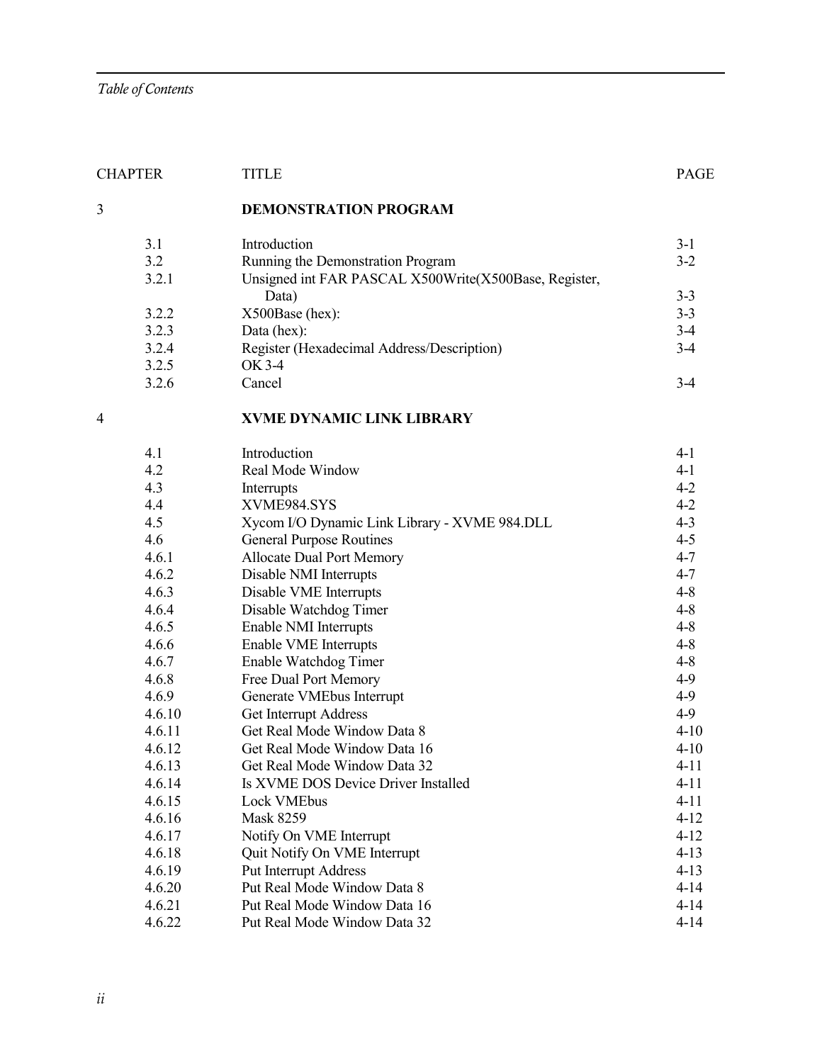| CHAPTER | TITLE | PAGE |
| --- | --- | --- |
| 3 | **DEMONSTRATION PROGRAM** | |
| 3.1 | Introduction | 3-1 |
| 3.2 | Running the Demonstration Program | 3-2 |
| 3.2.1 | Unsigned int FAR PASCAL X500Write(X500Base, Register, Data) | 3-3 |
| 3.2.2 | X500Base (hex): | 3-3 |
| 3.2.3 | Data (hex): | 3-4 |
| 3.2.4 | Register (Hexadecimal Address/Description) | 3-4 |
| 3.2.5 | OK 3-4 | |
| 3.2.6 | Cancel | 3-4 |
| 4 | **XVME DYNAMIC LINK LIBRARY** | |
| 4.1 | Introduction | 4-1 |
| 4.2 | Real Mode Window | 4-1 |
| 4.3 | Interrupts | 4-2 |
| 4.4 | XVME984.SYS | 4-2 |
| 4.5 | Xycom I/O Dynamic Link Library - XVME 984.DLL | 4-3 |
| 4.6 | General Purpose Routines | 4-5 |
| 4.6.1 | Allocate Dual Port Memory | 4-7 |
| 4.6.2 | Disable NMI Interrupts | 4-7 |
| 4.6.3 | Disable VME Interrupts | 4-8 |
| 4.6.4 | Disable Watchdog Timer | 4-8 |
| 4.6.5 | Enable NMI Interrupts | 4-8 |
| 4.6.6 | Enable VME Interrupts | 4-8 |
| 4.6.7 | Enable Watchdog Timer | 4-8 |
| 4.6.8 | Free Dual Port Memory | 4-9 |
| 4.6.9 | Generate VMEbus Interrupt | 4-9 |
| 4.6.10 | Get Interrupt Address | 4-9 |
| 4.6.11 | Get Real Mode Window Data 8 | 4-10 |
| 4.6.12 | Get Real Mode Window Data 16 | 4-10 |
| 4.6.13 | Get Real Mode Window Data 32 | 4-11 |
| 4.6.14 | Is XVME DOS Device Driver Installed | 4-11 |
| 4.6.15 | Lock VMEbus | 4-11 |
| 4.6.16 | Mask 8259 | 4-12 |
| 4.6.17 | Notify On VME Interrupt | 4-12 |
| 4.6.18 | Quit Notify On VME Interrupt | 4-13 |
| 4.6.19 | Put Interrupt Address | 4-13 |
| 4.6.20 | Put Real Mode Window Data 8 | 4-14 |
| 4.6.21 | Put Real Mode Window Data 16 | 4-14 |
| 4.6.22 | Put Real Mode Window Data 32 | 4-14 |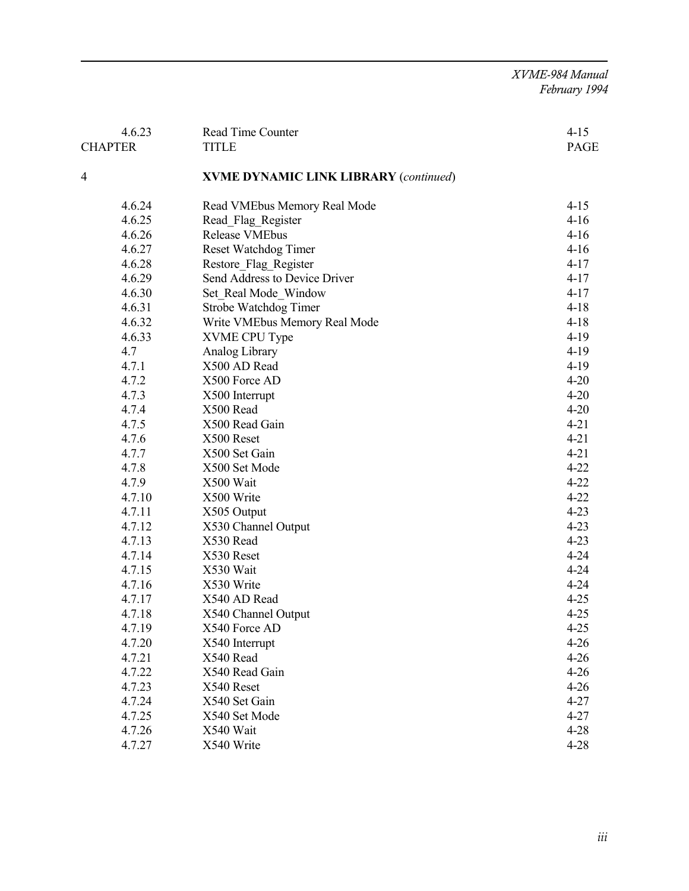| | 4.6.23 | Read Time Counter | 4-15 |
|---|---|---|---|
| CHAPTER | | TITLE | PAGE |
| 4 | | **XVME DYNAMIC LINK LIBRARY** (*continued*) | |
| | 4.6.24 | Read VMEbus Memory Real Mode | 4-15 |
| | 4.6.25 | Read_Flag_Register | 4-16 |
| | 4.6.26 | Release VMEbus | 4-16 |
| | 4.6.27 | Reset Watchdog Timer | 4-16 |
| | 4.6.28 | Restore_Flag_Register | 4-17 |
| | 4.6.29 | Send Address to Device Driver | 4-17 |
| | 4.6.30 | Set_Real Mode_Window | 4-17 |
| | 4.6.31 | Strobe Watchdog Timer | 4-18 |
| | 4.6.32 | Write VMEbus Memory Real Mode | 4-18 |
| | 4.6.33 | XVME CPU Type | 4-19 |
| | 4.7 | Analog Library | 4-19 |
| | 4.7.1 | X500 AD Read | 4-19 |
| | 4.7.2 | X500 Force AD | 4-20 |
| | 4.7.3 | X500 Interrupt | 4-20 |
| | 4.7.4 | X500 Read | 4-20 |
| | 4.7.5 | X500 Read Gain | 4-21 |
| | 4.7.6 | X500 Reset | 4-21 |
| | 4.7.7 | X500 Set Gain | 4-21 |
| | 4.7.8 | X500 Set Mode | 4-22 |
| | 4.7.9 | X500 Wait | 4-22 |
| | 4.7.10 | X500 Write | 4-22 |
| | 4.7.11 | X505 Output | 4-23 |
| | 4.7.12 | X530 Channel Output | 4-23 |
| | 4.7.13 | X530 Read | 4-23 |
| | 4.7.14 | X530 Reset | 4-24 |
| | 4.7.15 | X530 Wait | 4-24 |
| | 4.7.16 | X530 Write | 4-24 |
| | 4.7.17 | X540 AD Read | 4-25 |
| | 4.7.18 | X540 Channel Output | 4-25 |
| | 4.7.19 | X540 Force AD | 4-25 |
| | 4.7.20 | X540 Interrupt | 4-26 |
| | 4.7.21 | X540 Read | 4-26 |
| | 4.7.22 | X540 Read Gain | 4-26 |
| | 4.7.23 | X540 Reset | 4-26 |
| | 4.7.24 | X540 Set Gain | 4-27 |
| | 4.7.25 | X540 Set Mode | 4-27 |
| | 4.7.26 | X540 Wait | 4-28 |
| | 4.7.27 | X540 Write | 4-28 |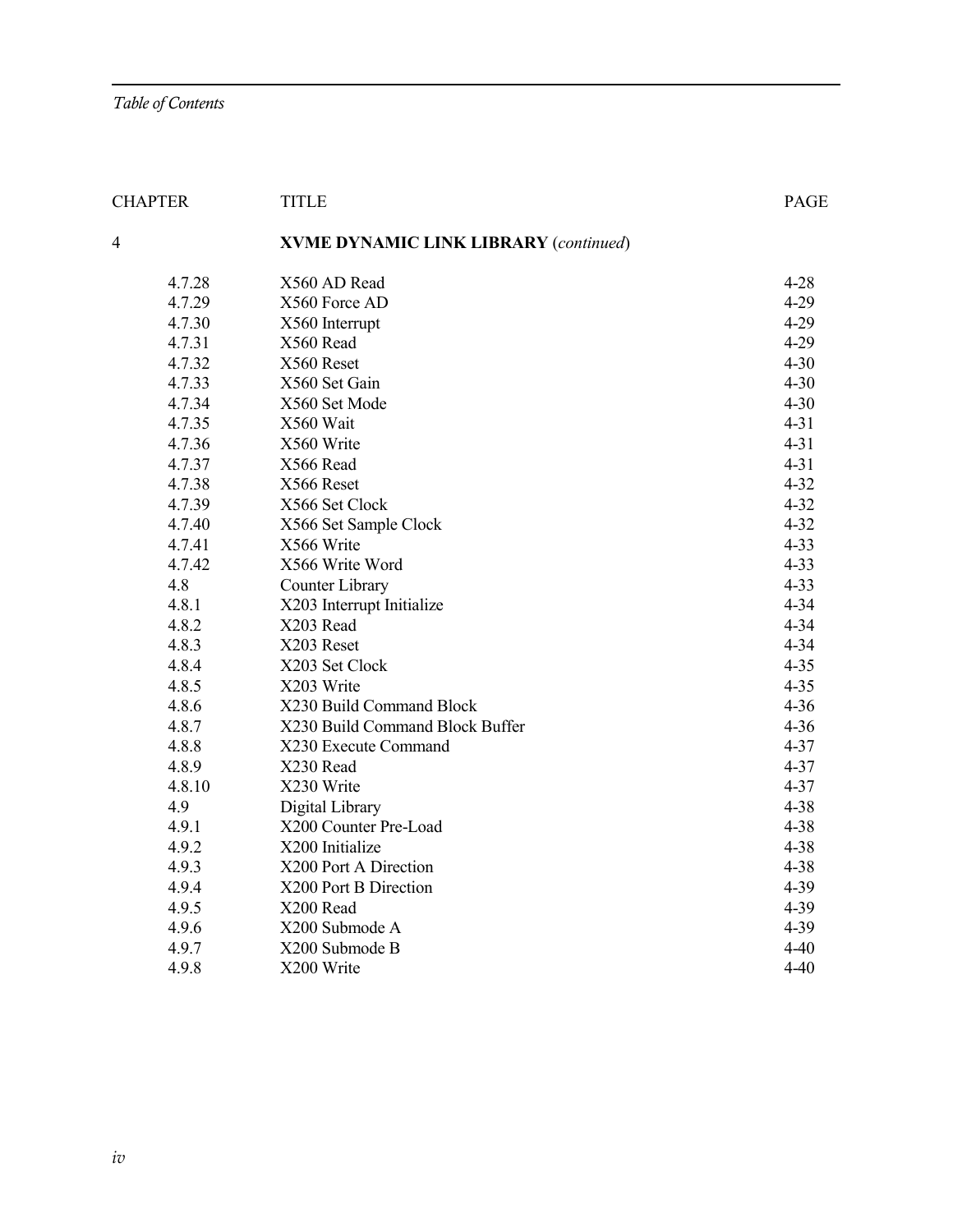| CHAPTER | TITLE | PAGE |
| --- | --- | --- |
| 4 | **XVME DYNAMIC LINK LIBRARY** (*continued*) | |
| 4.7.28 | X560 AD Read | 4-28 |
| 4.7.29 | X560 Force AD | 4-29 |
| 4.7.30 | X560 Interrupt | 4-29 |
| 4.7.31 | X560 Read | 4-29 |
| 4.7.32 | X560 Reset | 4-30 |
| 4.7.33 | X560 Set Gain | 4-30 |
| 4.7.34 | X560 Set Mode | 4-30 |
| 4.7.35 | X560 Wait | 4-31 |
| 4.7.36 | X560 Write | 4-31 |
| 4.7.37 | X566 Read | 4-31 |
| 4.7.38 | X566 Reset | 4-32 |
| 4.7.39 | X566 Set Clock | 4-32 |
| 4.7.40 | X566 Set Sample Clock | 4-32 |
| 4.7.41 | X566 Write | 4-33 |
| 4.7.42 | X566 Write Word | 4-33 |
| 4.8 | Counter Library | 4-33 |
| 4.8.1 | X203 Interrupt Initialize | 4-34 |
| 4.8.2 | X203 Read | 4-34 |
| 4.8.3 | X203 Reset | 4-34 |
| 4.8.4 | X203 Set Clock | 4-35 |
| 4.8.5 | X203 Write | 4-35 |
| 4.8.6 | X230 Build Command Block | 4-36 |
| 4.8.7 | X230 Build Command Block Buffer | 4-36 |
| 4.8.8 | X230 Execute Command | 4-37 |
| 4.8.9 | X230 Read | 4-37 |
| 4.8.10 | X230 Write | 4-37 |
| 4.9 | Digital Library | 4-38 |
| 4.9.1 | X200 Counter Pre-Load | 4-38 |
| 4.9.2 | X200 Initialize | 4-38 |
| 4.9.3 | X200 Port A Direction | 4-38 |
| 4.9.4 | X200 Port B Direction | 4-39 |
| 4.9.5 | X200 Read | 4-39 |
| 4.9.6 | X200 Submode A | 4-39 |
| 4.9.7 | X200 Submode B | 4-40 |
| 4.9.8 | X200 Write | 4-40 |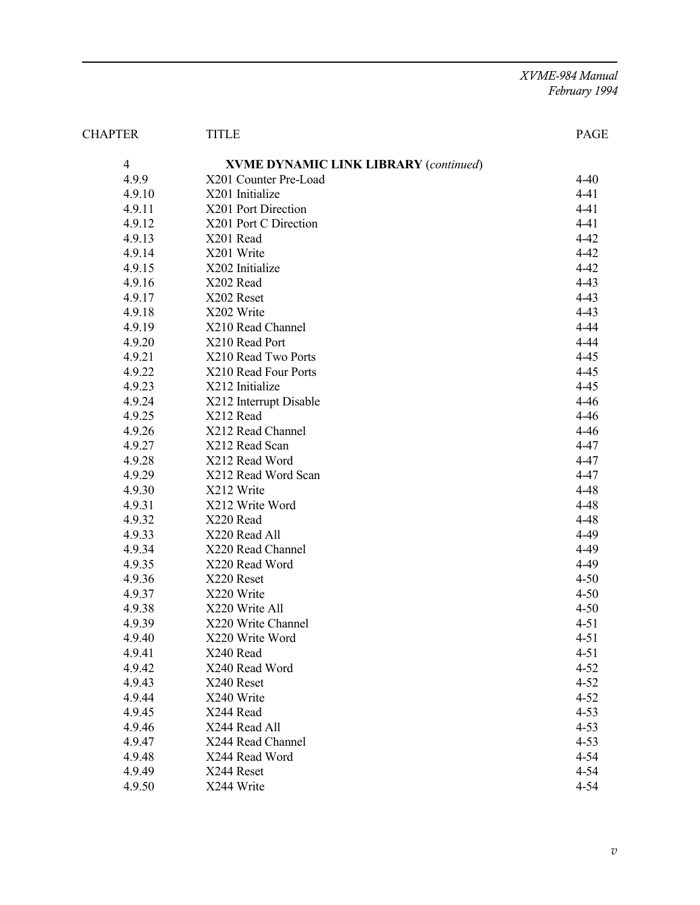| CHAPTER | TITLE | PAGE |
| --- | --- | --- |
| 4 | **XVME DYNAMIC LINK LIBRARY** (*continued*) | |
| 4.9.9 | X201 Counter Pre-Load | 4-40 |
| 4.9.10 | X201 Initialize | 4-41 |
| 4.9.11 | X201 Port Direction | 4-41 |
| 4.9.12 | X201 Port C Direction | 4-41 |
| 4.9.13 | X201 Read | 4-42 |
| 4.9.14 | X201 Write | 4-42 |
| 4.9.15 | X202 Initialize | 4-42 |
| 4.9.16 | X202 Read | 4-43 |
| 4.9.17 | X202 Reset | 4-43 |
| 4.9.18 | X202 Write | 4-43 |
| 4.9.19 | X210 Read Channel | 4-44 |
| 4.9.20 | X210 Read Port | 4-44 |
| 4.9.21 | X210 Read Two Ports | 4-45 |
| 4.9.22 | X210 Read Four Ports | 4-45 |
| 4.9.23 | X212 Initialize | 4-45 |
| 4.9.24 | X212 Interrupt Disable | 4-46 |
| 4.9.25 | X212 Read | 4-46 |
| 4.9.26 | X212 Read Channel | 4-46 |
| 4.9.27 | X212 Read Scan | 4-47 |
| 4.9.28 | X212 Read Word | 4-47 |
| 4.9.29 | X212 Read Word Scan | 4-47 |
| 4.9.30 | X212 Write | 4-48 |
| 4.9.31 | X212 Write Word | 4-48 |
| 4.9.32 | X220 Read | 4-48 |
| 4.9.33 | X220 Read All | 4-49 |
| 4.9.34 | X220 Read Channel | 4-49 |
| 4.9.35 | X220 Read Word | 4-49 |
| 4.9.36 | X220 Reset | 4-50 |
| 4.9.37 | X220 Write | 4-50 |
| 4.9.38 | X220 Write All | 4-50 |
| 4.9.39 | X220 Write Channel | 4-51 |
| 4.9.40 | X220 Write Word | 4-51 |
| 4.9.41 | X240 Read | 4-51 |
| 4.9.42 | X240 Read Word | 4-52 |
| 4.9.43 | X240 Reset | 4-52 |
| 4.9.44 | X240 Write | 4-52 |
| 4.9.45 | X244 Read | 4-53 |
| 4.9.46 | X244 Read All | 4-53 |
| 4.9.47 | X244 Read Channel | 4-53 |
| 4.9.48 | X244 Read Word | 4-54 |
| 4.9.49 | X244 Reset | 4-54 |
| 4.9.50 | X244 Write | 4-54 |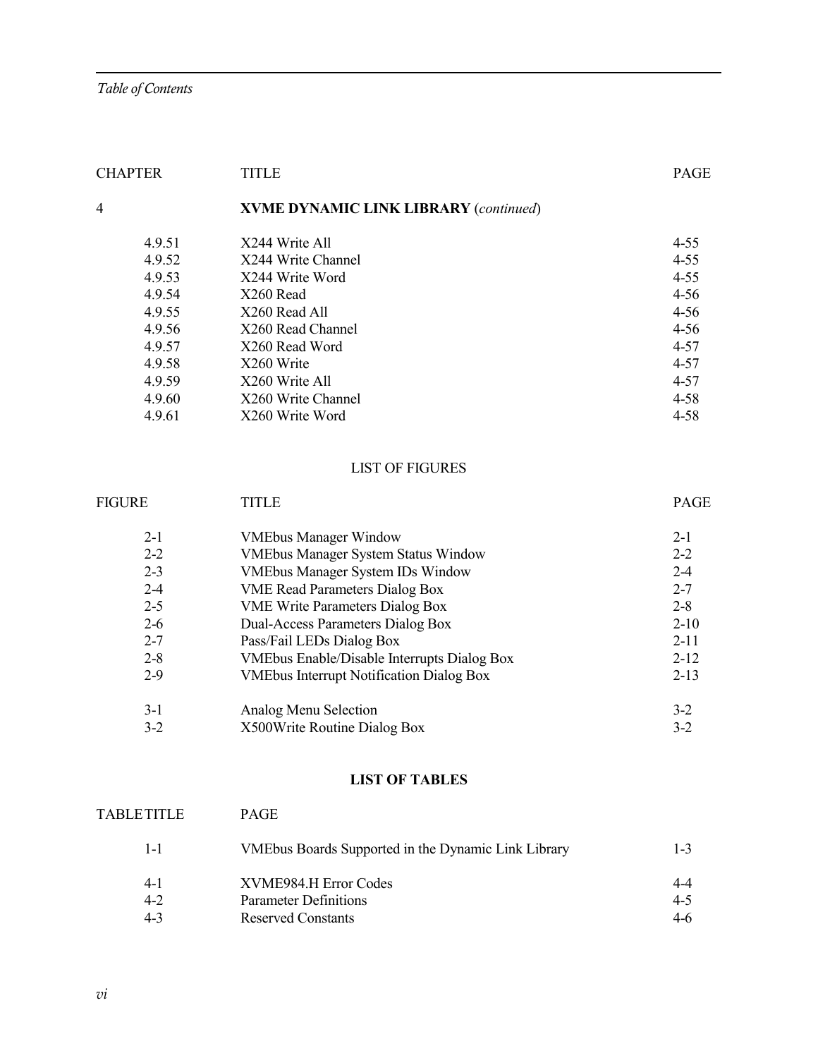| CHAPTER | TITLE | PAGE |
|---|---|---|
| 4 | **XVME DYNAMIC LINK LIBRARY** (*continued*) | |
| 4.9.51 | X244 Write All | 4-55 |
| 4.9.52 | X244 Write Channel | 4-55 |
| 4.9.53 | X244 Write Word | 4-55 |
| 4.9.54 | X260 Read | 4-56 |
| 4.9.55 | X260 Read All | 4-56 |
| 4.9.56 | X260 Read Channel | 4-56 |
| 4.9.57 | X260 Read Word | 4-57 |
| 4.9.58 | X260 Write | 4-57 |
| 4.9.59 | X260 Write All | 4-57 |
| 4.9.60 | X260 Write Channel | 4-58 |
| 4.9.61 | X260 Write Word | 4-58 |

## LIST OF FIGURES

| FIGURE | TITLE | PAGE |
|---|---|---|
| 2-1 | VMEbus Manager Window | 2-1 |
| 2-2 | VMEbus Manager System Status Window | 2-2 |
| 2-3 | VMEbus Manager System IDs Window | 2-4 |
| 2-4 | VME Read Parameters Dialog Box | 2-7 |
| 2-5 | VME Write Parameters Dialog Box | 2-8 |
| 2-6 | Dual-Access Parameters Dialog Box | 2-10 |
| 2-7 | Pass/Fail LEDs Dialog Box | 2-11 |
| 2-8 | VMEbus Enable/Disable Interrupts Dialog Box | 2-12 |
| 2-9 | VMEbus Interrupt Notification Dialog Box | 2-13 |
| 3-1 | Analog Menu Selection | 3-2 |
| 3-2 | X500Write Routine Dialog Box | 3-2 |

## LIST OF TABLES

| TABLE | TITLE | PAGE |
|---|---|---|
| 1-1 | VMEbus Boards Supported in the Dynamic Link Library | 1-3 |
| 4-1 | XVME984.H Error Codes | 4-4 |
| 4-2 | Parameter Definitions | 4-5 |
| 4-3 | Reserved Constants | 4-6 |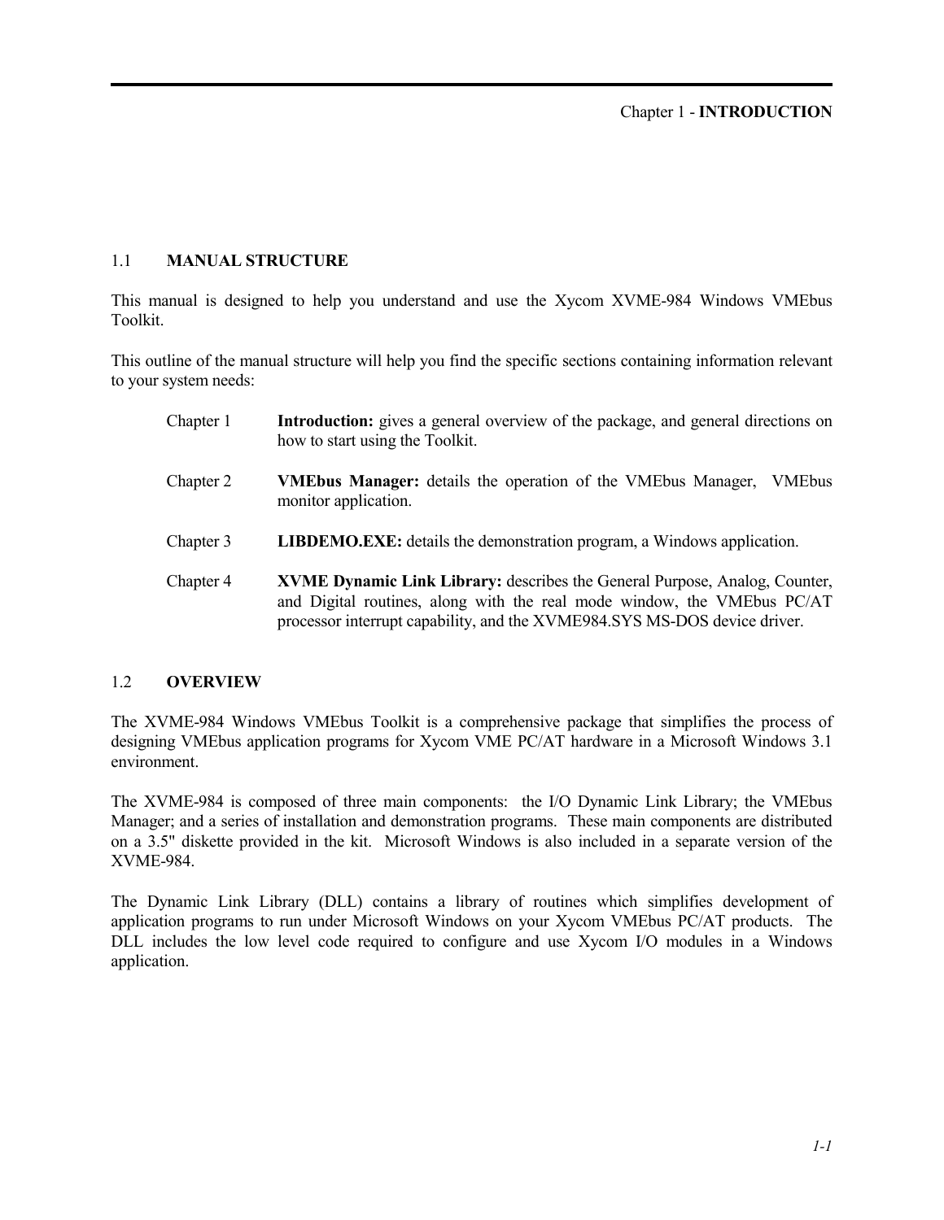# Chapter 1 - INTRODUCTION

## 1.1 MANUAL STRUCTURE

This manual is designed to help you understand and use the Xycom XVME-984 Windows VMEbus Toolkit.

This outline of the manual structure will help you find the specific sections containing information relevant to your system needs:

| | |
|---|---|
| Chapter 1 | **Introduction:** gives a general overview of the package, and general directions on how to start using the Toolkit. |
| Chapter 2 | **VMEbus Manager:** details the operation of the VMEbus Manager, VMEbus monitor application. |
| Chapter 3 | **LIBDEMO.EXE:** details the demonstration program, a Windows application. |
| Chapter 4 | **XVME Dynamic Link Library:** describes the General Purpose, Analog, Counter, and Digital routines, along with the real mode window, the VMEbus PC/AT processor interrupt capability, and the XVME984.SYS MS-DOS device driver. |

## 1.2 OVERVIEW

The XVME-984 Windows VMEbus Toolkit is a comprehensive package that simplifies the process of designing VMEbus application programs for Xycom VME PC/AT hardware in a Microsoft Windows 3.1 environment.

The XVME-984 is composed of three main components: the I/O Dynamic Link Library; the VMEbus Manager; and a series of installation and demonstration programs. These main components are distributed on a 3.5" diskette provided in the kit. Microsoft Windows is also included in a separate version of the XVME-984.

The Dynamic Link Library (DLL) contains a library of routines which simplifies development of application programs to run under Microsoft Windows on your Xycom VMEbus PC/AT products. The DLL includes the low level code required to configure and use Xycom I/O modules in a Windows application.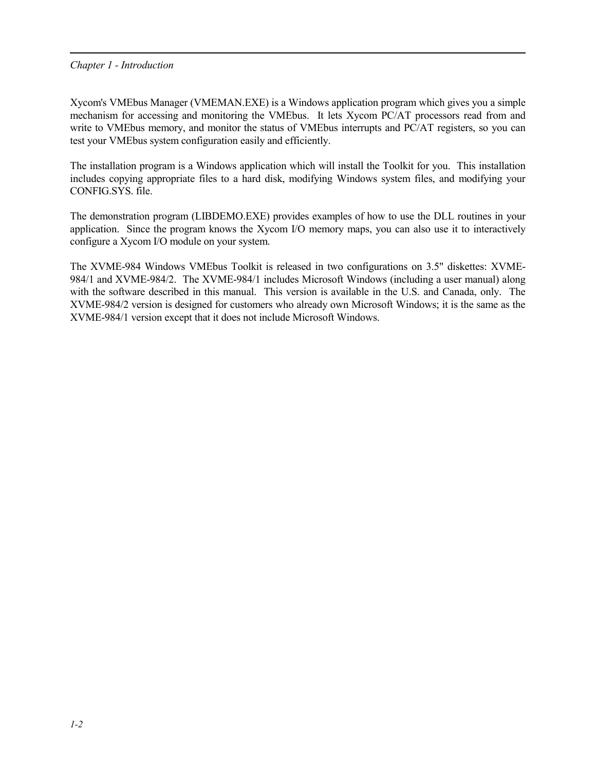Xycom's VMEbus Manager (VMEMAN.EXE) is a Windows application program which gives you a simple mechanism for accessing and monitoring the VMEbus. It lets Xycom PC/AT processors read from and write to VMEbus memory, and monitor the status of VMEbus interrupts and PC/AT registers, so you can test your VMEbus system configuration easily and efficiently.

The installation program is a Windows application which will install the Toolkit for you. This installation includes copying appropriate files to a hard disk, modifying Windows system files, and modifying your CONFIG.SYS. file.

The demonstration program (LIBDEMO.EXE) provides examples of how to use the DLL routines in your application. Since the program knows the Xycom I/O memory maps, you can also use it to interactively configure a Xycom I/O module on your system.

The XVME-984 Windows VMEbus Toolkit is released in two configurations on 3.5" diskettes: XVME-984/1 and XVME-984/2. The XVME-984/1 includes Microsoft Windows (including a user manual) along with the software described in this manual. This version is available in the U.S. and Canada, only. The XVME-984/2 version is designed for customers who already own Microsoft Windows; it is the same as the XVME-984/1 version except that it does not include Microsoft Windows.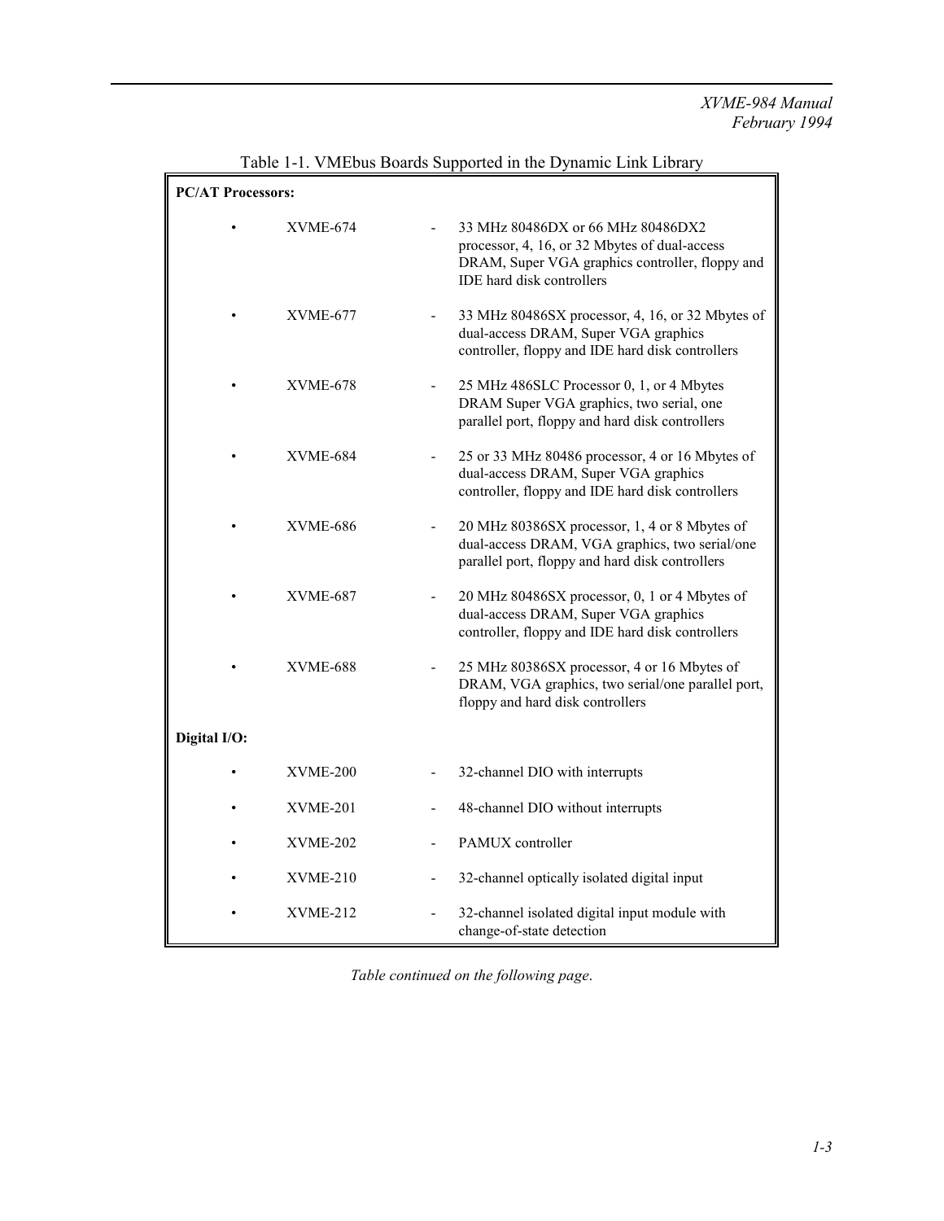Table 1-1. VMEbus Boards Supported in the Dynamic Link Library

| Board | Description |
|---|---|
| **PC/AT Processors:** | |
| XVME-674 | 33 MHz 80486DX or 66 MHz 80486DX2 processor, 4, 16, or 32 Mbytes of dual-access DRAM, Super VGA graphics controller, floppy and IDE hard disk controllers |
| XVME-677 | 33 MHz 80486SX processor, 4, 16, or 32 Mbytes of dual-access DRAM, Super VGA graphics controller, floppy and IDE hard disk controllers |
| XVME-678 | 25 MHz 486SLC Processor 0, 1, or 4 Mbytes DRAM Super VGA graphics, two serial, one parallel port, floppy and hard disk controllers |
| XVME-684 | 25 or 33 MHz 80486 processor, 4 or 16 Mbytes of dual-access DRAM, Super VGA graphics controller, floppy and IDE hard disk controllers |
| XVME-686 | 20 MHz 80386SX processor, 1, 4 or 8 Mbytes of dual-access DRAM, VGA graphics, two serial/one parallel port, floppy and hard disk controllers |
| XVME-687 | 20 MHz 80486SX processor, 0, 1 or 4 Mbytes of dual-access DRAM, Super VGA graphics controller, floppy and IDE hard disk controllers |
| XVME-688 | 25 MHz 80386SX processor, 4 or 16 Mbytes of DRAM, VGA graphics, two serial/one parallel port, floppy and hard disk controllers |
| **Digital I/O:** | |
| XVME-200 | 32-channel DIO with interrupts |
| XVME-201 | 48-channel DIO without interrupts |
| XVME-202 | PAMUX controller |
| XVME-210 | 32-channel optically isolated digital input |
| XVME-212 | 32-channel isolated digital input module with change-of-state detection |

*Table continued on the following page.*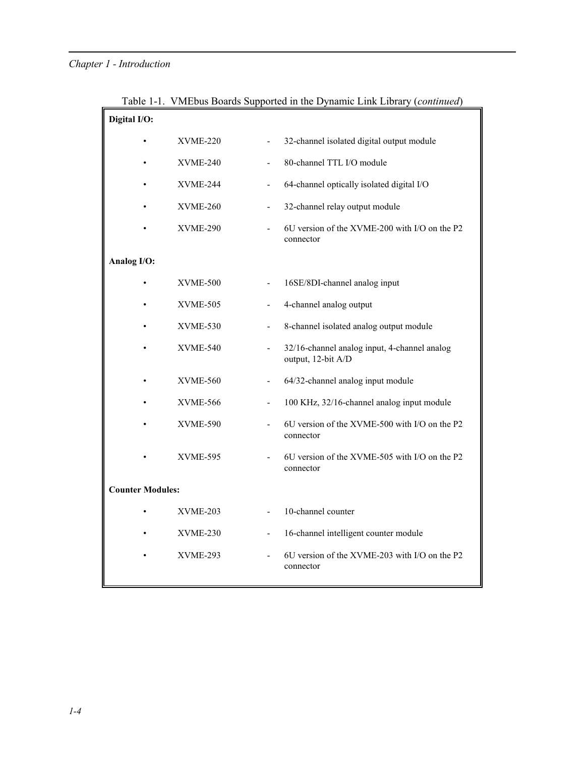Table 1-1.  VMEbus Boards Supported in the Dynamic Link Library (*continued*)

| | | |
|---|---|---|
| **Digital I/O:** | | |
| • | XVME-220 | - 32-channel isolated digital output module |
| • | XVME-240 | - 80-channel TTL I/O module |
| • | XVME-244 | - 64-channel optically isolated digital I/O |
| • | XVME-260 | - 32-channel relay output module |
| • | XVME-290 | - 6U version of the XVME-200 with I/O on the P2 connector |
| **Analog I/O:** | | |
| • | XVME-500 | - 16SE/8DI-channel analog input |
| • | XVME-505 | - 4-channel analog output |
| • | XVME-530 | - 8-channel isolated analog output module |
| • | XVME-540 | - 32/16-channel analog input, 4-channel analog output, 12-bit A/D |
| • | XVME-560 | - 64/32-channel analog input module |
| • | XVME-566 | - 100 KHz, 32/16-channel analog input module |
| • | XVME-590 | - 6U version of the XVME-500 with I/O on the P2 connector |
| • | XVME-595 | - 6U version of the XVME-505 with I/O on the P2 connector |
| **Counter Modules:** | | |
| • | XVME-203 | - 10-channel counter |
| • | XVME-230 | - 16-channel intelligent counter module |
| • | XVME-293 | - 6U version of the XVME-203 with I/O on the P2 connector |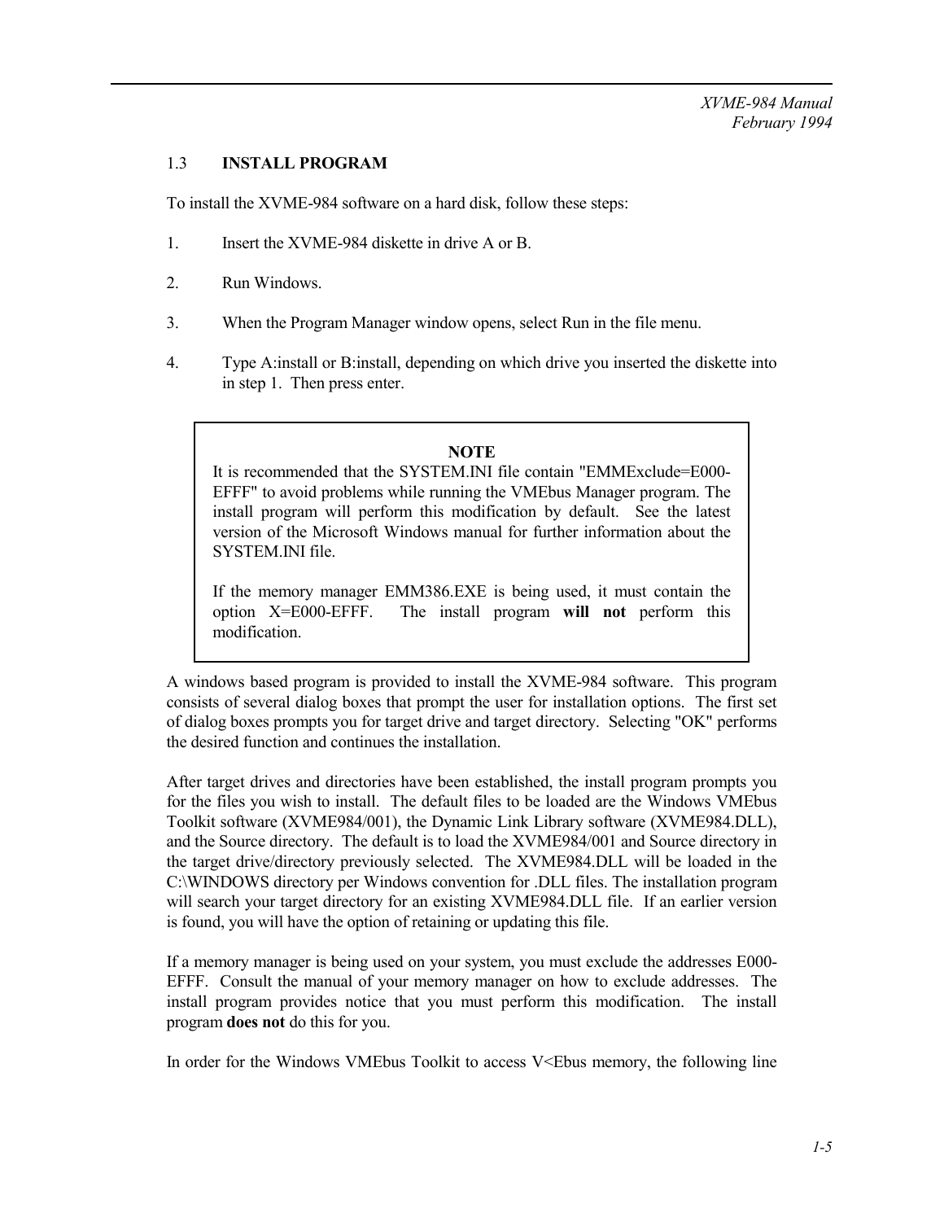### 1.3 INSTALL PROGRAM

To install the XVME-984 software on a hard disk, follow these steps:

1. Insert the XVME-984 diskette in drive A or B.

2. Run Windows.

3. When the Program Manager window opens, select Run in the file menu.

4. Type A:install or B:install, depending on which drive you inserted the diskette into in step 1. Then press enter.

> **NOTE**
>
> It is recommended that the SYSTEM.INI file contain "EMMExclude=E000-EFFF" to avoid problems while running the VMEbus Manager program. The install program will perform this modification by default. See the latest version of the Microsoft Windows manual for further information about the SYSTEM.INI file.
>
> If the memory manager EMM386.EXE is being used, it must contain the option X=E000-EFFF. The install program **will not** perform this modification.

A windows based program is provided to install the XVME-984 software. This program consists of several dialog boxes that prompt the user for installation options. The first set of dialog boxes prompts you for target drive and target directory. Selecting "OK" performs the desired function and continues the installation.

After target drives and directories have been established, the install program prompts you for the files you wish to install. The default files to be loaded are the Windows VMEbus Toolkit software (XVME984/001), the Dynamic Link Library software (XVME984.DLL), and the Source directory. The default is to load the XVME984/001 and Source directory in the target drive/directory previously selected. The XVME984.DLL will be loaded in the C:\WINDOWS directory per Windows convention for .DLL files. The installation program will search your target directory for an existing XVME984.DLL file. If an earlier version is found, you will have the option of retaining or updating this file.

If a memory manager is being used on your system, you must exclude the addresses E000-EFFF. Consult the manual of your memory manager on how to exclude addresses. The install program provides notice that you must perform this modification. The install program **does not** do this for you.

In order for the Windows VMEbus Toolkit to access V<Ebus memory, the following line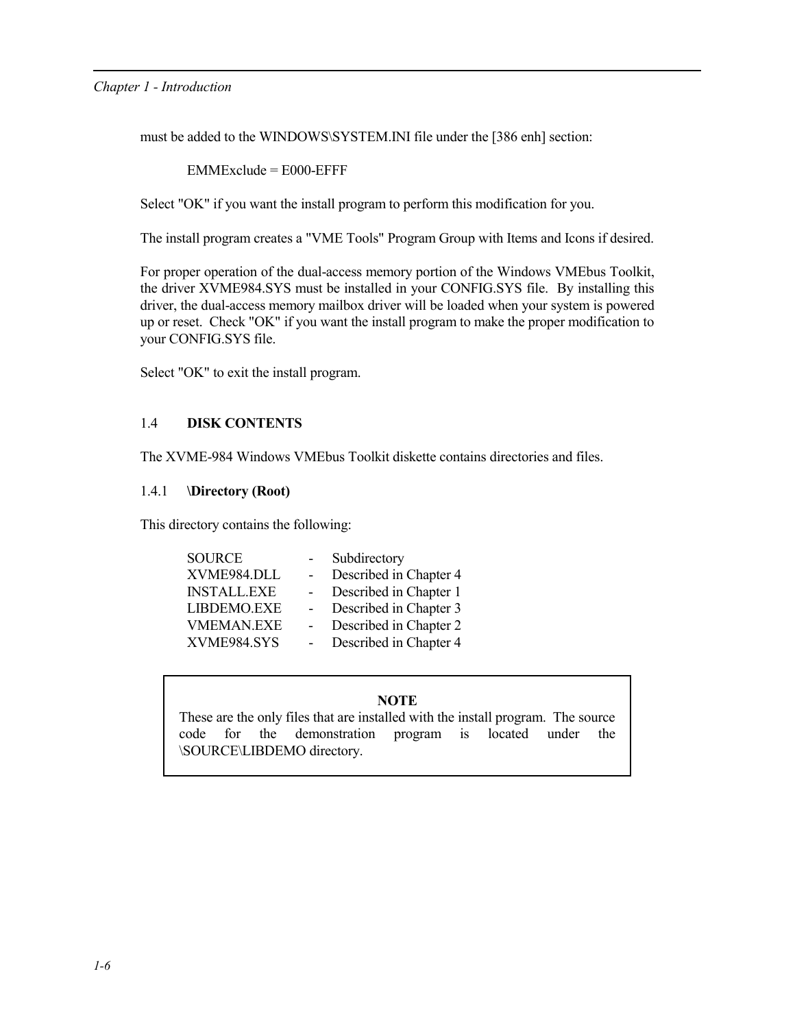must be added to the WINDOWS\SYSTEM.INI file under the [386 enh] section:

EMMExclude = E000-EFFF

Select "OK" if you want the install program to perform this modification for you.

The install program creates a "VME Tools" Program Group with Items and Icons if desired.

For proper operation of the dual-access memory portion of the Windows VMEbus Toolkit, the driver XVME984.SYS must be installed in your CONFIG.SYS file. By installing this driver, the dual-access memory mailbox driver will be loaded when your system is powered up or reset. Check "OK" if you want the install program to make the proper modification to your CONFIG.SYS file.

Select "OK" to exit the install program.

## 1.4 DISK CONTENTS

The XVME-984 Windows VMEbus Toolkit diskette contains directories and files.

### 1.4.1 \Directory (Root)

This directory contains the following:

| | | |
|---|---|---|
| SOURCE | - | Subdirectory |
| XVME984.DLL | - | Described in Chapter 4 |
| INSTALL.EXE | - | Described in Chapter 1 |
| LIBDEMO.EXE | - | Described in Chapter 3 |
| VMEMAN.EXE | - | Described in Chapter 2 |
| XVME984.SYS | - | Described in Chapter 4 |

> **NOTE**
> These are the only files that are installed with the install program. The source code for the demonstration program is located under the \SOURCE\LIBDEMO directory.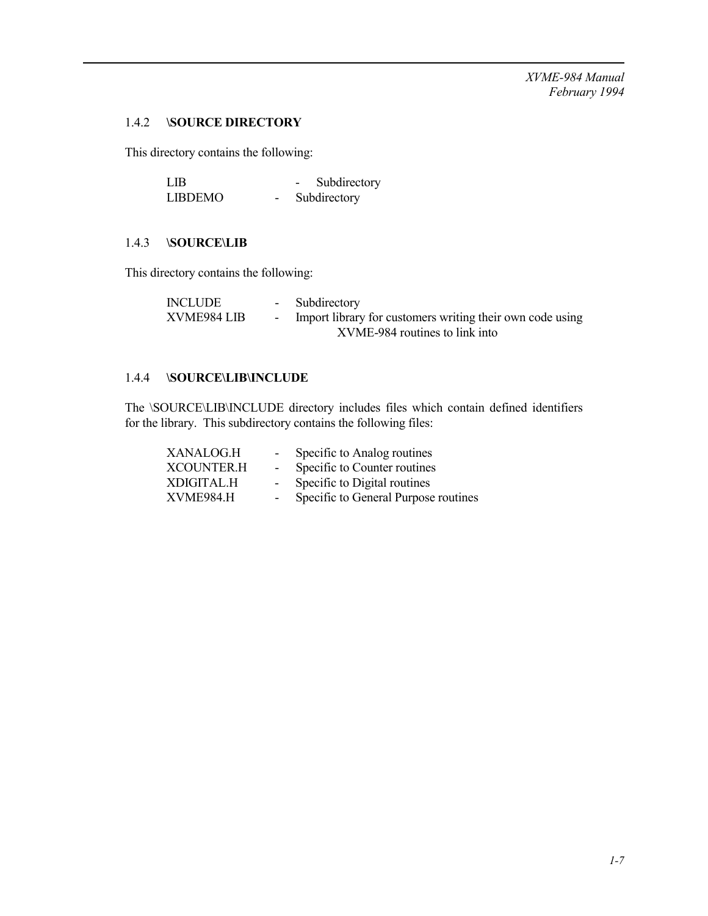### 1.4.2 \SOURCE DIRECTORY

This directory contains the following:

| | | |
|---|---|---|
| LIB | - | Subdirectory |
| LIBDEMO | - | Subdirectory |

### 1.4.3 \SOURCE\LIB

This directory contains the following:

| | | |
|---|---|---|
| INCLUDE | - | Subdirectory |
| XVME984 LIB | - | Import library for customers writing their own code using XVME-984 routines to link into |

### 1.4.4 \SOURCE\LIB\INCLUDE

The \SOURCE\LIB\INCLUDE directory includes files which contain defined identifiers for the library. This subdirectory contains the following files:

| | | |
|---|---|---|
| XANALOG.H | - | Specific to Analog routines |
| XCOUNTER.H | - | Specific to Counter routines |
| XDIGITAL.H | - | Specific to Digital routines |
| XVME984.H | - | Specific to General Purpose routines |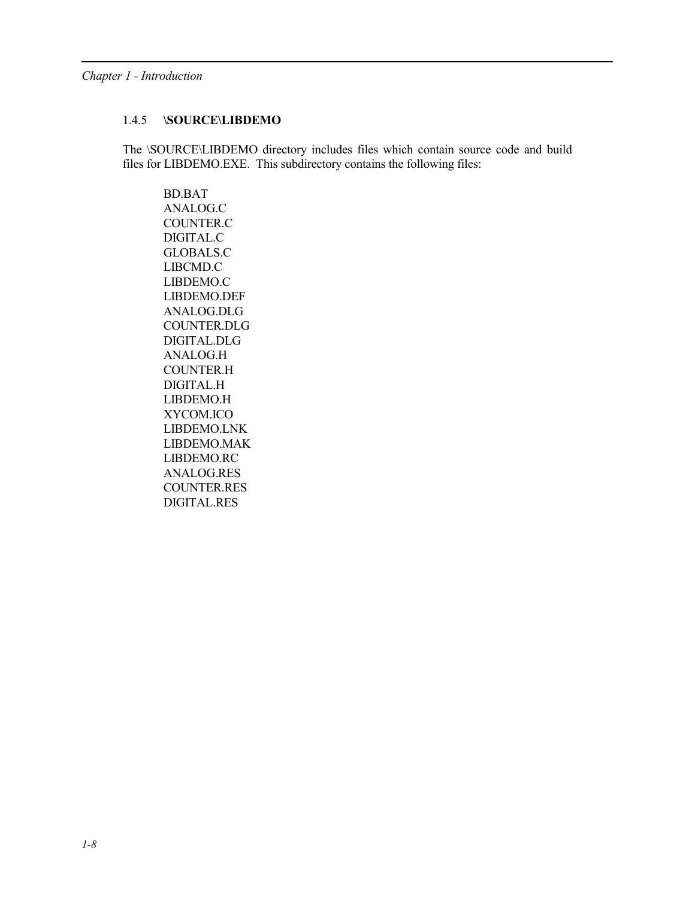### 1.4.5 \SOURCE\LIBDEMO

The \SOURCE\LIBDEMO directory includes files which contain source code and build files for LIBDEMO.EXE. This subdirectory contains the following files:

BD.BAT
ANALOG.C
COUNTER.C
DIGITAL.C
GLOBALS.C
LIBCMD.C
LIBDEMO.C
LIBDEMO.DEF
ANALOG.DLG
COUNTER.DLG
DIGITAL.DLG
ANALOG.H
COUNTER.H
DIGITAL.H
LIBDEMO.H
XYCOM.ICO
LIBDEMO.LNK
LIBDEMO.MAK
LIBDEMO.RC
ANALOG.RES
COUNTER.RES
DIGITAL.RES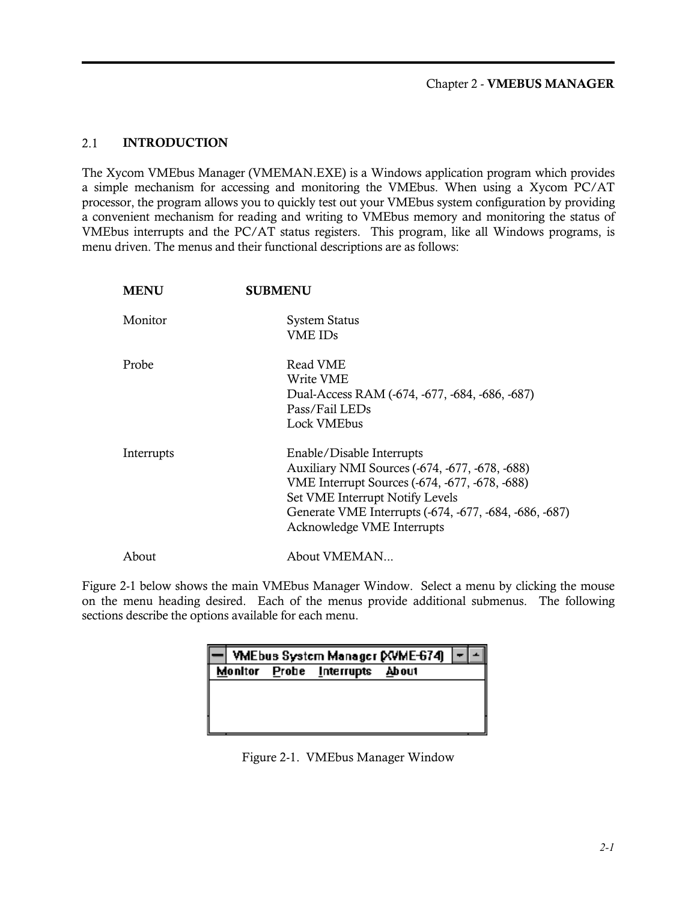## 2.1 INTRODUCTION

The Xycom VMEbus Manager (VMEMAN.EXE) is a Windows application program which provides a simple mechanism for accessing and monitoring the VMEbus. When using a Xycom PC/AT processor, the program allows you to quickly test out your VMEbus system configuration by providing a convenient mechanism for reading and writing to VMEbus memory and monitoring the status of VMEbus interrupts and the PC/AT status registers. This program, like all Windows programs, is menu driven. The menus and their functional descriptions are as follows:

| MENU | SUBMENU |
|---|---|
| Monitor | System Status |
| | VME IDs |
| Probe | Read VME |
| | Write VME |
| | Dual-Access RAM (-674, -677, -684, -686, -687) |
| | Pass/Fail LEDs |
| | Lock VMEbus |
| Interrupts | Enable/Disable Interrupts |
| | Auxiliary NMI Sources (-674, -677, -678, -688) |
| | VME Interrupt Sources (-674, -677, -678, -688) |
| | Set VME Interrupt Notify Levels |
| | Generate VME Interrupts (-674, -677, -684, -686, -687) |
| | Acknowledge VME Interrupts |
| About | About VMEMAN... |

Figure 2-1 below shows the main VMEbus Manager Window. Select a menu by clicking the mouse on the menu heading desired. Each of the menus provide additional submenus. The following sections describe the options available for each menu.

Figure 2-1. VMEbus Manager Window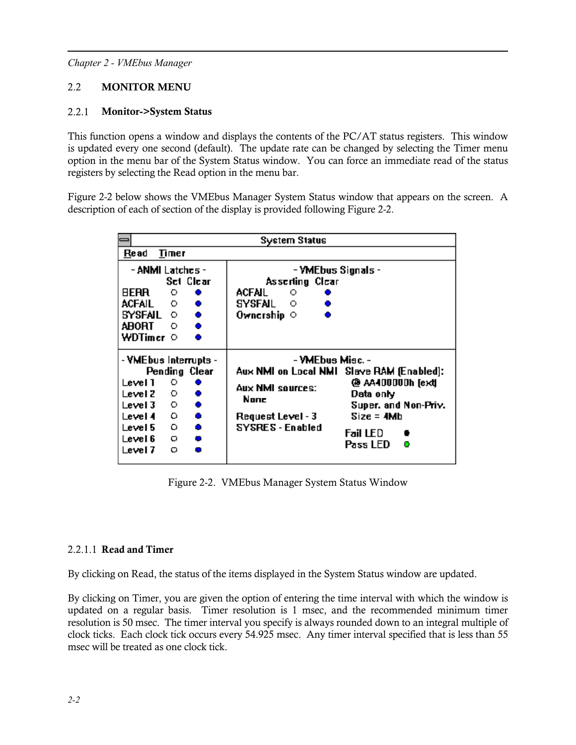## 2.2 MONITOR MENU

### 2.2.1 Monitor->System Status

This function opens a window and displays the contents of the PC/AT status registers. This window is updated every one second (default). The update rate can be changed by selecting the Timer menu option in the menu bar of the System Status window. You can force an immediate read of the status registers by selecting the Read option in the menu bar.

Figure 2-2 below shows the VMEbus Manager System Status window that appears on the screen. A description of each of section of the display is provided following Figure 2-2.

Figure 2-2. VMEbus Manager System Status Window

#### 2.2.1.1 Read and Timer

By clicking on Read, the status of the items displayed in the System Status window are updated.

By clicking on Timer, you are given the option of entering the time interval with which the window is updated on a regular basis. Timer resolution is 1 msec, and the recommended minimum timer resolution is 50 msec. The timer interval you specify is always rounded down to an integral multiple of clock ticks. Each clock tick occurs every 54.925 msec. Any timer interval specified that is less than 55 msec will be treated as one clock tick.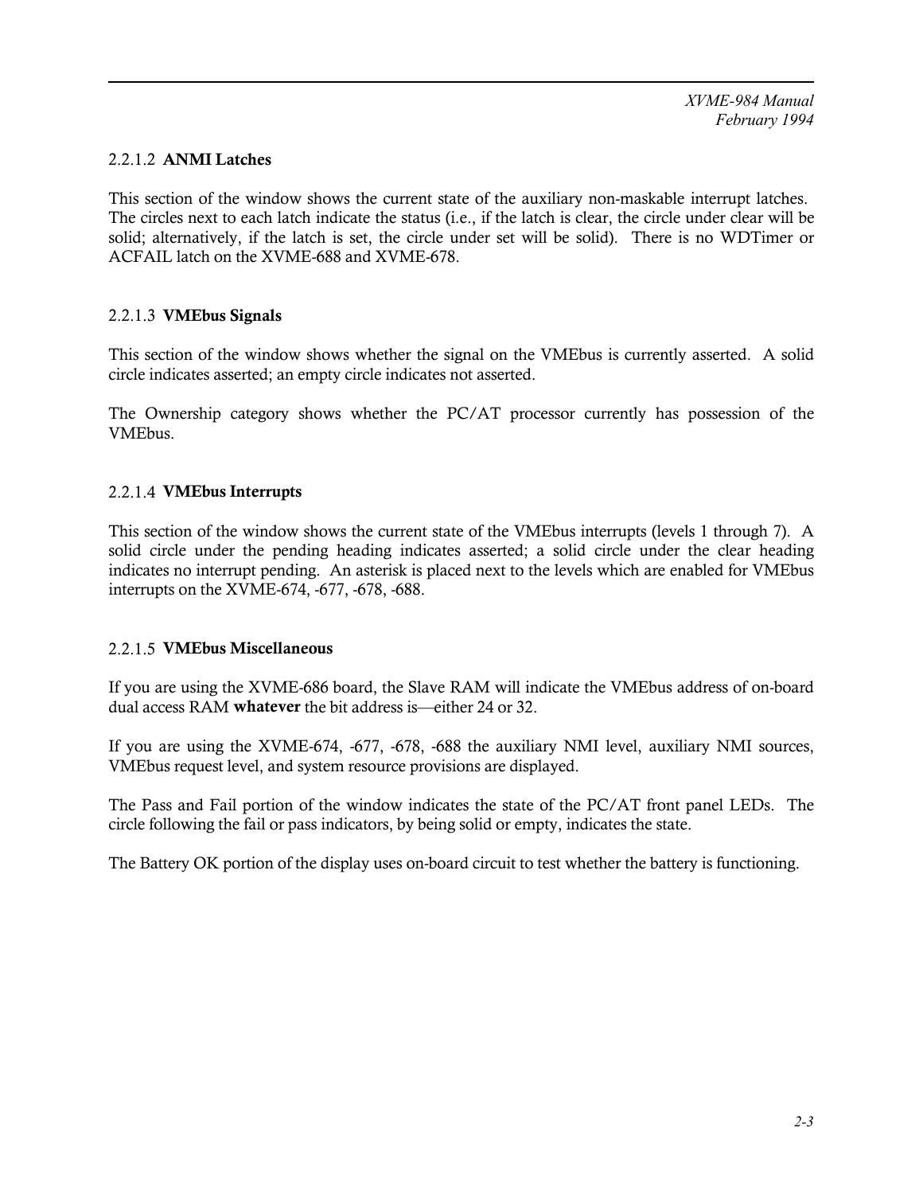#### 2.2.1.2 ANMI Latches

This section of the window shows the current state of the auxiliary non-maskable interrupt latches. The circles next to each latch indicate the status (i.e., if the latch is clear, the circle under clear will be solid; alternatively, if the latch is set, the circle under set will be solid). There is no WDTimer or ACFAIL latch on the XVME-688 and XVME-678.

#### 2.2.1.3 VMEbus Signals

This section of the window shows whether the signal on the VMEbus is currently asserted. A solid circle indicates asserted; an empty circle indicates not asserted.

The Ownership category shows whether the PC/AT processor currently has possession of the VMEbus.

#### 2.2.1.4 VMEbus Interrupts

This section of the window shows the current state of the VMEbus interrupts (levels 1 through 7). A solid circle under the pending heading indicates asserted; a solid circle under the clear heading indicates no interrupt pending. An asterisk is placed next to the levels which are enabled for VMEbus interrupts on the XVME-674, -677, -678, -688.

#### 2.2.1.5 VMEbus Miscellaneous

If you are using the XVME-686 board, the Slave RAM will indicate the VMEbus address of on-board dual access RAM **whatever** the bit address is—either 24 or 32.

If you are using the XVME-674, -677, -678, -688 the auxiliary NMI level, auxiliary NMI sources, VMEbus request level, and system resource provisions are displayed.

The Pass and Fail portion of the window indicates the state of the PC/AT front panel LEDs. The circle following the fail or pass indicators, by being solid or empty, indicates the state.

The Battery OK portion of the display uses on-board circuit to test whether the battery is functioning.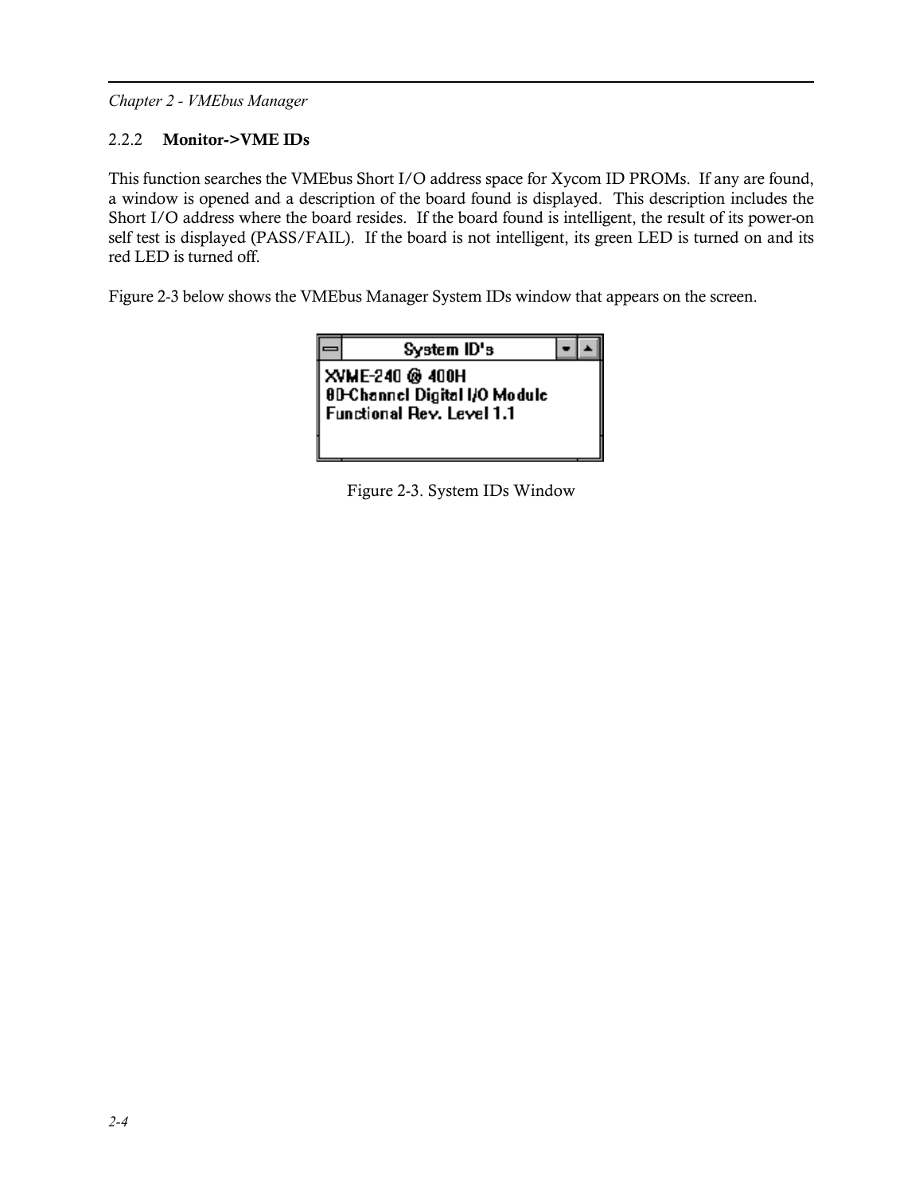### 2.2.2 Monitor->VME IDs

This function searches the VMEbus Short I/O address space for Xycom ID PROMs. If any are found, a window is opened and a description of the board found is displayed. This description includes the Short I/O address where the board resides. If the board found is intelligent, the result of its power-on self test is displayed (PASS/FAIL). If the board is not intelligent, its green LED is turned on and its red LED is turned off.

Figure 2-3 below shows the VMEbus Manager System IDs window that appears on the screen.

```
System ID's
XVME-240 @ 400H
80-Channel Digital I/O Module
Functional Rev. Level 1.1
```

Figure 2-3. System IDs Window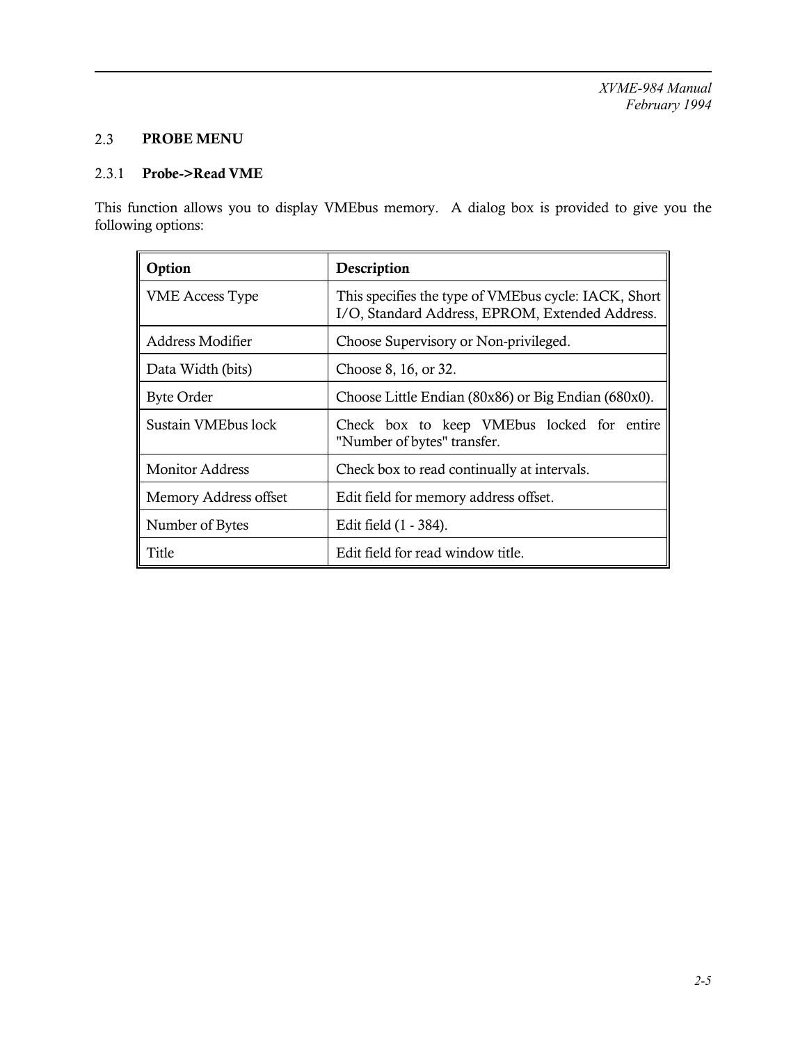## 2.3 PROBE MENU

### 2.3.1 Probe->Read VME

This function allows you to display VMEbus memory. A dialog box is provided to give you the following options:

| Option | Description |
|---|---|
| VME Access Type | This specifies the type of VMEbus cycle: IACK, Short I/O, Standard Address, EPROM, Extended Address. |
| Address Modifier | Choose Supervisory or Non-privileged. |
| Data Width (bits) | Choose 8, 16, or 32. |
| Byte Order | Choose Little Endian (80x86) or Big Endian (680x0). |
| Sustain VMEbus lock | Check box to keep VMEbus locked for entire "Number of bytes" transfer. |
| Monitor Address | Check box to read continually at intervals. |
| Memory Address offset | Edit field for memory address offset. |
| Number of Bytes | Edit field (1 - 384). |
| Title | Edit field for read window title. |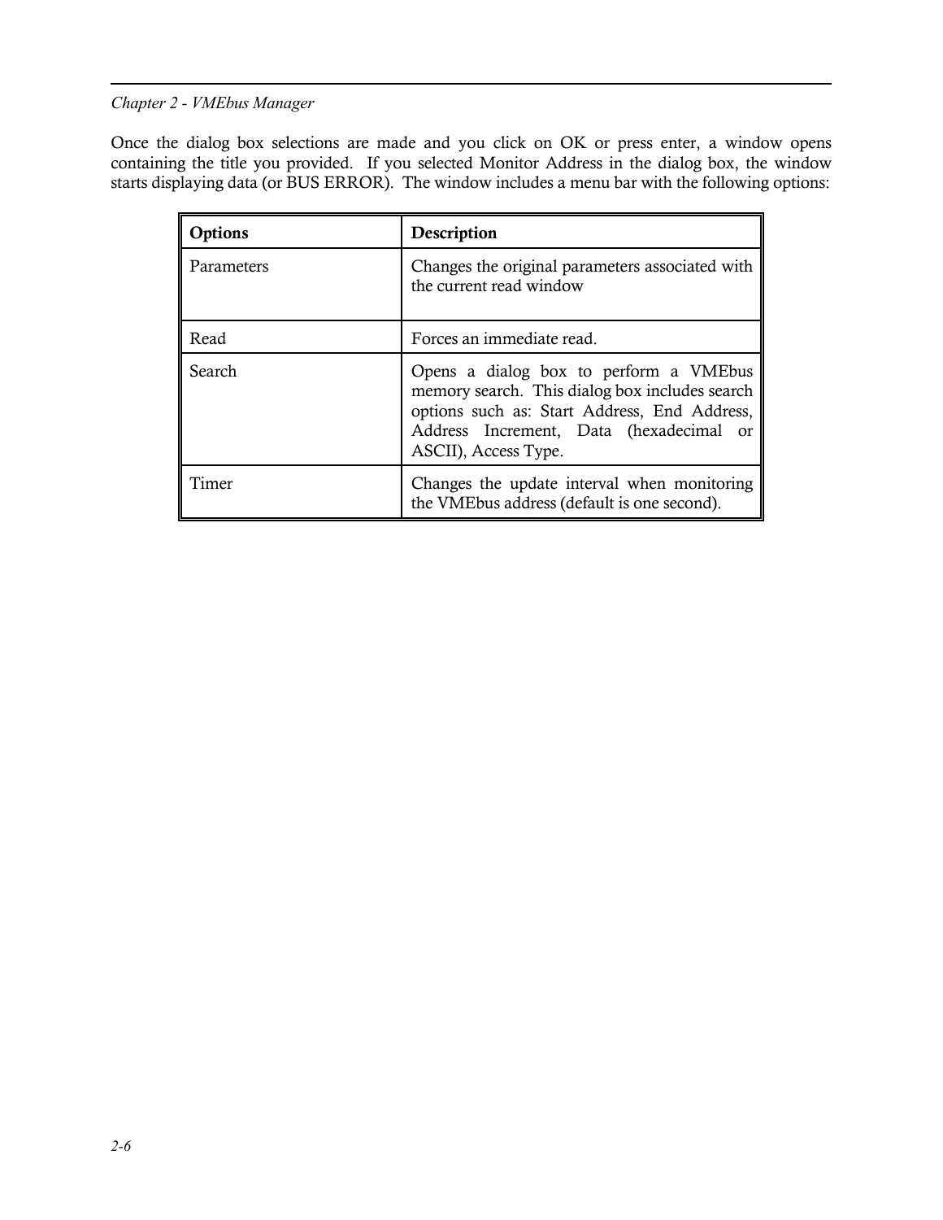Once the dialog box selections are made and you click on OK or press enter, a window opens containing the title you provided. If you selected Monitor Address in the dialog box, the window starts displaying data (or BUS ERROR). The window includes a menu bar with the following options:

| **Options** | **Description** |
|---|---|
| Parameters | Changes the original parameters associated with the current read window |
| Read | Forces an immediate read. |
| Search | Opens a dialog box to perform a VMEbus memory search. This dialog box includes search options such as: Start Address, End Address, Address Increment, Data (hexadecimal or ASCII), Access Type. |
| Timer | Changes the update interval when monitoring the VMEbus address (default is one second). |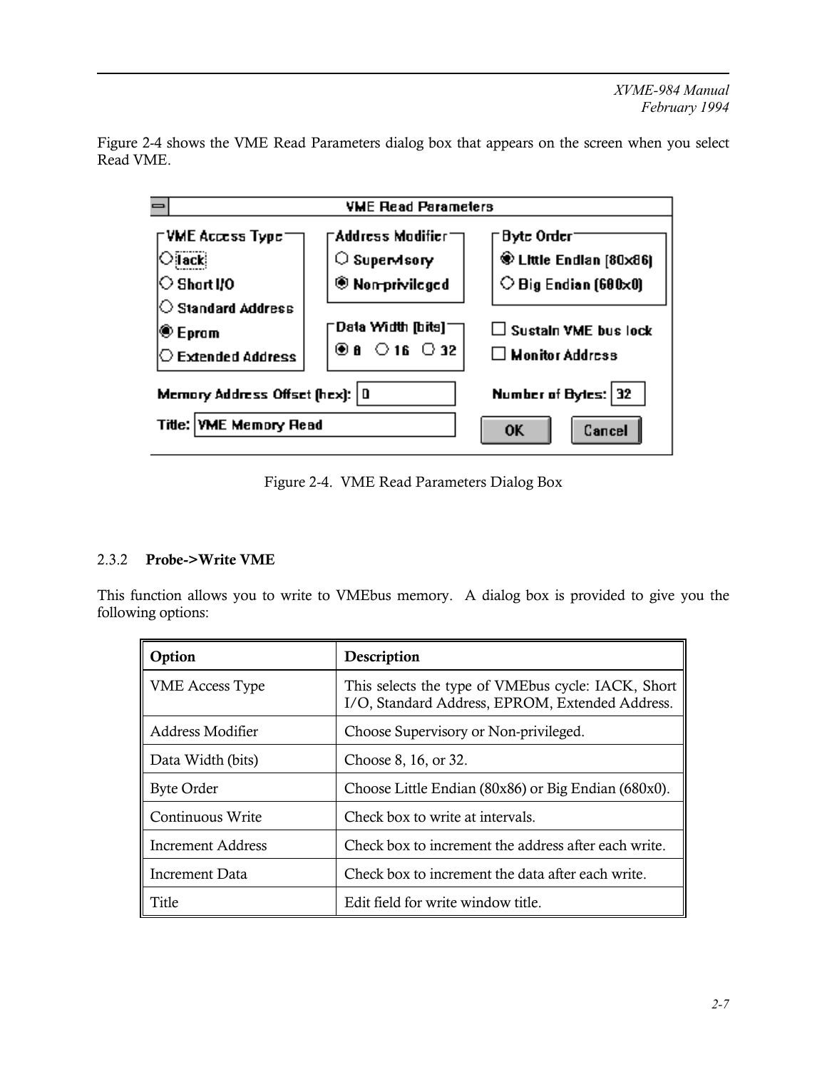Figure 2-4 shows the VME Read Parameters dialog box that appears on the screen when you select Read VME.

Figure 2-4. VME Read Parameters Dialog Box

### 2.3.2 **Probe->Write VME**

This function allows you to write to VMEbus memory. A dialog box is provided to give you the following options:

| Option | Description |
|---|---|
| VME Access Type | This selects the type of VMEbus cycle: IACK, Short I/O, Standard Address, EPROM, Extended Address. |
| Address Modifier | Choose Supervisory or Non-privileged. |
| Data Width (bits) | Choose 8, 16, or 32. |
| Byte Order | Choose Little Endian (80x86) or Big Endian (680x0). |
| Continuous Write | Check box to write at intervals. |
| Increment Address | Check box to increment the address after each write. |
| Increment Data | Check box to increment the data after each write. |
| Title | Edit field for write window title. |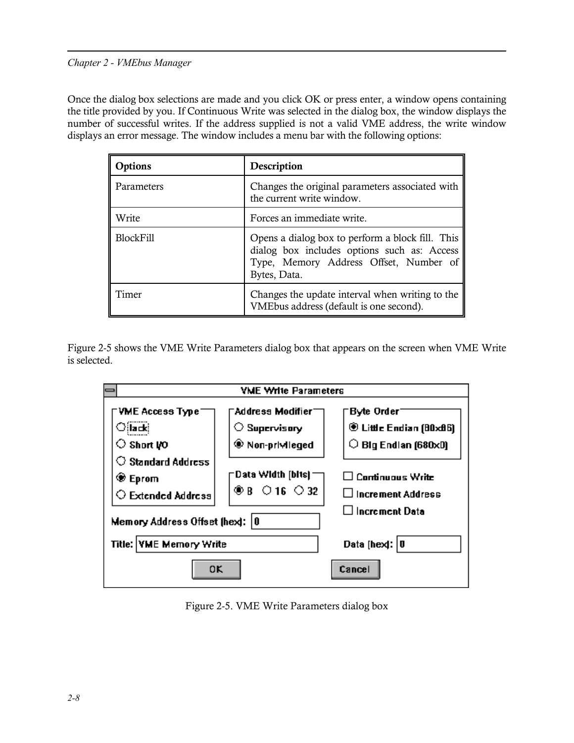Once the dialog box selections are made and you click OK or press enter, a window opens containing the title provided by you. If Continuous Write was selected in the dialog box, the window displays the number of successful writes. If the address supplied is not a valid VME address, the write window displays an error message. The window includes a menu bar with the following options:

| Options | Description |
|---|---|
| Parameters | Changes the original parameters associated with the current write window. |
| Write | Forces an immediate write. |
| BlockFill | Opens a dialog box to perform a block fill. This dialog box includes options such as: Access Type, Memory Address Offset, Number of Bytes, Data. |
| Timer | Changes the update interval when writing to the VMEbus address (default is one second). |

Figure 2-5 shows the VME Write Parameters dialog box that appears on the screen when VME Write is selected.

Figure 2-5. VME Write Parameters dialog box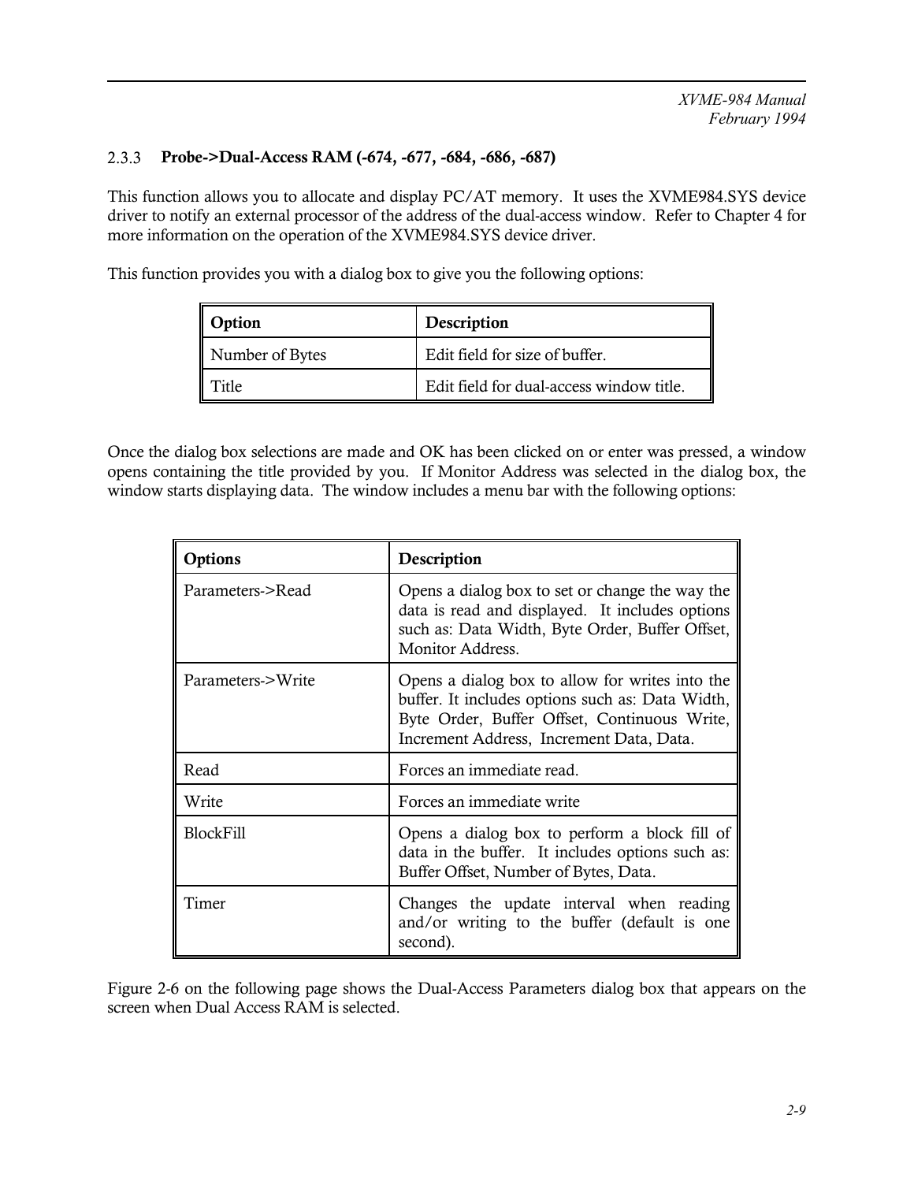### 2.3.3 Probe->Dual-Access RAM (-674, -677, -684, -686, -687)

This function allows you to allocate and display PC/AT memory. It uses the XVME984.SYS device driver to notify an external processor of the address of the dual-access window. Refer to Chapter 4 for more information on the operation of the XVME984.SYS device driver.

This function provides you with a dialog box to give you the following options:

| Option | Description |
|---|---|
| Number of Bytes | Edit field for size of buffer. |
| Title | Edit field for dual-access window title. |

Once the dialog box selections are made and OK has been clicked on or enter was pressed, a window opens containing the title provided by you. If Monitor Address was selected in the dialog box, the window starts displaying data. The window includes a menu bar with the following options:

| Options | Description |
|---|---|
| Parameters->Read | Opens a dialog box to set or change the way the data is read and displayed. It includes options such as: Data Width, Byte Order, Buffer Offset, Monitor Address. |
| Parameters->Write | Opens a dialog box to allow for writes into the buffer. It includes options such as: Data Width, Byte Order, Buffer Offset, Continuous Write, Increment Address, Increment Data, Data. |
| Read | Forces an immediate read. |
| Write | Forces an immediate write |
| BlockFill | Opens a dialog box to perform a block fill of data in the buffer. It includes options such as: Buffer Offset, Number of Bytes, Data. |
| Timer | Changes the update interval when reading and/or writing to the buffer (default is one second). |

Figure 2-6 on the following page shows the Dual-Access Parameters dialog box that appears on the screen when Dual Access RAM is selected.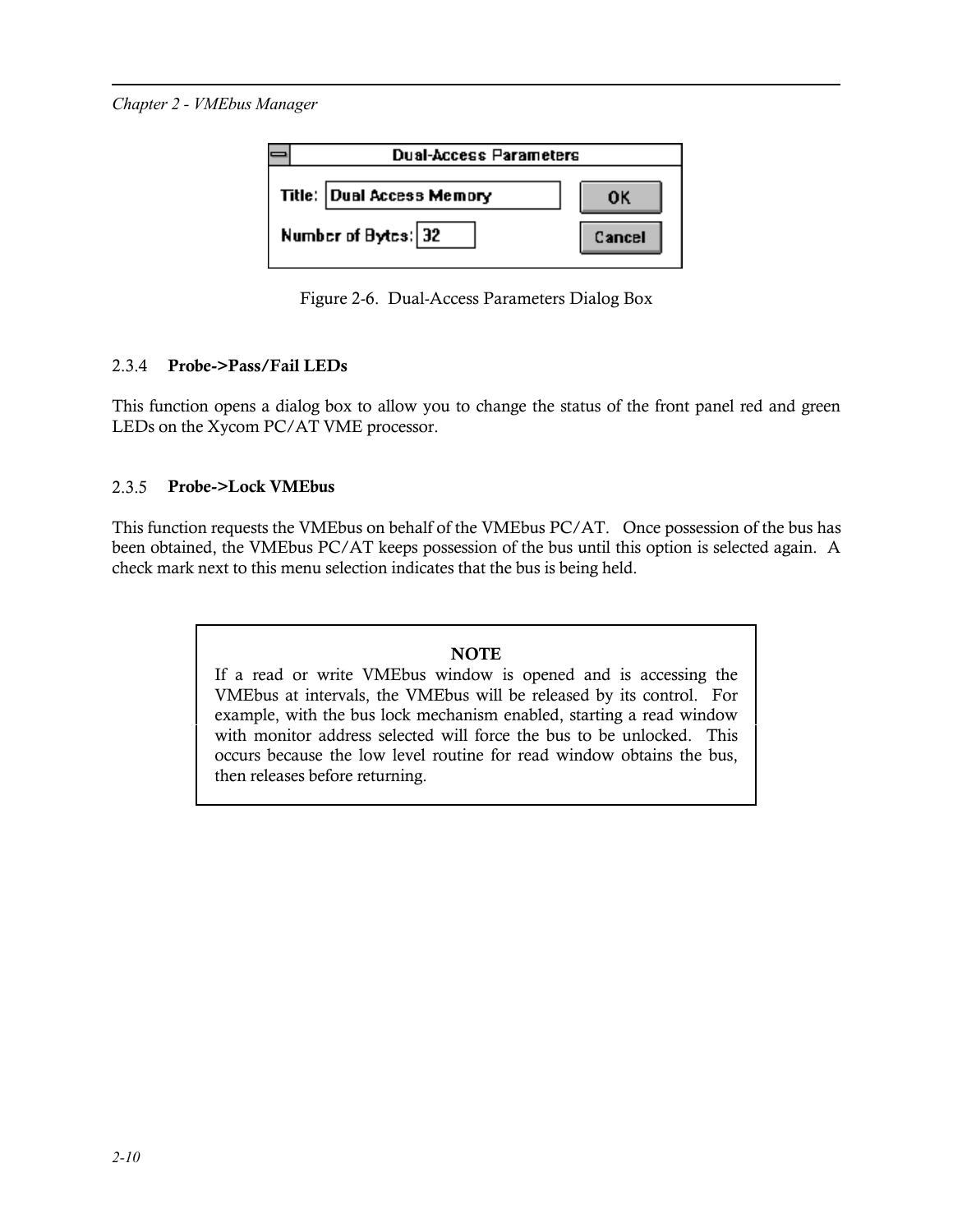**Dual-Access Parameters**

Title: Dual Access Memory

Number of Bytes: 32

OK

Cancel

Figure 2-6. Dual-Access Parameters Dialog Box

### 2.3.4 Probe->Pass/Fail LEDs

This function opens a dialog box to allow you to change the status of the front panel red and green LEDs on the Xycom PC/AT VME processor.

### 2.3.5 Probe->Lock VMEbus

This function requests the VMEbus on behalf of the VMEbus PC/AT. Once possession of the bus has been obtained, the VMEbus PC/AT keeps possession of the bus until this option is selected again. A check mark next to this menu selection indicates that the bus is being held.

> **NOTE**
>
> If a read or write VMEbus window is opened and is accessing the VMEbus at intervals, the VMEbus will be released by its control. For example, with the bus lock mechanism enabled, starting a read window with monitor address selected will force the bus to be unlocked. This occurs because the low level routine for read window obtains the bus, then releases before returning.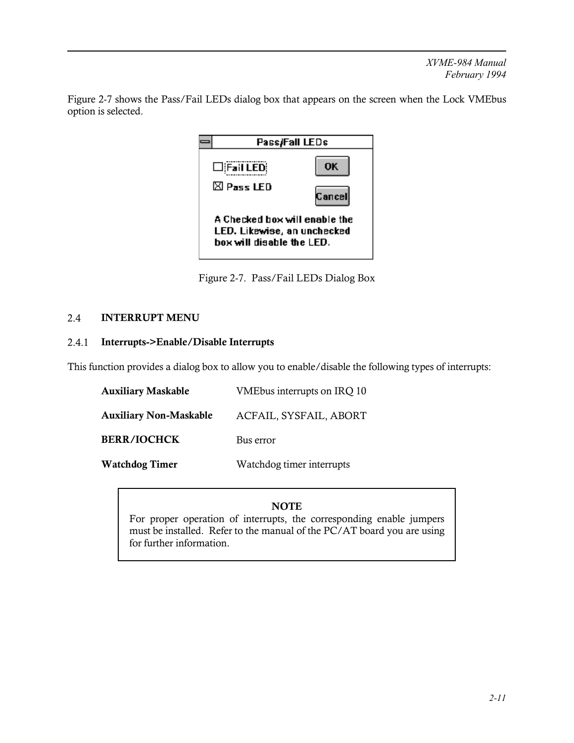Figure 2-7 shows the Pass/Fail LEDs dialog box that appears on the screen when the Lock VMEbus option is selected.

Figure 2-7. Pass/Fail LEDs Dialog Box

## 2.4 INTERRUPT MENU

### 2.4.1 Interrupts->Enable/Disable Interrupts

This function provides a dialog box to allow you to enable/disable the following types of interrupts:

| | |
|---|---|
| **Auxiliary Maskable** | VMEbus interrupts on IRQ 10 |
| **Auxiliary Non-Maskable** | ACFAIL, SYSFAIL, ABORT |
| **BERR/IOCHCK** | Bus error |
| **Watchdog Timer** | Watchdog timer interrupts |

> **NOTE**
>
> For proper operation of interrupts, the corresponding enable jumpers must be installed. Refer to the manual of the PC/AT board you are using for further information.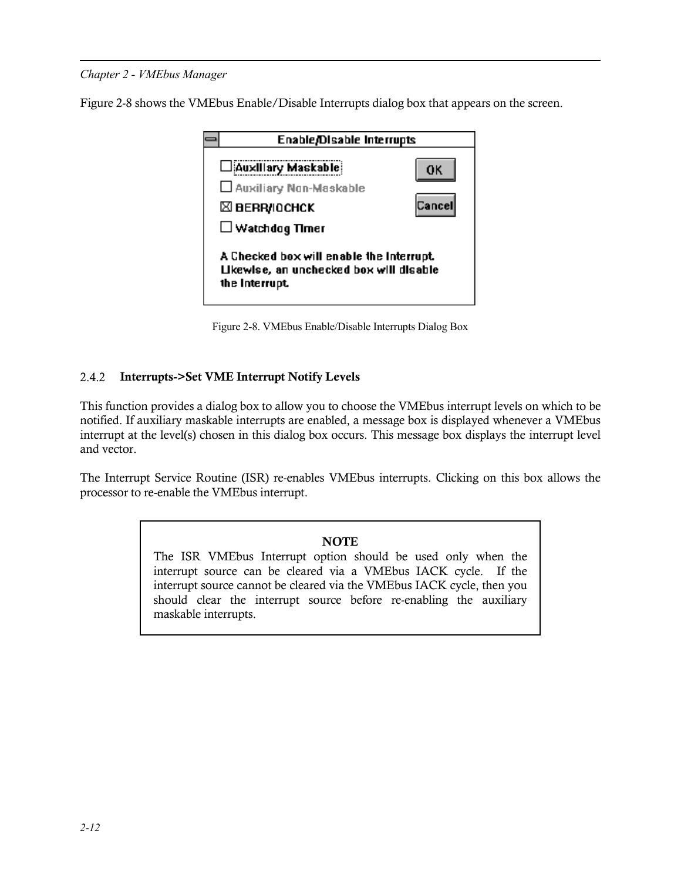Figure 2-8 shows the VMEbus Enable/Disable Interrupts dialog box that appears on the screen.

Figure 2-8. VMEbus Enable/Disable Interrupts Dialog Box

### 2.4.2 Interrupts->Set VME Interrupt Notify Levels

This function provides a dialog box to allow you to choose the VMEbus interrupt levels on which to be notified. If auxiliary maskable interrupts are enabled, a message box is displayed whenever a VMEbus interrupt at the level(s) chosen in this dialog box occurs. This message box displays the interrupt level and vector.

The Interrupt Service Routine (ISR) re-enables VMEbus interrupts. Clicking on this box allows the processor to re-enable the VMEbus interrupt.

> **NOTE**
>
> The ISR VMEbus Interrupt option should be used only when the interrupt source can be cleared via a VMEbus IACK cycle. If the interrupt source cannot be cleared via the VMEbus IACK cycle, then you should clear the interrupt source before re-enabling the auxiliary maskable interrupts.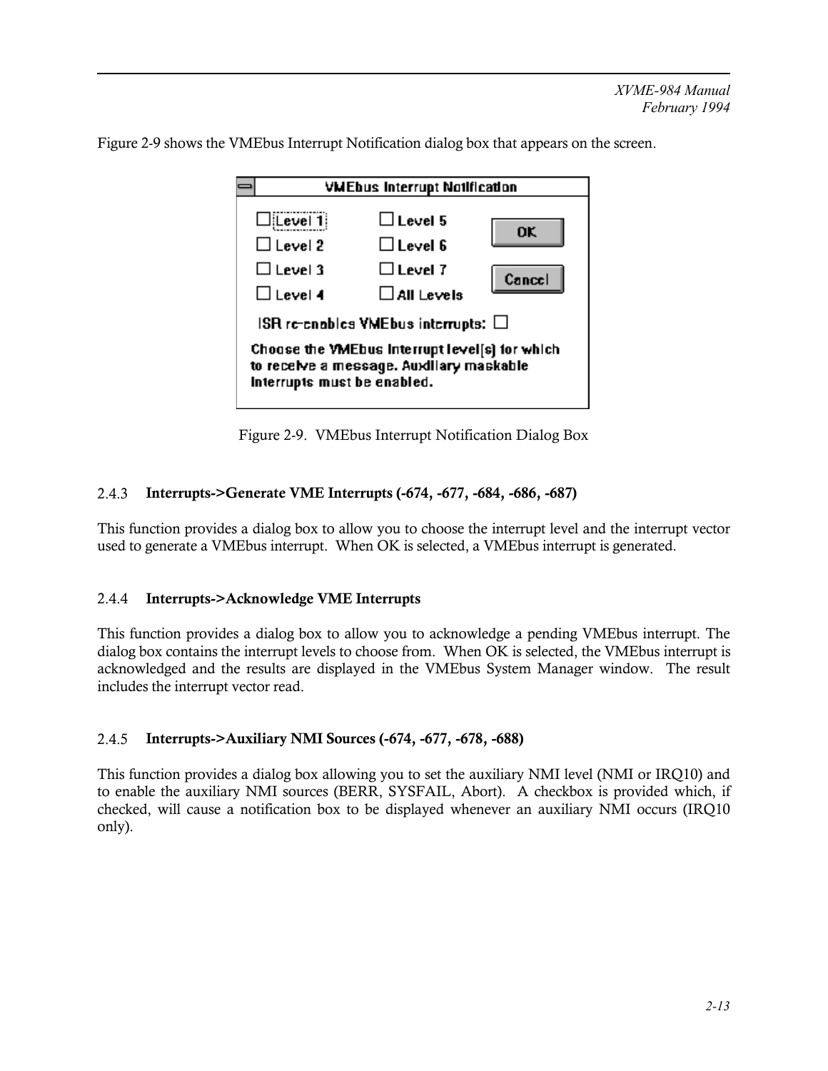Figure 2-9 shows the VMEbus Interrupt Notification dialog box that appears on the screen.

Figure 2-9. VMEbus Interrupt Notification Dialog Box

### 2.4.3 Interrupts->Generate VME Interrupts (-674, -677, -684, -686, -687)

This function provides a dialog box to allow you to choose the interrupt level and the interrupt vector used to generate a VMEbus interrupt. When OK is selected, a VMEbus interrupt is generated.

### 2.4.4 Interrupts->Acknowledge VME Interrupts

This function provides a dialog box to allow you to acknowledge a pending VMEbus interrupt. The dialog box contains the interrupt levels to choose from. When OK is selected, the VMEbus interrupt is acknowledged and the results are displayed in the VMEbus System Manager window. The result includes the interrupt vector read.

### 2.4.5 Interrupts->Auxiliary NMI Sources (-674, -677, -678, -688)

This function provides a dialog box allowing you to set the auxiliary NMI level (NMI or IRQ10) and to enable the auxiliary NMI sources (BERR, SYSFAIL, Abort). A checkbox is provided which, if checked, will cause a notification box to be displayed whenever an auxiliary NMI occurs (IRQ10 only).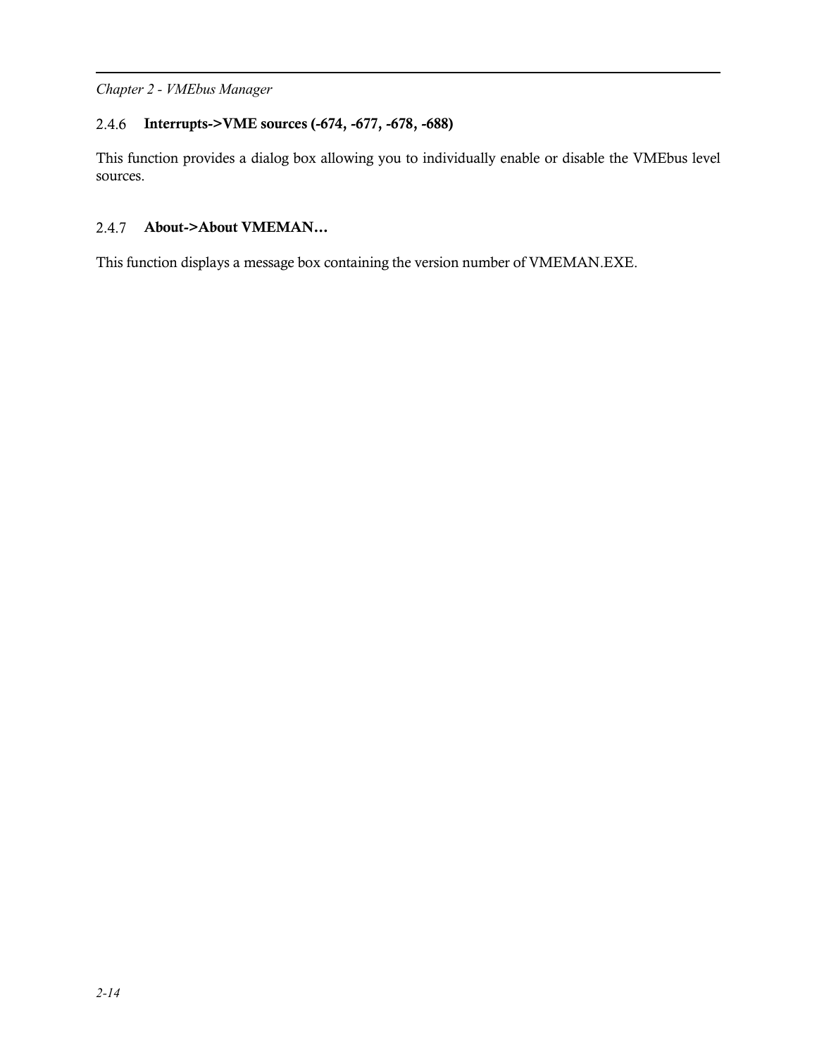### 2.4.6 Interrupts->VME sources (-674, -677, -678, -688)

This function provides a dialog box allowing you to individually enable or disable the VMEbus level sources.

### 2.4.7 About->About VMEMAN…

This function displays a message box containing the version number of VMEMAN.EXE.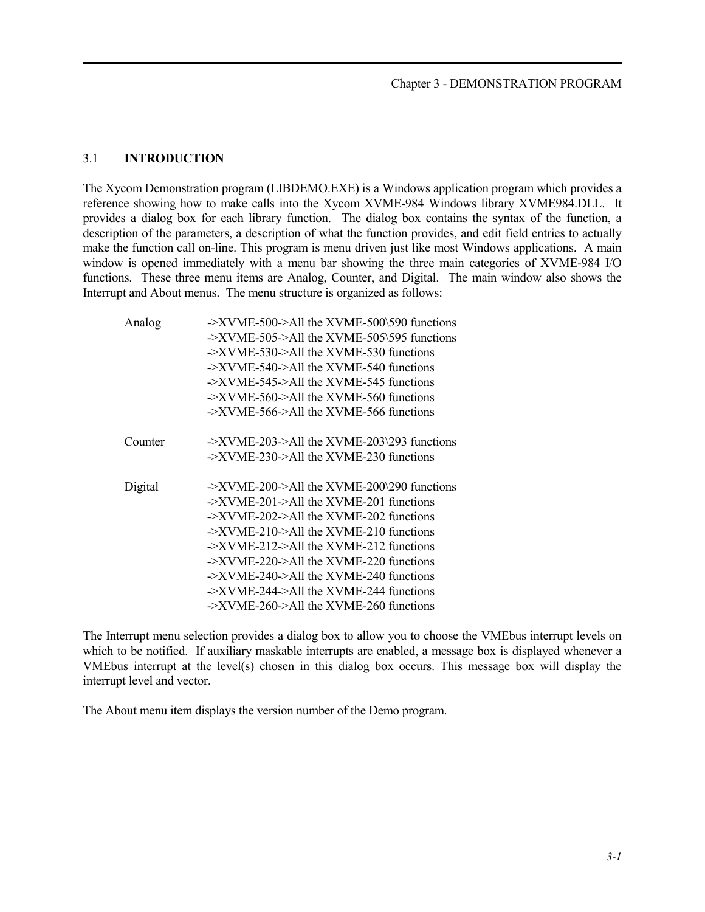## 3.1 INTRODUCTION

The Xycom Demonstration program (LIBDEMO.EXE) is a Windows application program which provides a reference showing how to make calls into the Xycom XVME-984 Windows library XVME984.DLL. It provides a dialog box for each library function. The dialog box contains the syntax of the function, a description of the parameters, a description of what the function provides, and edit field entries to actually make the function call on-line. This program is menu driven just like most Windows applications. A main window is opened immediately with a menu bar showing the three main categories of XVME-984 I/O functions. These three menu items are Analog, Counter, and Digital. The main window also shows the Interrupt and About menus. The menu structure is organized as follows:

```
Analog      ->XVME-500->All the XVME-500\590 functions
            ->XVME-505->All the XVME-505\595 functions
            ->XVME-530->All the XVME-530 functions
            ->XVME-540->All the XVME-540 functions
            ->XVME-545->All the XVME-545 functions
            ->XVME-560->All the XVME-560 functions
            ->XVME-566->All the XVME-566 functions

Counter     ->XVME-203->All the XVME-203\293 functions
            ->XVME-230->All the XVME-230 functions

Digital     ->XVME-200->All the XVME-200\290 functions
            ->XVME-201->All the XVME-201 functions
            ->XVME-202->All the XVME-202 functions
            ->XVME-210->All the XVME-210 functions
            ->XVME-212->All the XVME-212 functions
            ->XVME-220->All the XVME-220 functions
            ->XVME-240->All the XVME-240 functions
            ->XVME-244->All the XVME-244 functions
            ->XVME-260->All the XVME-260 functions
```

The Interrupt menu selection provides a dialog box to allow you to choose the VMEbus interrupt levels on which to be notified. If auxiliary maskable interrupts are enabled, a message box is displayed whenever a VMEbus interrupt at the level(s) chosen in this dialog box occurs. This message box will display the interrupt level and vector.

The About menu item displays the version number of the Demo program.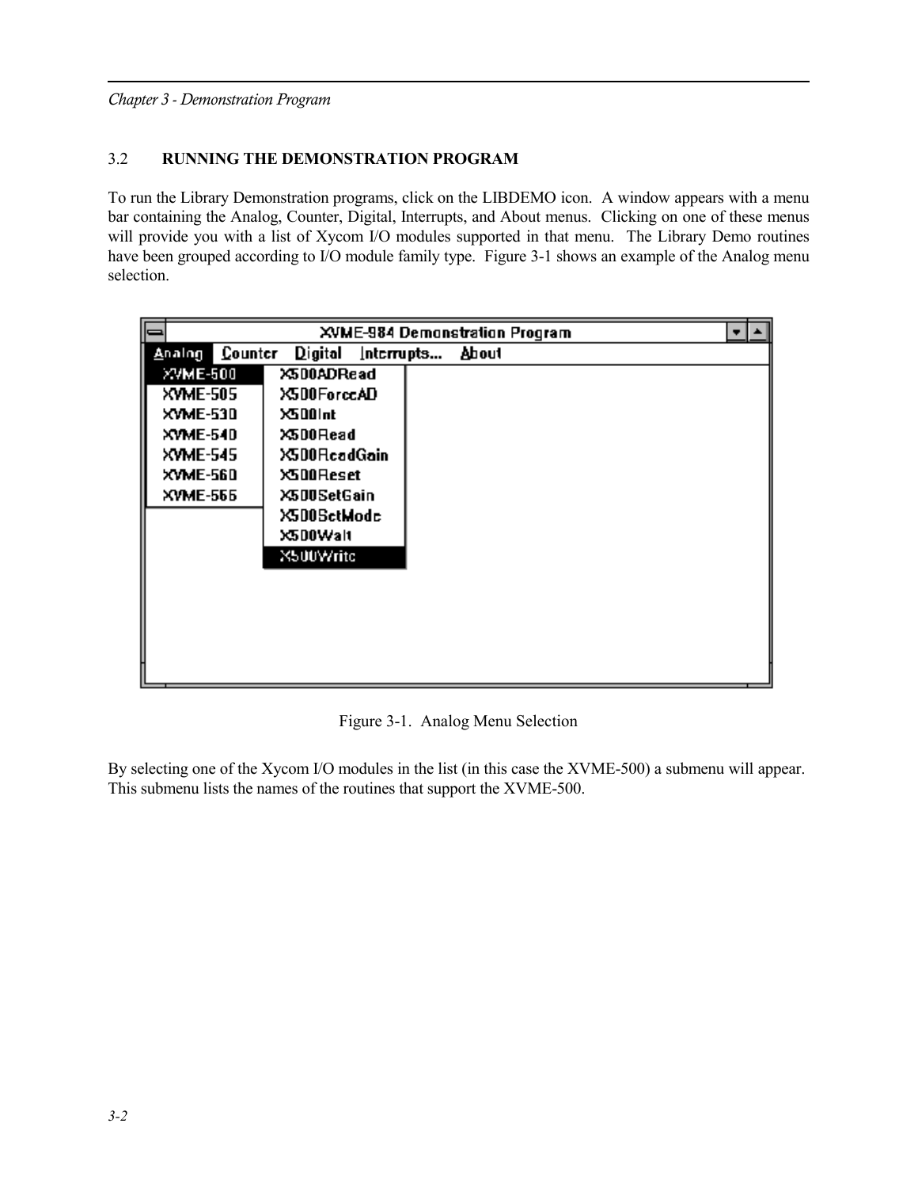## 3.2 RUNNING THE DEMONSTRATION PROGRAM

To run the Library Demonstration programs, click on the LIBDEMO icon. A window appears with a menu bar containing the Analog, Counter, Digital, Interrupts, and About menus. Clicking on one of these menus will provide you with a list of Xycom I/O modules supported in that menu. The Library Demo routines have been grouped according to I/O module family type. Figure 3-1 shows an example of the Analog menu selection.

Figure 3-1. Analog Menu Selection

By selecting one of the Xycom I/O modules in the list (in this case the XVME-500) a submenu will appear. This submenu lists the names of the routines that support the XVME-500.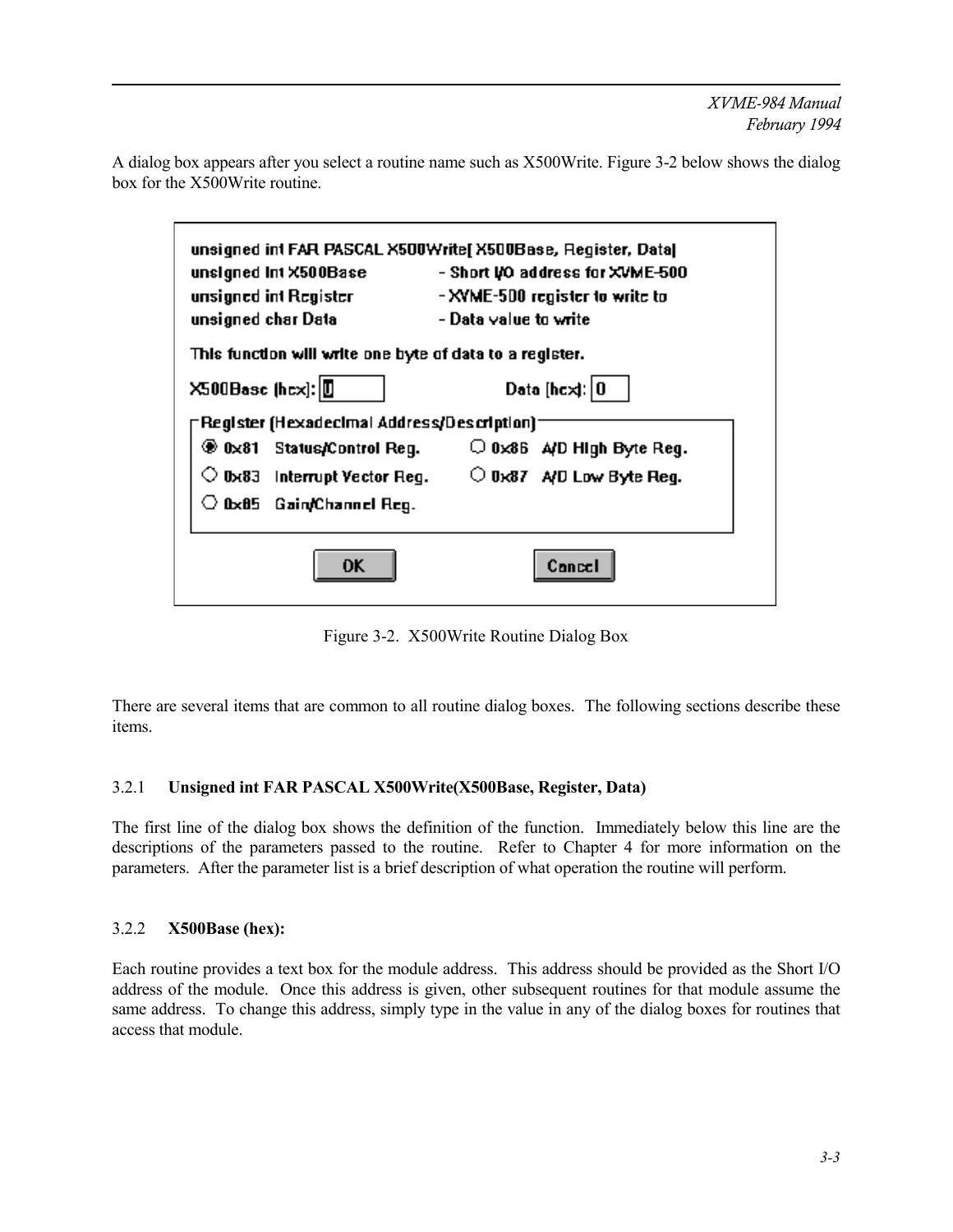A dialog box appears after you select a routine name such as X500Write. Figure 3-2 below shows the dialog box for the X500Write routine.

```
unsigned int FAR PASCAL X500Write[ X500Base, Register, Data]
unsigned int X500Base          - Short I/O address for XVME-500
unsigned int Register          - XVME-500 register to write to
unsigned char Data             - Data value to write

This function will write one byte of data to a register.

X500Base (hex): [0]                  Data (hex): [0]

Register (Hexadecimal Address/Description)
(•) 0x81  Status/Control Reg.        ( ) 0x86  A/D High Byte Reg.
( ) 0x83  Interrupt Vector Reg.      ( ) 0x87  A/D Low Byte Reg.
( ) 0x85  Gain/Channel Reg.

            [ OK ]                [ Cancel ]
```

Figure 3-2. X500Write Routine Dialog Box

There are several items that are common to all routine dialog boxes. The following sections describe these items.

### 3.2.1 Unsigned int FAR PASCAL X500Write(X500Base, Register, Data)

The first line of the dialog box shows the definition of the function. Immediately below this line are the descriptions of the parameters passed to the routine. Refer to Chapter 4 for more information on the parameters. After the parameter list is a brief description of what operation the routine will perform.

### 3.2.2 X500Base (hex):

Each routine provides a text box for the module address. This address should be provided as the Short I/O address of the module. Once this address is given, other subsequent routines for that module assume the same address. To change this address, simply type in the value in any of the dialog boxes for routines that access that module.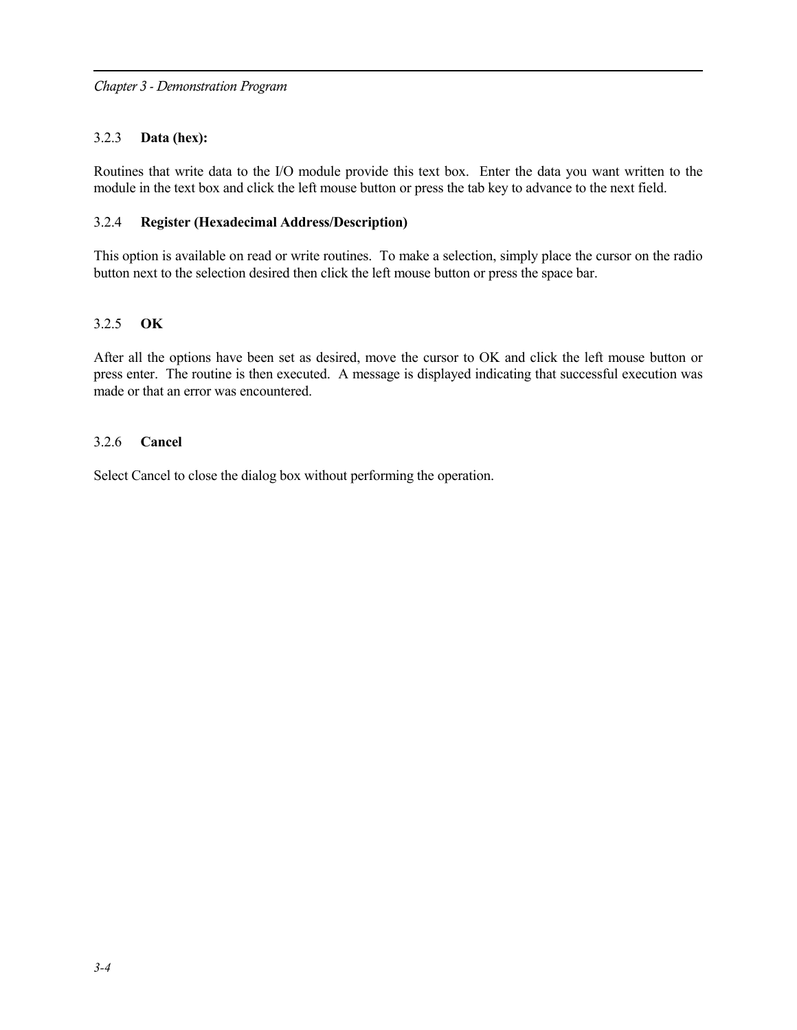### 3.2.3 **Data (hex):**

Routines that write data to the I/O module provide this text box. Enter the data you want written to the module in the text box and click the left mouse button or press the tab key to advance to the next field.

### 3.2.4 **Register (Hexadecimal Address/Description)**

This option is available on read or write routines. To make a selection, simply place the cursor on the radio button next to the selection desired then click the left mouse button or press the space bar.

### 3.2.5 **OK**

After all the options have been set as desired, move the cursor to OK and click the left mouse button or press enter. The routine is then executed. A message is displayed indicating that successful execution was made or that an error was encountered.

### 3.2.6 **Cancel**

Select Cancel to close the dialog box without performing the operation.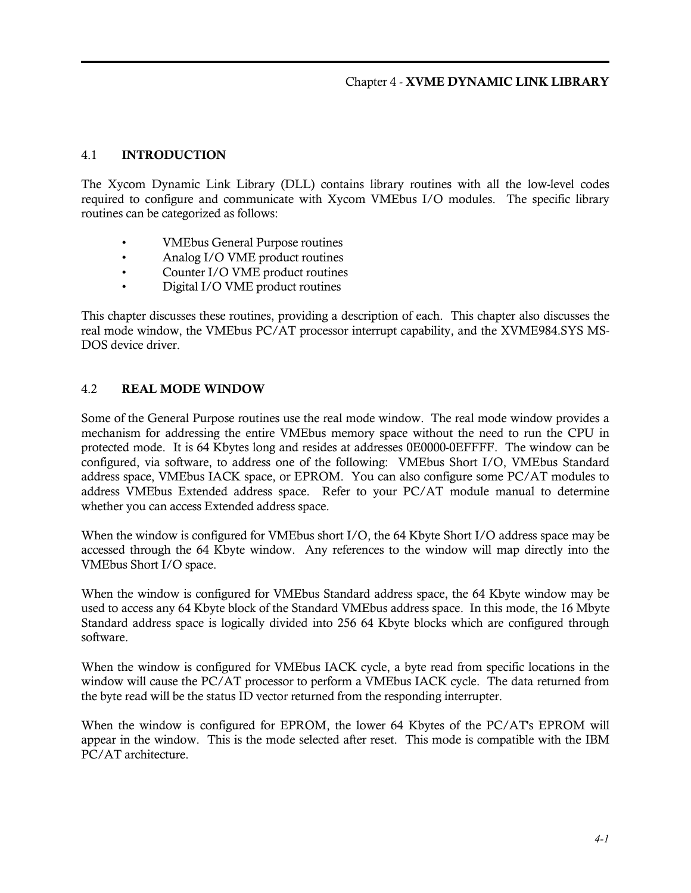# Chapter 4 - XVME DYNAMIC LINK LIBRARY

## 4.1 INTRODUCTION

The Xycom Dynamic Link Library (DLL) contains library routines with all the low-level codes required to configure and communicate with Xycom VMEbus I/O modules. The specific library routines can be categorized as follows:

- VMEbus General Purpose routines
- Analog I/O VME product routines
- Counter I/O VME product routines
- Digital I/O VME product routines

This chapter discusses these routines, providing a description of each. This chapter also discusses the real mode window, the VMEbus PC/AT processor interrupt capability, and the XVME984.SYS MS-DOS device driver.

## 4.2 REAL MODE WINDOW

Some of the General Purpose routines use the real mode window. The real mode window provides a mechanism for addressing the entire VMEbus memory space without the need to run the CPU in protected mode. It is 64 Kbytes long and resides at addresses 0E0000-0EFFFF. The window can be configured, via software, to address one of the following: VMEbus Short I/O, VMEbus Standard address space, VMEbus IACK space, or EPROM. You can also configure some PC/AT modules to address VMEbus Extended address space. Refer to your PC/AT module manual to determine whether you can access Extended address space.

When the window is configured for VMEbus short I/O, the 64 Kbyte Short I/O address space may be accessed through the 64 Kbyte window. Any references to the window will map directly into the VMEbus Short I/O space.

When the window is configured for VMEbus Standard address space, the 64 Kbyte window may be used to access any 64 Kbyte block of the Standard VMEbus address space. In this mode, the 16 Mbyte Standard address space is logically divided into 256 64 Kbyte blocks which are configured through software.

When the window is configured for VMEbus IACK cycle, a byte read from specific locations in the window will cause the PC/AT processor to perform a VMEbus IACK cycle. The data returned from the byte read will be the status ID vector returned from the responding interrupter.

When the window is configured for EPROM, the lower 64 Kbytes of the PC/AT's EPROM will appear in the window. This is the mode selected after reset. This mode is compatible with the IBM PC/AT architecture.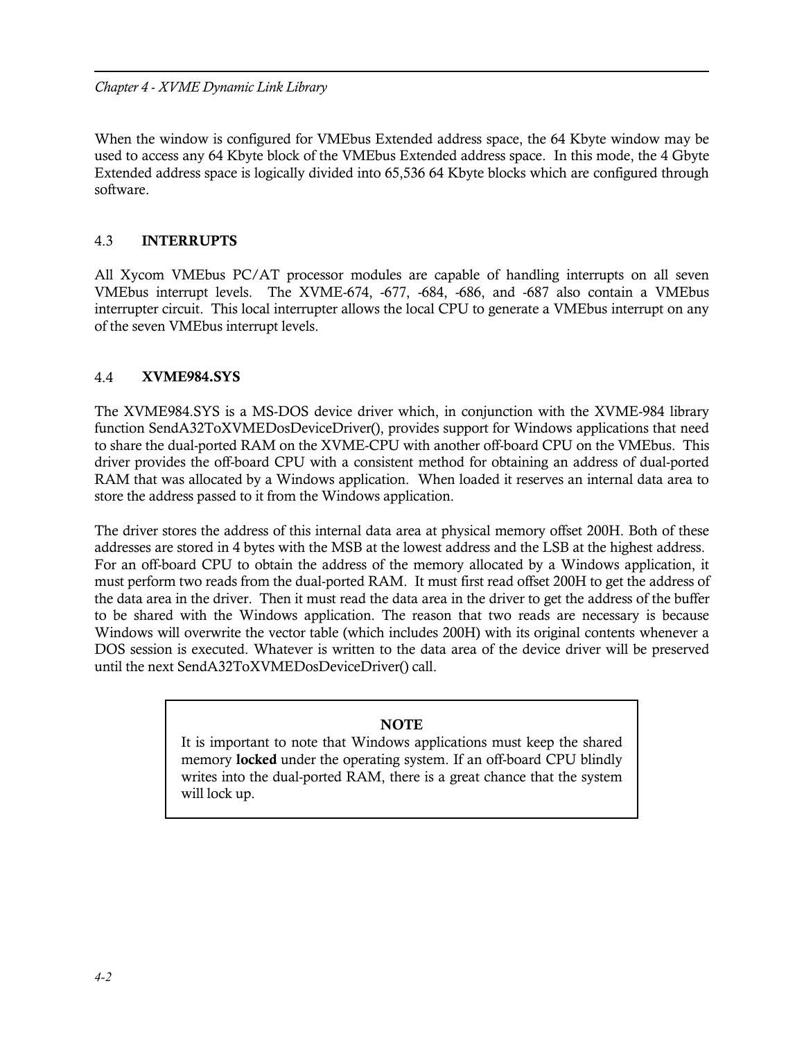When the window is configured for VMEbus Extended address space, the 64 Kbyte window may be used to access any 64 Kbyte block of the VMEbus Extended address space. In this mode, the 4 Gbyte Extended address space is logically divided into 65,536 64 Kbyte blocks which are configured through software.

## 4.3 INTERRUPTS

All Xycom VMEbus PC/AT processor modules are capable of handling interrupts on all seven VMEbus interrupt levels. The XVME-674, -677, -684, -686, and -687 also contain a VMEbus interrupter circuit. This local interrupter allows the local CPU to generate a VMEbus interrupt on any of the seven VMEbus interrupt levels.

## 4.4 XVME984.SYS

The XVME984.SYS is a MS-DOS device driver which, in conjunction with the XVME-984 library function SendA32ToXVMEDosDeviceDriver(), provides support for Windows applications that need to share the dual-ported RAM on the XVME-CPU with another off-board CPU on the VMEbus. This driver provides the off-board CPU with a consistent method for obtaining an address of dual-ported RAM that was allocated by a Windows application. When loaded it reserves an internal data area to store the address passed to it from the Windows application.

The driver stores the address of this internal data area at physical memory offset 200H. Both of these addresses are stored in 4 bytes with the MSB at the lowest address and the LSB at the highest address. For an off-board CPU to obtain the address of the memory allocated by a Windows application, it must perform two reads from the dual-ported RAM. It must first read offset 200H to get the address of the data area in the driver. Then it must read the data area in the driver to get the address of the buffer to be shared with the Windows application. The reason that two reads are necessary is because Windows will overwrite the vector table (which includes 200H) with its original contents whenever a DOS session is executed. Whatever is written to the data area of the device driver will be preserved until the next SendA32ToXVMEDosDeviceDriver() call.

> **NOTE**
>
> It is important to note that Windows applications must keep the shared memory **locked** under the operating system. If an off-board CPU blindly writes into the dual-ported RAM, there is a great chance that the system will lock up.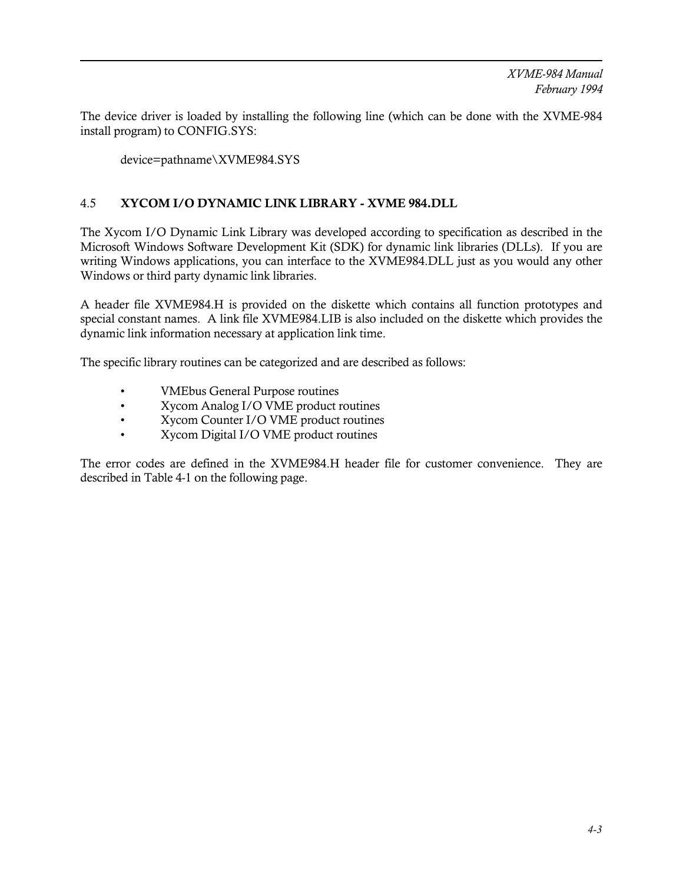The device driver is loaded by installing the following line (which can be done with the XVME-984 install program) to CONFIG.SYS:

```
device=pathname\XVME984.SYS
```

## 4.5 XYCOM I/O DYNAMIC LINK LIBRARY - XVME 984.DLL

The Xycom I/O Dynamic Link Library was developed according to specification as described in the Microsoft Windows Software Development Kit (SDK) for dynamic link libraries (DLLs). If you are writing Windows applications, you can interface to the XVME984.DLL just as you would any other Windows or third party dynamic link libraries.

A header file XVME984.H is provided on the diskette which contains all function prototypes and special constant names. A link file XVME984.LIB is also included on the diskette which provides the dynamic link information necessary at application link time.

The specific library routines can be categorized and are described as follows:

- VMEbus General Purpose routines
- Xycom Analog I/O VME product routines
- Xycom Counter I/O VME product routines
- Xycom Digital I/O VME product routines

The error codes are defined in the XVME984.H header file for customer convenience. They are described in Table 4-1 on the following page.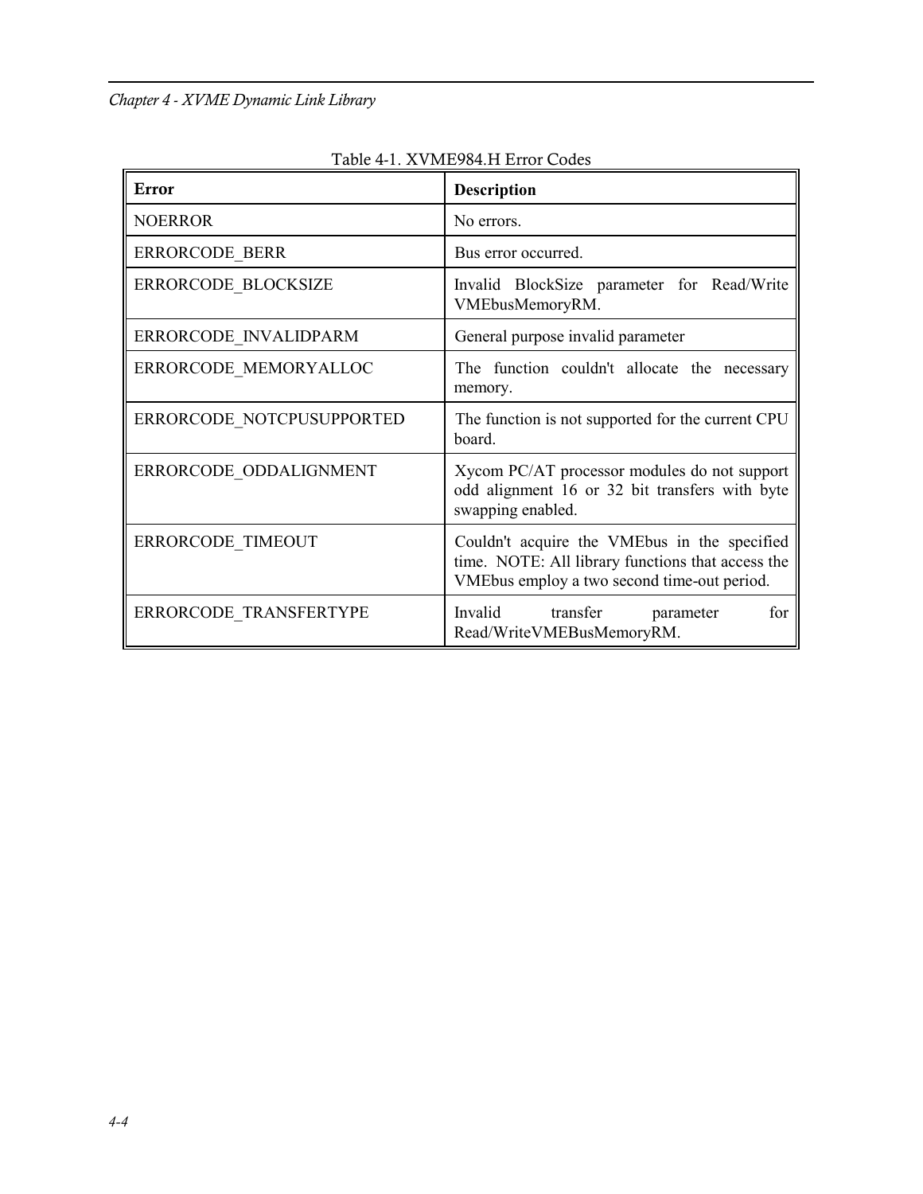Table 4-1. XVME984.H Error Codes

| Error | Description |
|---|---|
| NOERROR | No errors. |
| ERRORCODE_BERR | Bus error occurred. |
| ERRORCODE_BLOCKSIZE | Invalid BlockSize parameter for Read/Write VMEbusMemoryRM. |
| ERRORCODE_INVALIDPARM | General purpose invalid parameter |
| ERRORCODE_MEMORYALLOC | The function couldn't allocate the necessary memory. |
| ERRORCODE_NOTCPUSUPPORTED | The function is not supported for the current CPU board. |
| ERRORCODE_ODDALIGNMENT | Xycom PC/AT processor modules do not support odd alignment 16 or 32 bit transfers with byte swapping enabled. |
| ERRORCODE_TIMEOUT | Couldn't acquire the VMEbus in the specified time. NOTE: All library functions that access the VMEbus employ a two second time-out period. |
| ERRORCODE_TRANSFERTYPE | Invalid transfer parameter for Read/WriteVMEBusMemoryRM. |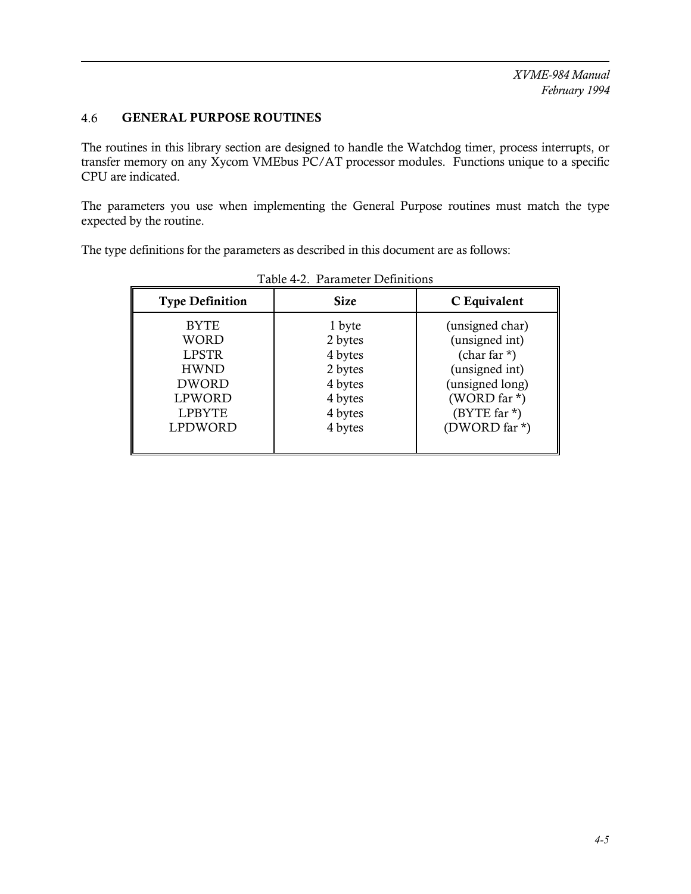## 4.6 GENERAL PURPOSE ROUTINES

The routines in this library section are designed to handle the Watchdog timer, process interrupts, or transfer memory on any Xycom VMEbus PC/AT processor modules. Functions unique to a specific CPU are indicated.

The parameters you use when implementing the General Purpose routines must match the type expected by the routine.

The type definitions for the parameters as described in this document are as follows:

Table 4-2. Parameter Definitions

| Type Definition | Size | C Equivalent |
|---|---|---|
| BYTE | 1 byte | (unsigned char) |
| WORD | 2 bytes | (unsigned int) |
| LPSTR | 4 bytes | (char far *) |
| HWND | 2 bytes | (unsigned int) |
| DWORD | 4 bytes | (unsigned long) |
| LPWORD | 4 bytes | (WORD far *) |
| LPBYTE | 4 bytes | (BYTE far *) |
| LPDWORD | 4 bytes | (DWORD far *) |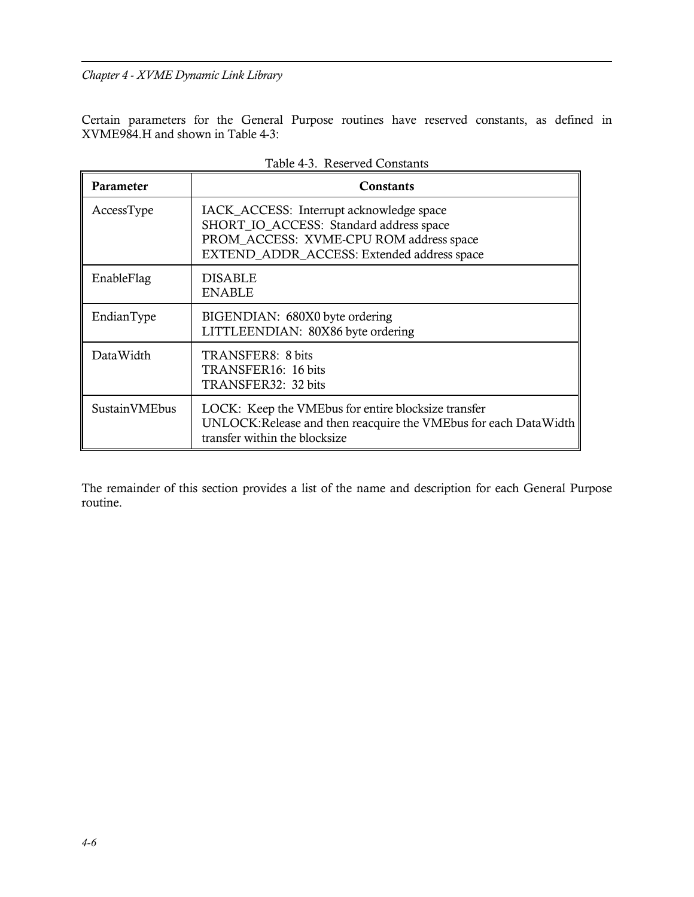Certain parameters for the General Purpose routines have reserved constants, as defined in XVME984.H and shown in Table 4-3:

Table 4-3. Reserved Constants

| Parameter | Constants |
|---|---|
| AccessType | IACK_ACCESS: Interrupt acknowledge space<br>SHORT_IO_ACCESS: Standard address space<br>PROM_ACCESS: XVME-CPU ROM address space<br>EXTEND_ADDR_ACCESS: Extended address space |
| EnableFlag | DISABLE<br>ENABLE |
| EndianType | BIGENDIAN: 680X0 byte ordering<br>LITTLEENDIAN: 80X86 byte ordering |
| DataWidth | TRANSFER8: 8 bits<br>TRANSFER16: 16 bits<br>TRANSFER32: 32 bits |
| SustainVMEbus | LOCK: Keep the VMEbus for entire blocksize transfer<br>UNLOCK:Release and then reacquire the VMEbus for each DataWidth transfer within the blocksize |

The remainder of this section provides a list of the name and description for each General Purpose routine.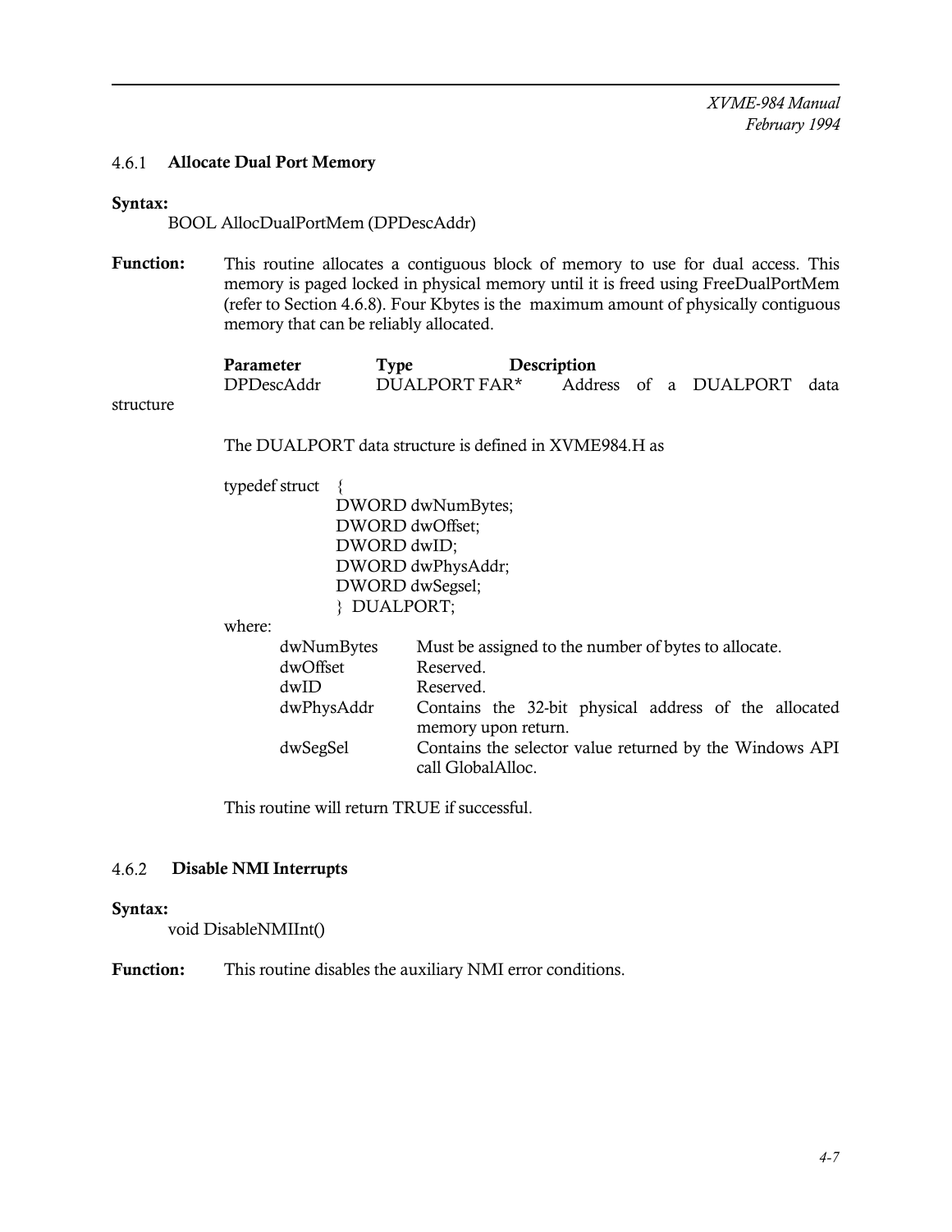### 4.6.1 Allocate Dual Port Memory

**Syntax:**

BOOL AllocDualPortMem (DPDescAddr)

**Function:** This routine allocates a contiguous block of memory to use for dual access. This memory is paged locked in physical memory until it is freed using FreeDualPortMem (refer to Section 4.6.8). Four Kbytes is the maximum amount of physically contiguous memory that can be reliably allocated.

| Parameter | Type | Description |
|---|---|---|
| DPDescAddr | DUALPORT FAR* | Address of a DUALPORT data structure |

The DUALPORT data structure is defined in XVME984.H as

```
typedef struct  {
                DWORD dwNumBytes;
                DWORD dwOffset;
                DWORD dwID;
                DWORD dwPhysAddr;
                DWORD dwSegsel;
                }  DUALPORT;
```

where:

| | |
|---|---|
| dwNumBytes | Must be assigned to the number of bytes to allocate. |
| dwOffset | Reserved. |
| dwID | Reserved. |
| dwPhysAddr | Contains the 32-bit physical address of the allocated memory upon return. |
| dwSegSel | Contains the selector value returned by the Windows API call GlobalAlloc. |

This routine will return TRUE if successful.

### 4.6.2 Disable NMI Interrupts

**Syntax:**

void DisableNMIInt()

**Function:** This routine disables the auxiliary NMI error conditions.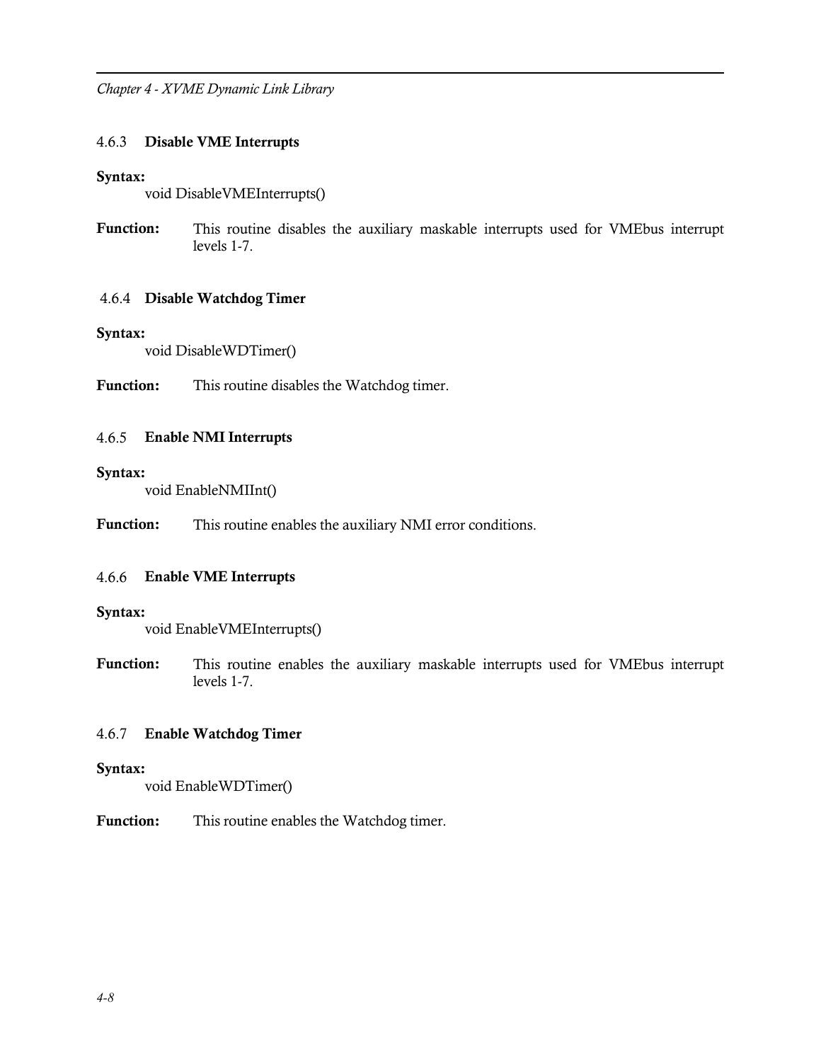### 4.6.3 Disable VME Interrupts

**Syntax:**

```
void DisableVMEInterrupts()
```

**Function:** This routine disables the auxiliary maskable interrupts used for VMEbus interrupt levels 1-7.

### 4.6.4 Disable Watchdog Timer

**Syntax:**

```
void DisableWDTimer()
```

**Function:** This routine disables the Watchdog timer.

### 4.6.5 Enable NMI Interrupts

**Syntax:**

```
void EnableNMIInt()
```

**Function:** This routine enables the auxiliary NMI error conditions.

### 4.6.6 Enable VME Interrupts

**Syntax:**

```
void EnableVMEInterrupts()
```

**Function:** This routine enables the auxiliary maskable interrupts used for VMEbus interrupt levels 1-7.

### 4.6.7 Enable Watchdog Timer

**Syntax:**

```
void EnableWDTimer()
```

**Function:** This routine enables the Watchdog timer.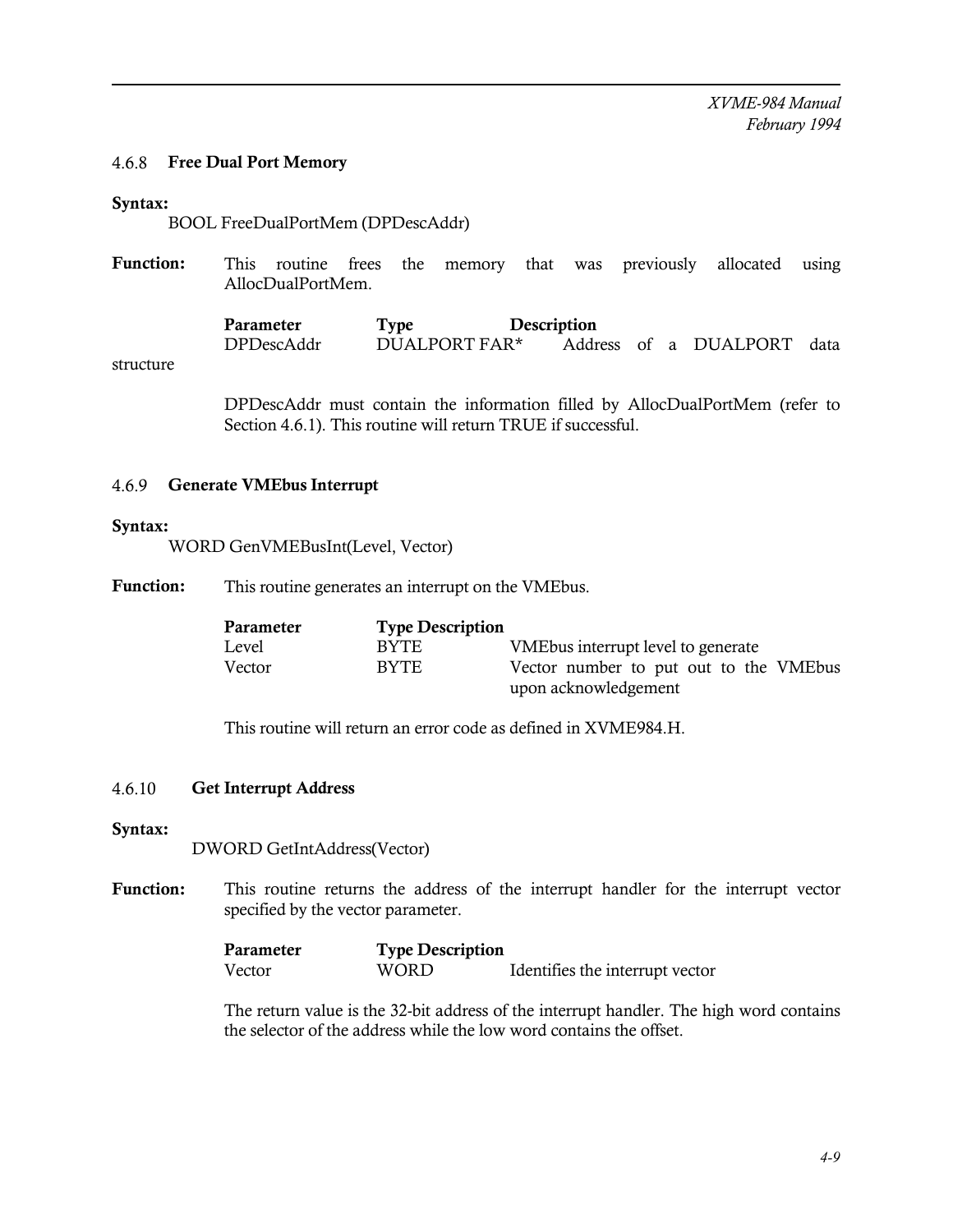### 4.6.8 Free Dual Port Memory

**Syntax:**

BOOL FreeDualPortMem (DPDescAddr)

**Function:** This routine frees the memory that was previously allocated using AllocDualPortMem.

| Parameter | Type | Description |
|---|---|---|
| DPDescAddr | DUALPORT FAR* | Address of a DUALPORT data structure |

DPDescAddr must contain the information filled by AllocDualPortMem (refer to Section 4.6.1). This routine will return TRUE if successful.

### 4.6.9 Generate VMEbus Interrupt

**Syntax:**

WORD GenVMEBusInt(Level, Vector)

**Function:** This routine generates an interrupt on the VMEbus.

| Parameter | Type | Description |
|---|---|---|
| Level | BYTE | VMEbus interrupt level to generate |
| Vector | BYTE | Vector number to put out to the VMEbus upon acknowledgement |

This routine will return an error code as defined in XVME984.H.

### 4.6.10 Get Interrupt Address

**Syntax:**

DWORD GetIntAddress(Vector)

**Function:** This routine returns the address of the interrupt handler for the interrupt vector specified by the vector parameter.

| Parameter | Type | Description |
|---|---|---|
| Vector | WORD | Identifies the interrupt vector |

The return value is the 32-bit address of the interrupt handler. The high word contains the selector of the address while the low word contains the offset.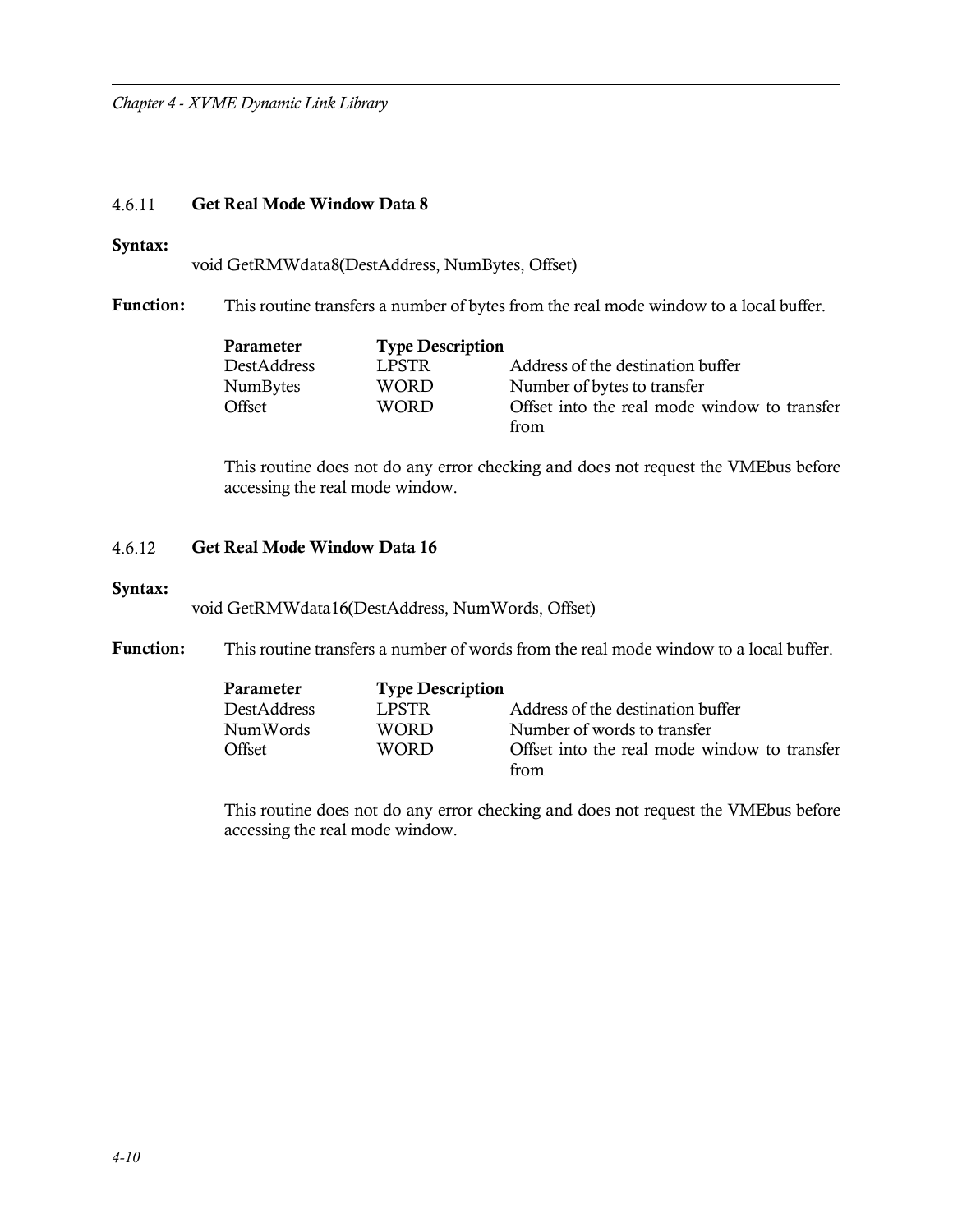### 4.6.11 Get Real Mode Window Data 8

**Syntax:**

void GetRMWdata8(DestAddress, NumBytes, Offset)

**Function:** This routine transfers a number of bytes from the real mode window to a local buffer.

| Parameter | Type | Description |
|---|---|---|
| DestAddress | LPSTR | Address of the destination buffer |
| NumBytes | WORD | Number of bytes to transfer |
| Offset | WORD | Offset into the real mode window to transfer from |

This routine does not do any error checking and does not request the VMEbus before accessing the real mode window.

### 4.6.12 Get Real Mode Window Data 16

**Syntax:**

void GetRMWdata16(DestAddress, NumWords, Offset)

**Function:** This routine transfers a number of words from the real mode window to a local buffer.

| Parameter | Type | Description |
|---|---|---|
| DestAddress | LPSTR | Address of the destination buffer |
| NumWords | WORD | Number of words to transfer |
| Offset | WORD | Offset into the real mode window to transfer from |

This routine does not do any error checking and does not request the VMEbus before accessing the real mode window.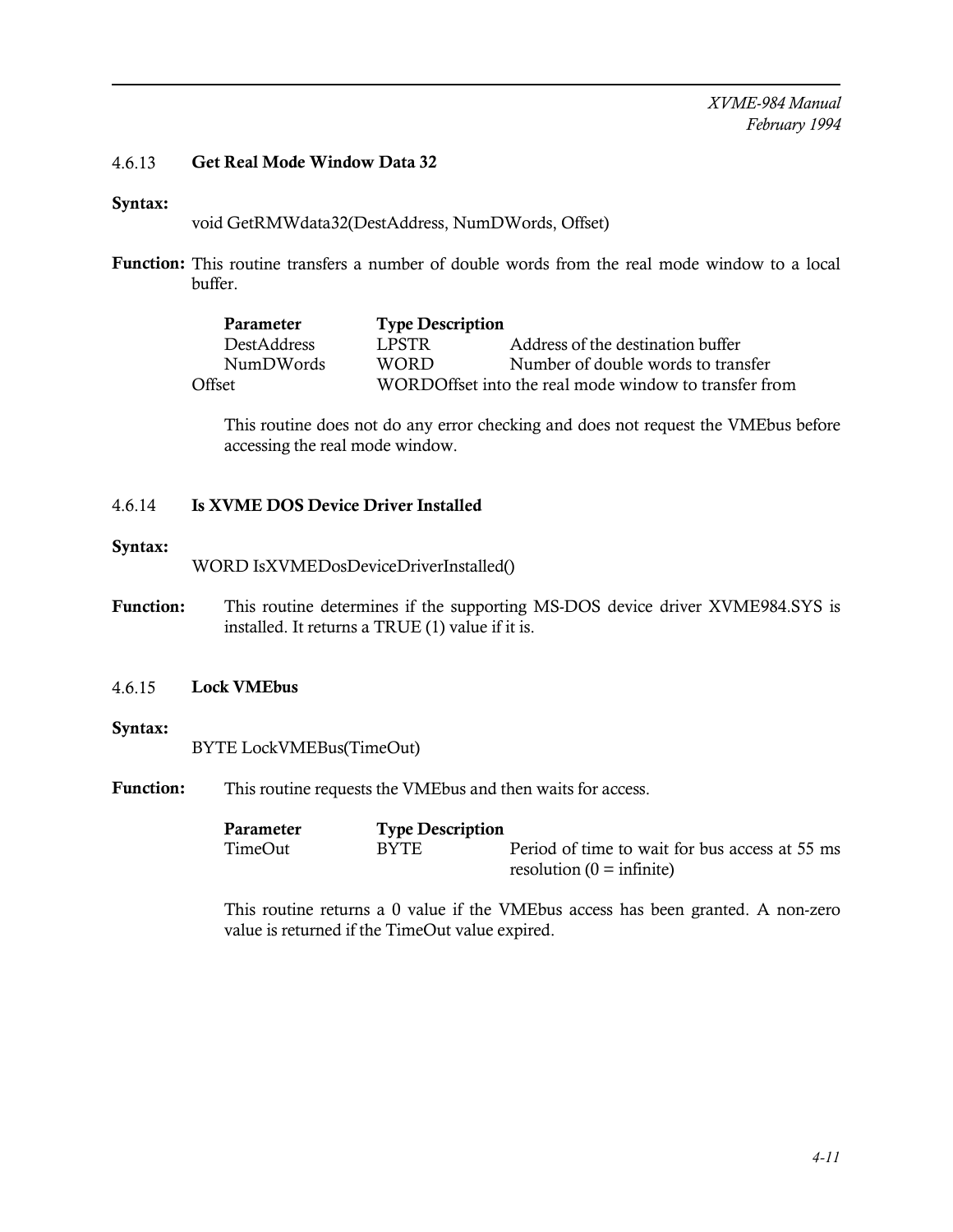### 4.6.13 Get Real Mode Window Data 32

**Syntax:**

void GetRMWdata32(DestAddress, NumDWords, Offset)

**Function:** This routine transfers a number of double words from the real mode window to a local buffer.

| Parameter | Type | Description |
|---|---|---|
| DestAddress | LPSTR | Address of the destination buffer |
| NumDWords | WORD | Number of double words to transfer |
| Offset | WORD | Offset into the real mode window to transfer from |

This routine does not do any error checking and does not request the VMEbus before accessing the real mode window.

### 4.6.14 Is XVME DOS Device Driver Installed

**Syntax:**

WORD IsXVMEDosDeviceDriverInstalled()

**Function:** This routine determines if the supporting MS-DOS device driver XVME984.SYS is installed. It returns a TRUE (1) value if it is.

### 4.6.15 Lock VMEbus

**Syntax:**

BYTE LockVMEBus(TimeOut)

**Function:** This routine requests the VMEbus and then waits for access.

| Parameter | Type | Description |
|---|---|---|
| TimeOut | BYTE | Period of time to wait for bus access at 55 ms resolution (0 = infinite) |

This routine returns a 0 value if the VMEbus access has been granted. A non-zero value is returned if the TimeOut value expired.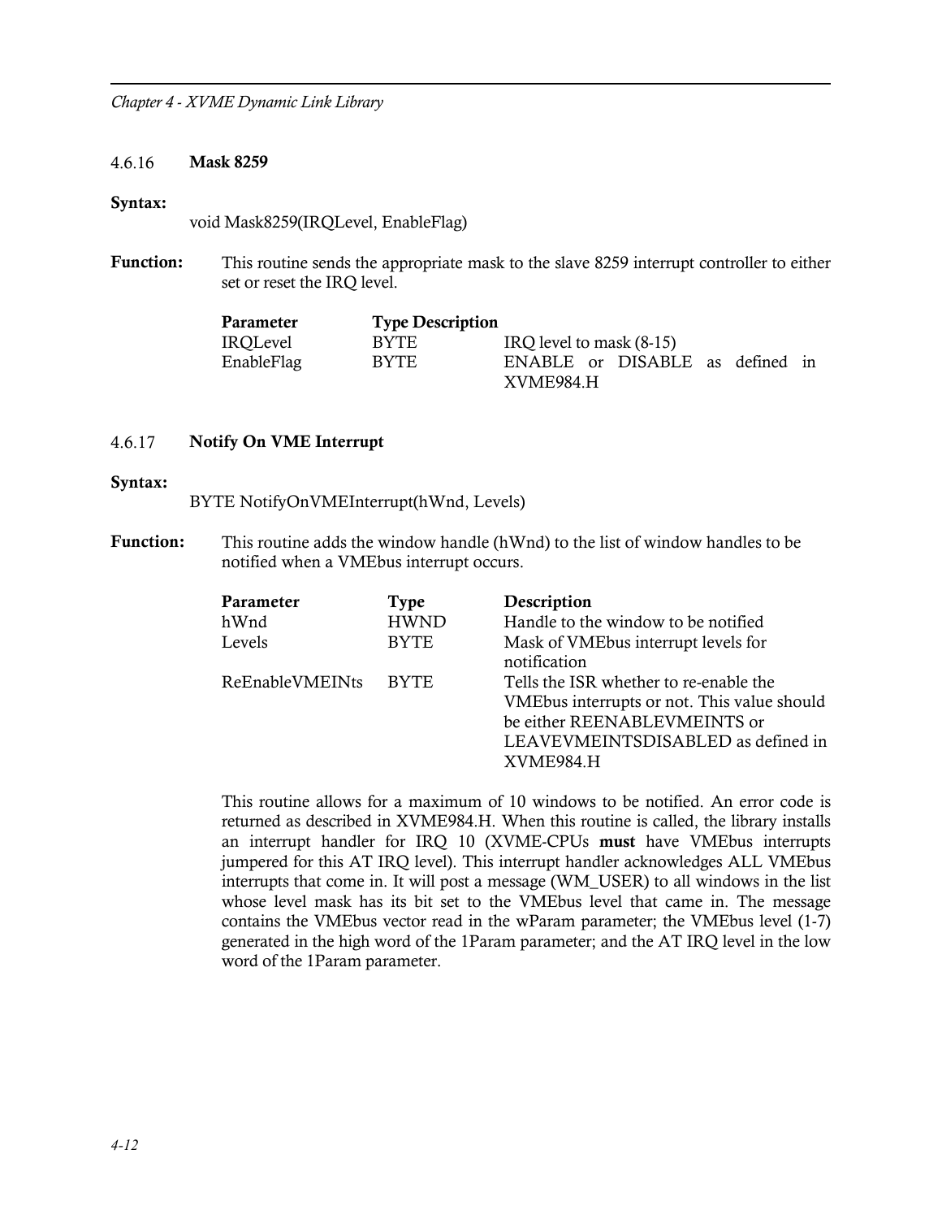### 4.6.16 **Mask 8259**

**Syntax:**

void Mask8259(IRQLevel, EnableFlag)

**Function:** This routine sends the appropriate mask to the slave 8259 interrupt controller to either set or reset the IRQ level.

| Parameter | Type | Description |
|---|---|---|
| IRQLevel | BYTE | IRQ level to mask (8-15) |
| EnableFlag | BYTE | ENABLE or DISABLE as defined in XVME984.H |

### 4.6.17 **Notify On VME Interrupt**

**Syntax:**

BYTE NotifyOnVMEInterrupt(hWnd, Levels)

**Function:** This routine adds the window handle (hWnd) to the list of window handles to be notified when a VMEbus interrupt occurs.

| Parameter | Type | Description |
|---|---|---|
| hWnd | HWND | Handle to the window to be notified |
| Levels | BYTE | Mask of VMEbus interrupt levels for notification |
| ReEnableVMEINts | BYTE | Tells the ISR whether to re-enable the VMEbus interrupts or not. This value should be either REENABLEVMEINTS or LEAVEVMEINTSDISABLED as defined in XVME984.H |

This routine allows for a maximum of 10 windows to be notified. An error code is returned as described in XVME984.H. When this routine is called, the library installs an interrupt handler for IRQ 10 (XVME-CPUs **must** have VMEbus interrupts jumpered for this AT IRQ level). This interrupt handler acknowledges ALL VMEbus interrupts that come in. It will post a message (WM_USER) to all windows in the list whose level mask has its bit set to the VMEbus level that came in. The message contains the VMEbus vector read in the wParam parameter; the VMEbus level (1-7) generated in the high word of the 1Param parameter; and the AT IRQ level in the low word of the 1Param parameter.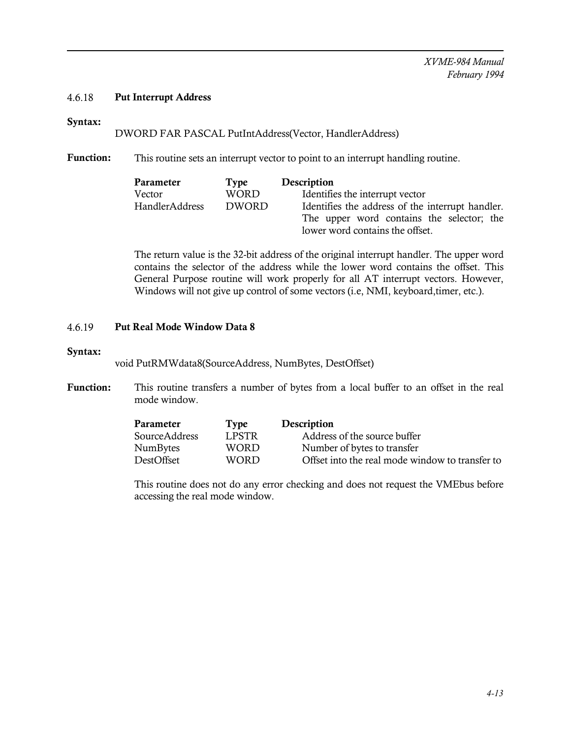### 4.6.18 Put Interrupt Address

**Syntax:**

DWORD FAR PASCAL PutIntAddress(Vector, HandlerAddress)

**Function:** This routine sets an interrupt vector to point to an interrupt handling routine.

| Parameter | Type | Description |
|---|---|---|
| Vector | WORD | Identifies the interrupt vector |
| HandlerAddress | DWORD | Identifies the address of the interrupt handler. The upper word contains the selector; the lower word contains the offset. |

The return value is the 32-bit address of the original interrupt handler. The upper word contains the selector of the address while the lower word contains the offset. This General Purpose routine will work properly for all AT interrupt vectors. However, Windows will not give up control of some vectors (i.e, NMI, keyboard,timer, etc.).

### 4.6.19 Put Real Mode Window Data 8

**Syntax:**

void PutRMWdata8(SourceAddress, NumBytes, DestOffset)

**Function:** This routine transfers a number of bytes from a local buffer to an offset in the real mode window.

| Parameter | Type | Description |
|---|---|---|
| SourceAddress | LPSTR | Address of the source buffer |
| NumBytes | WORD | Number of bytes to transfer |
| DestOffset | WORD | Offset into the real mode window to transfer to |

This routine does not do any error checking and does not request the VMEbus before accessing the real mode window.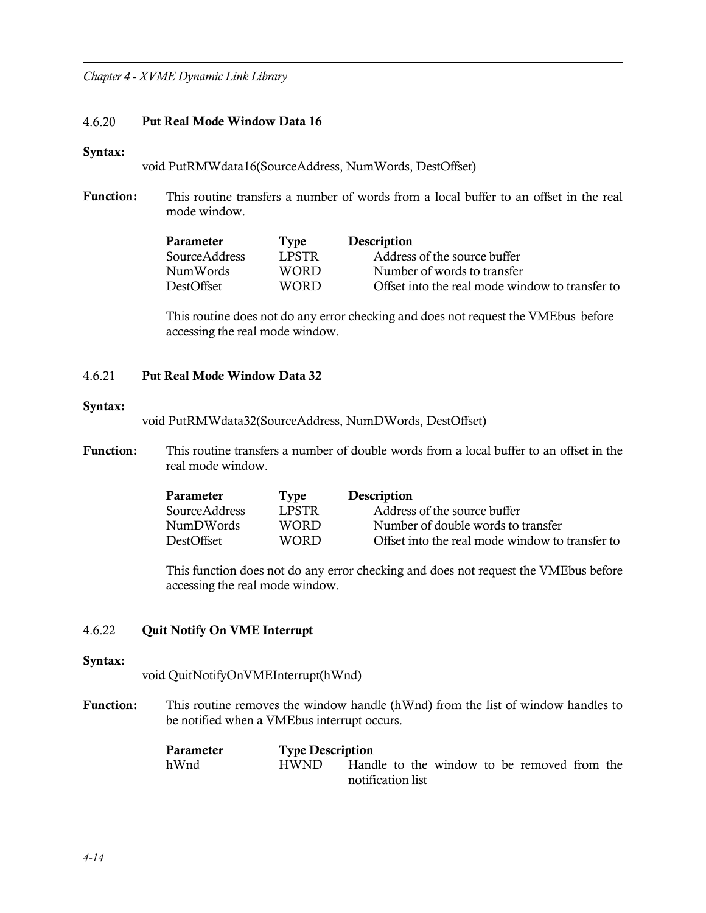### 4.6.20 **Put Real Mode Window Data 16**

**Syntax:**

void PutRMWdata16(SourceAddress, NumWords, DestOffset)

**Function:** This routine transfers a number of words from a local buffer to an offset in the real mode window.

| Parameter | Type | Description |
|---|---|---|
| SourceAddress | LPSTR | Address of the source buffer |
| NumWords | WORD | Number of words to transfer |
| DestOffset | WORD | Offset into the real mode window to transfer to |

This routine does not do any error checking and does not request the VMEbus before accessing the real mode window.

### 4.6.21 **Put Real Mode Window Data 32**

**Syntax:**

void PutRMWdata32(SourceAddress, NumDWords, DestOffset)

**Function:** This routine transfers a number of double words from a local buffer to an offset in the real mode window.

| Parameter | Type | Description |
|---|---|---|
| SourceAddress | LPSTR | Address of the source buffer |
| NumDWords | WORD | Number of double words to transfer |
| DestOffset | WORD | Offset into the real mode window to transfer to |

This function does not do any error checking and does not request the VMEbus before accessing the real mode window.

### 4.6.22 **Quit Notify On VME Interrupt**

**Syntax:**

void QuitNotifyOnVMEInterrupt(hWnd)

**Function:** This routine removes the window handle (hWnd) from the list of window handles to be notified when a VMEbus interrupt occurs.

| Parameter | Type | Description |
|---|---|---|
| hWnd | HWND | Handle to the window to be removed from the notification list |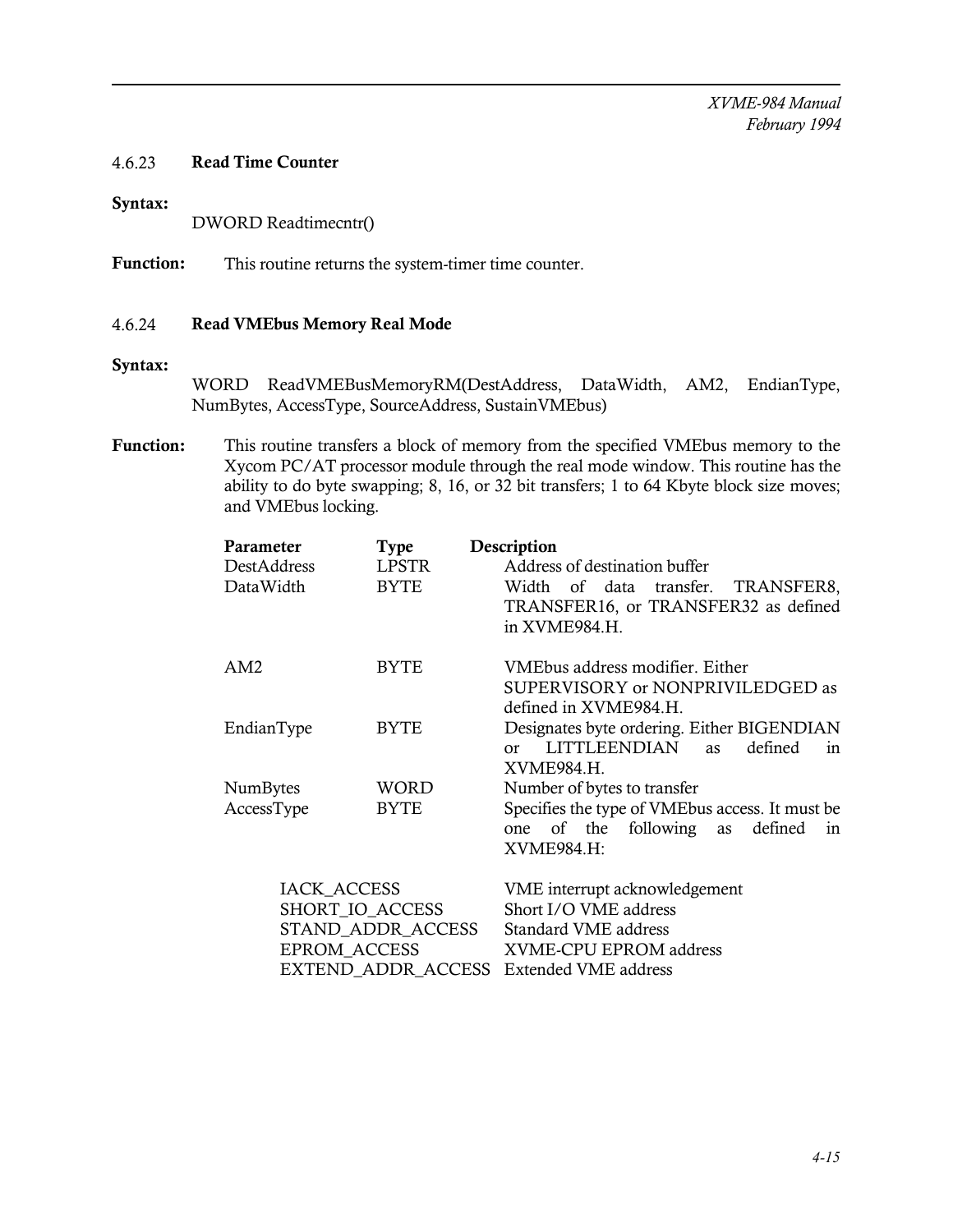### 4.6.23 Read Time Counter

**Syntax:**

DWORD Readtimecntr()

**Function:** This routine returns the system-timer time counter.

### 4.6.24 Read VMEbus Memory Real Mode

**Syntax:**

WORD ReadVMEBusMemoryRM(DestAddress, DataWidth, AM2, EndianType, NumBytes, AccessType, SourceAddress, SustainVMEbus)

**Function:** This routine transfers a block of memory from the specified VMEbus memory to the Xycom PC/AT processor module through the real mode window. This routine has the ability to do byte swapping; 8, 16, or 32 bit transfers; 1 to 64 Kbyte block size moves; and VMEbus locking.

| Parameter | Type | Description |
|---|---|---|
| DestAddress | LPSTR | Address of destination buffer |
| DataWidth | BYTE | Width of data transfer. TRANSFER8, TRANSFER16, or TRANSFER32 as defined in XVME984.H. |
| AM2 | BYTE | VMEbus address modifier. Either SUPERVISORY or NONPRIVILEDGED as defined in XVME984.H. |
| EndianType | BYTE | Designates byte ordering. Either BIGENDIAN or LITTLEENDIAN as defined in XVME984.H. |
| NumBytes | WORD | Number of bytes to transfer |
| AccessType | BYTE | Specifies the type of VMEbus access. It must be one of the following as defined in XVME984.H: |

| | |
|---|---|
| IACK_ACCESS | VME interrupt acknowledgement |
| SHORT_IO_ACCESS | Short I/O VME address |
| STAND_ADDR_ACCESS | Standard VME address |
| EPROM_ACCESS | XVME-CPU EPROM address |
| EXTEND_ADDR_ACCESS | Extended VME address |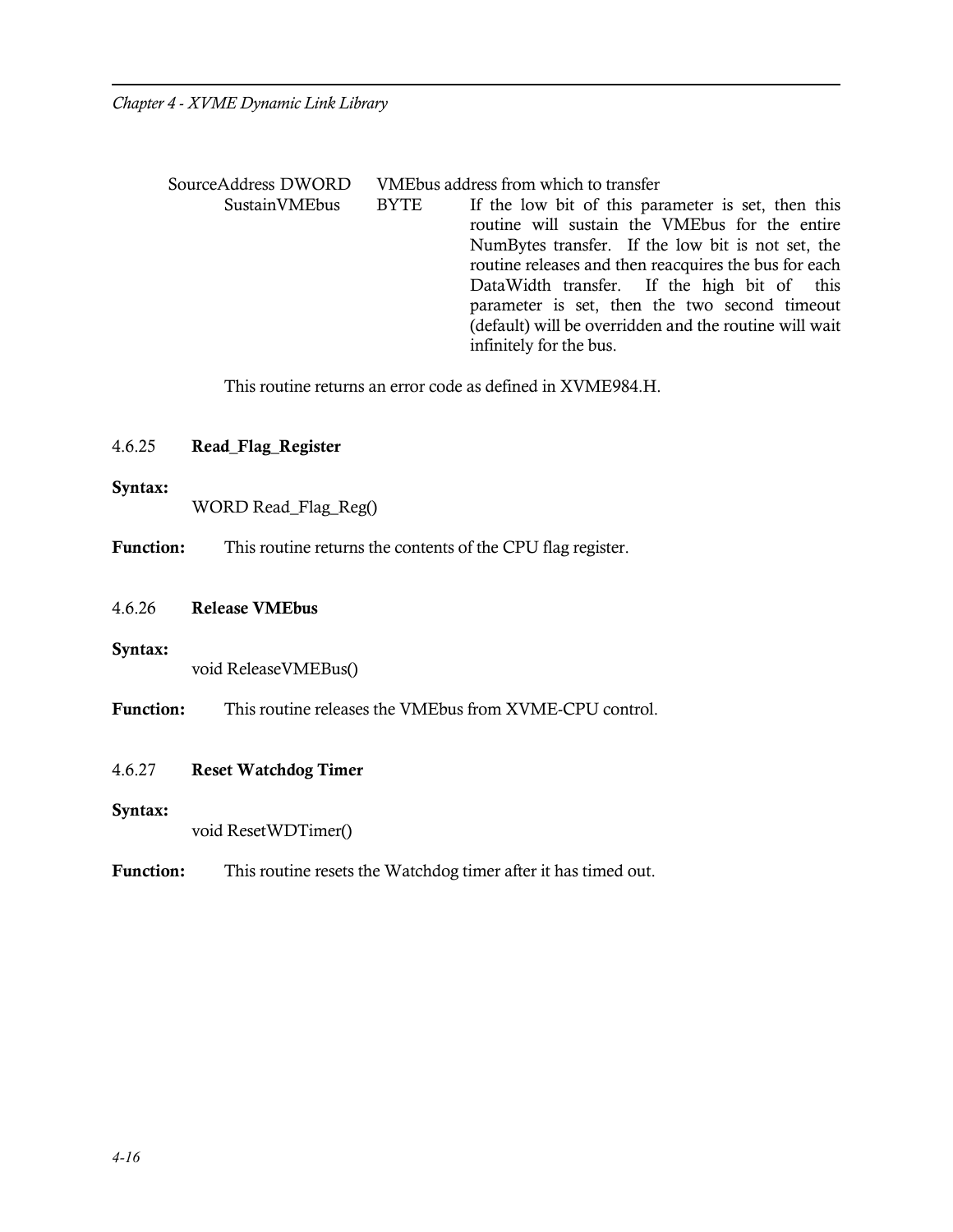| | | |
|---|---|---|
| SourceAddress | DWORD | VMEbus address from which to transfer |
| SustainVMEbus | BYTE | If the low bit of this parameter is set, then this routine will sustain the VMEbus for the entire NumBytes transfer. If the low bit is not set, the routine releases and then reacquires the bus for each DataWidth transfer. If the high bit of this parameter is set, then the two second timeout (default) will be overridden and the routine will wait infinitely for the bus. |

This routine returns an error code as defined in XVME984.H.

### 4.6.25 **Read_Flag_Register**

**Syntax:**

```
WORD Read_Flag_Reg()
```

**Function:** This routine returns the contents of the CPU flag register.

### 4.6.26 **Release VMEbus**

**Syntax:**

```
void ReleaseVMEBus()
```

**Function:** This routine releases the VMEbus from XVME-CPU control.

### 4.6.27 **Reset Watchdog Timer**

**Syntax:**

```
void ResetWDTimer()
```

**Function:** This routine resets the Watchdog timer after it has timed out.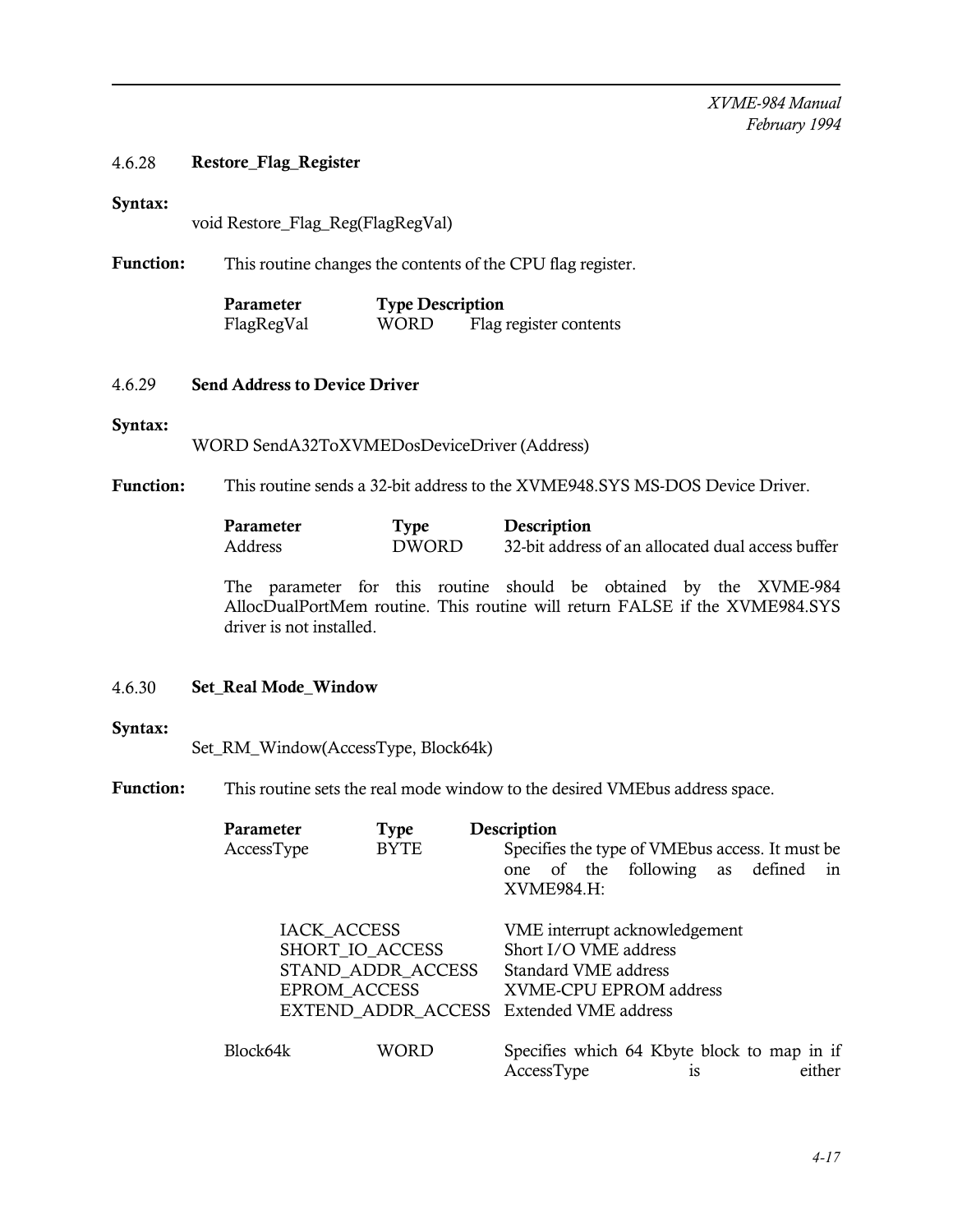### 4.6.28 Restore_Flag_Register

**Syntax:**

void Restore_Flag_Reg(FlagRegVal)

**Function:** This routine changes the contents of the CPU flag register.

| Parameter | Type | Description |
|---|---|---|
| FlagRegVal | WORD | Flag register contents |

### 4.6.29 Send Address to Device Driver

**Syntax:**

WORD SendA32ToXVMEDosDeviceDriver (Address)

**Function:** This routine sends a 32-bit address to the XVME948.SYS MS-DOS Device Driver.

| Parameter | Type | Description |
|---|---|---|
| Address | DWORD | 32-bit address of an allocated dual access buffer |

The parameter for this routine should be obtained by the XVME-984 AllocDualPortMem routine. This routine will return FALSE if the XVME984.SYS driver is not installed.

### 4.6.30 Set_Real Mode_Window

**Syntax:**

Set_RM_Window(AccessType, Block64k)

**Function:** This routine sets the real mode window to the desired VMEbus address space.

| Parameter | Type | Description |
|---|---|---|
| AccessType | BYTE | Specifies the type of VMEbus access. It must be one of the following as defined in XVME984.H: |

| | |
|---|---|
| IACK_ACCESS | VME interrupt acknowledgement |
| SHORT_IO_ACCESS | Short I/O VME address |
| STAND_ADDR_ACCESS | Standard VME address |
| EPROM_ACCESS | XVME-CPU EPROM address |
| EXTEND_ADDR_ACCESS | Extended VME address |

| | | |
|---|---|---|
| Block64k | WORD | Specifies which 64 Kbyte block to map in if AccessType is either |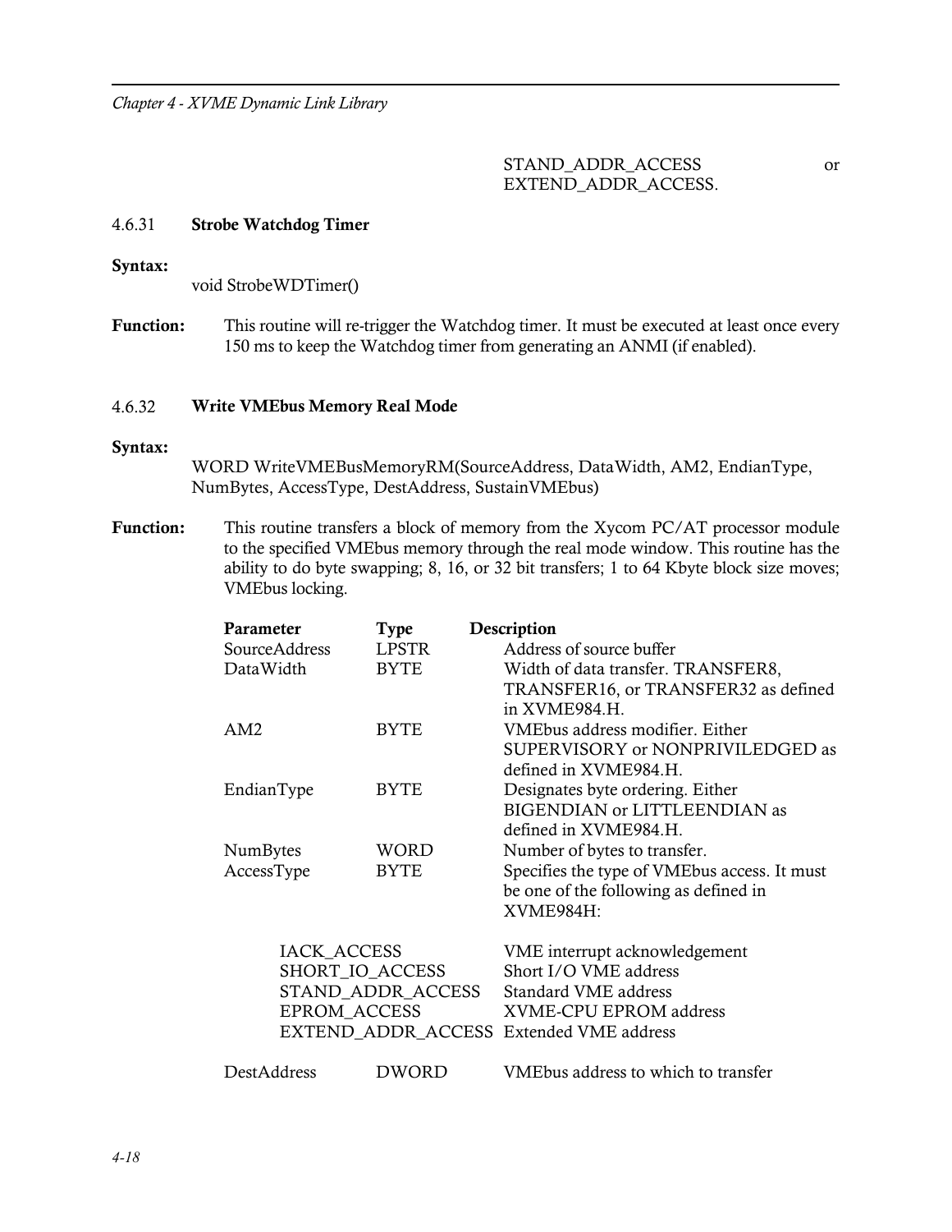STAND_ADDR_ACCESS or EXTEND_ADDR_ACCESS.

### 4.6.31 Strobe Watchdog Timer

**Syntax:**

```
void StrobeWDTimer()
```

**Function:** This routine will re-trigger the Watchdog timer. It must be executed at least once every 150 ms to keep the Watchdog timer from generating an ANMI (if enabled).

### 4.6.32 Write VMEbus Memory Real Mode

**Syntax:**

```
WORD WriteVMEBusMemoryRM(SourceAddress, DataWidth, AM2, EndianType, NumBytes, AccessType, DestAddress, SustainVMEbus)
```

**Function:** This routine transfers a block of memory from the Xycom PC/AT processor module to the specified VMEbus memory through the real mode window. This routine has the ability to do byte swapping; 8, 16, or 32 bit transfers; 1 to 64 Kbyte block size moves; VMEbus locking.

| Parameter | Type | Description |
|---|---|---|
| SourceAddress | LPSTR | Address of source buffer |
| DataWidth | BYTE | Width of data transfer. TRANSFER8, TRANSFER16, or TRANSFER32 as defined in XVME984.H. |
| AM2 | BYTE | VMEbus address modifier. Either SUPERVISORY or NONPRIVILEDGED as defined in XVME984.H. |
| EndianType | BYTE | Designates byte ordering. Either BIGENDIAN or LITTLEENDIAN as defined in XVME984.H. |
| NumBytes | WORD | Number of bytes to transfer. |
| AccessType | BYTE | Specifies the type of VMEbus access. It must be one of the following as defined in XVME984H: |

| Access Type | Description |
|---|---|
| IACK_ACCESS | VME interrupt acknowledgement |
| SHORT_IO_ACCESS | Short I/O VME address |
| STAND_ADDR_ACCESS | Standard VME address |
| EPROM_ACCESS | XVME-CPU EPROM address |
| EXTEND_ADDR_ACCESS | Extended VME address |

| Parameter | Type | Description |
|---|---|---|
| DestAddress | DWORD | VMEbus address to which to transfer |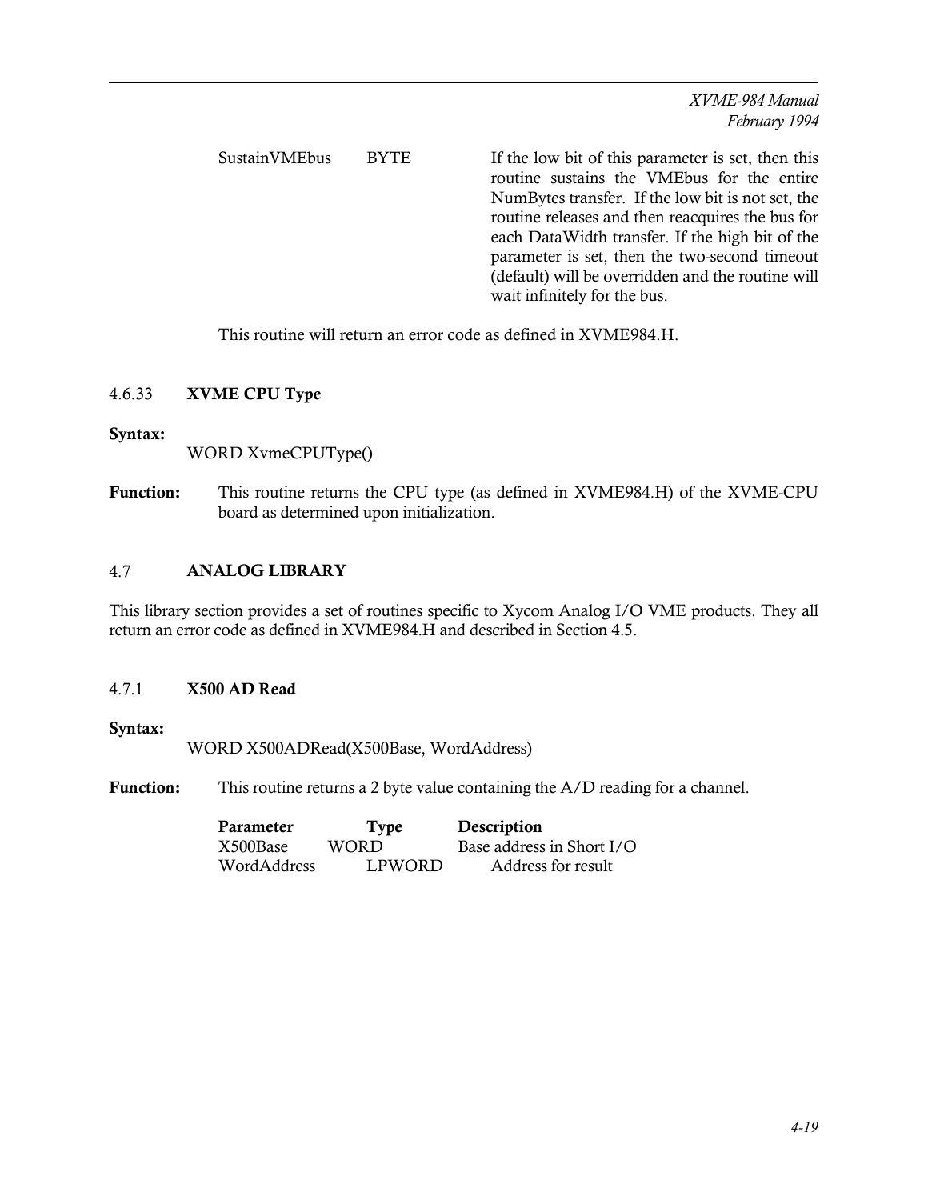| | | |
|---|---|---|
| SustainVMEbus | BYTE | If the low bit of this parameter is set, then this routine sustains the VMEbus for the entire NumBytes transfer. If the low bit is not set, the routine releases and then reacquires the bus for each DataWidth transfer. If the high bit of the parameter is set, then the two-second timeout (default) will be overridden and the routine will wait infinitely for the bus. |

This routine will return an error code as defined in XVME984.H.

### 4.6.33 XVME CPU Type

**Syntax:**

WORD XvmeCPUType()

**Function:** This routine returns the CPU type (as defined in XVME984.H) of the XVME-CPU board as determined upon initialization.

## 4.7 ANALOG LIBRARY

This library section provides a set of routines specific to Xycom Analog I/O VME products. They all return an error code as defined in XVME984.H and described in Section 4.5.

### 4.7.1 X500 AD Read

**Syntax:**

WORD X500ADRead(X500Base, WordAddress)

**Function:** This routine returns a 2 byte value containing the A/D reading for a channel.

| Parameter | Type | Description |
|---|---|---|
| X500Base | WORD | Base address in Short I/O |
| WordAddress | LPWORD | Address for result |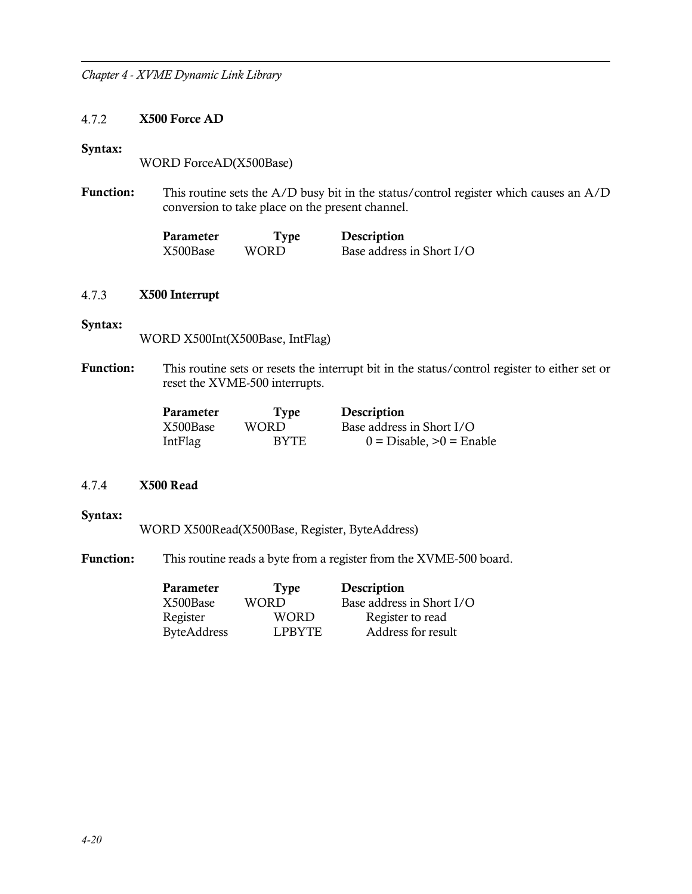#### 4.7.2 X500 Force AD

**Syntax:**

WORD ForceAD(X500Base)

**Function:** This routine sets the A/D busy bit in the status/control register which causes an A/D conversion to take place on the present channel.

| Parameter | Type | Description |
|---|---|---|
| X500Base | WORD | Base address in Short I/O |

#### 4.7.3 X500 Interrupt

**Syntax:**

WORD X500Int(X500Base, IntFlag)

**Function:** This routine sets or resets the interrupt bit in the status/control register to either set or reset the XVME-500 interrupts.

| Parameter | Type | Description |
|---|---|---|
| X500Base | WORD | Base address in Short I/O |
| IntFlag | BYTE | 0 = Disable, >0 = Enable |

#### 4.7.4 X500 Read

**Syntax:**

WORD X500Read(X500Base, Register, ByteAddress)

**Function:** This routine reads a byte from a register from the XVME-500 board.

| Parameter | Type | Description |
|---|---|---|
| X500Base | WORD | Base address in Short I/O |
| Register | WORD | Register to read |
| ByteAddress | LPBYTE | Address for result |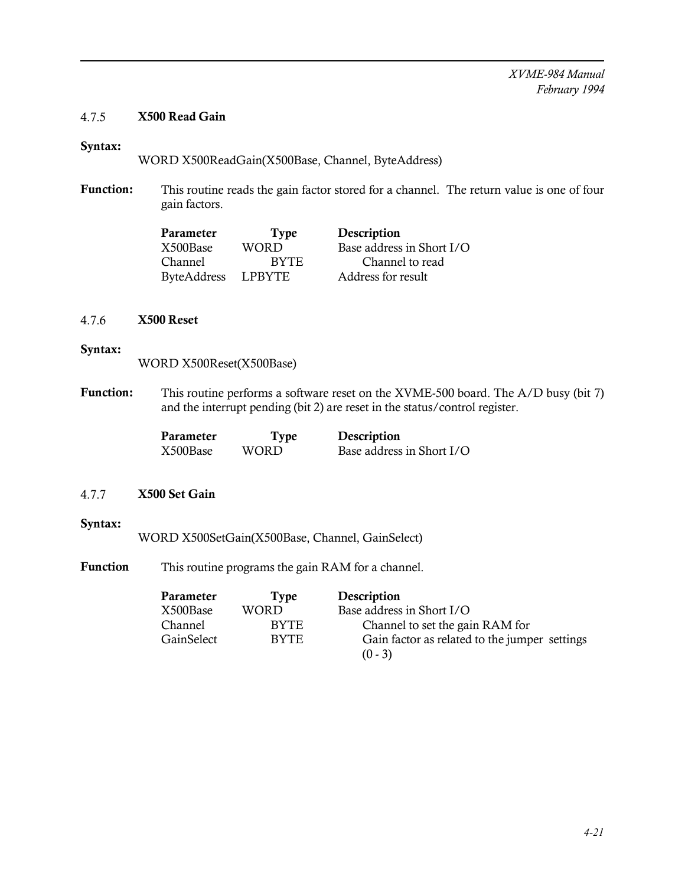### 4.7.5 X500 Read Gain

**Syntax:**

WORD X500ReadGain(X500Base, Channel, ByteAddress)

**Function:** This routine reads the gain factor stored for a channel. The return value is one of four gain factors.

| Parameter | Type | Description |
|---|---|---|
| X500Base | WORD | Base address in Short I/O |
| Channel | BYTE | Channel to read |
| ByteAddress | LPBYTE | Address for result |

### 4.7.6 X500 Reset

**Syntax:**

WORD X500Reset(X500Base)

**Function:** This routine performs a software reset on the XVME-500 board. The A/D busy (bit 7) and the interrupt pending (bit 2) are reset in the status/control register.

| Parameter | Type | Description |
|---|---|---|
| X500Base | WORD | Base address in Short I/O |

### 4.7.7 X500 Set Gain

**Syntax:**

WORD X500SetGain(X500Base, Channel, GainSelect)

**Function** This routine programs the gain RAM for a channel.

| Parameter | Type | Description |
|---|---|---|
| X500Base | WORD | Base address in Short I/O |
| Channel | BYTE | Channel to set the gain RAM for |
| GainSelect | BYTE | Gain factor as related to the jumper settings (0 - 3) |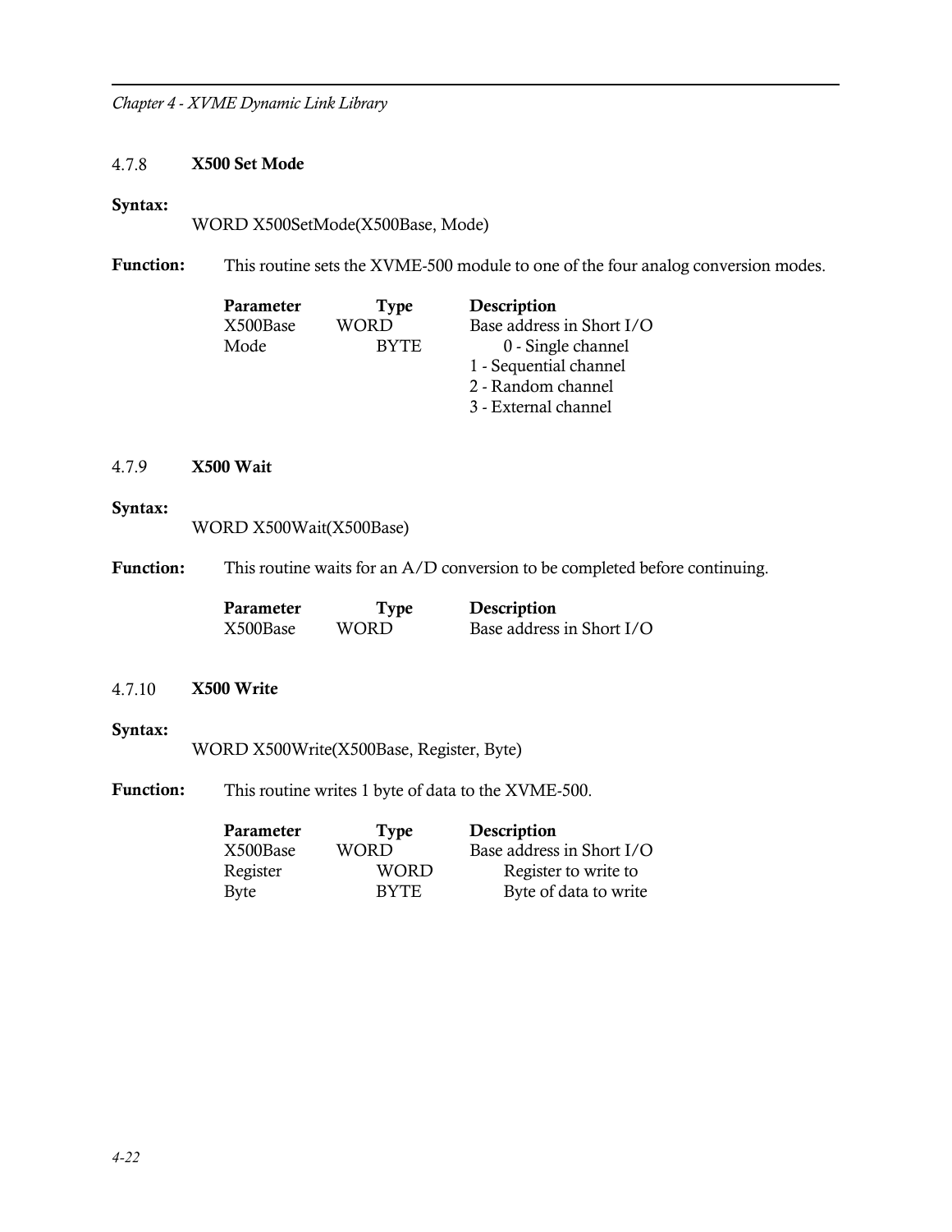### 4.7.8 X500 Set Mode

**Syntax:**

WORD X500SetMode(X500Base, Mode)

**Function:** This routine sets the XVME-500 module to one of the four analog conversion modes.

| Parameter | Type | Description |
|---|---|---|
| X500Base | WORD | Base address in Short I/O |
| Mode | BYTE | 0 - Single channel<br>1 - Sequential channel<br>2 - Random channel<br>3 - External channel |

### 4.7.9 X500 Wait

**Syntax:**

WORD X500Wait(X500Base)

**Function:** This routine waits for an A/D conversion to be completed before continuing.

| Parameter | Type | Description |
|---|---|---|
| X500Base | WORD | Base address in Short I/O |

### 4.7.10 X500 Write

**Syntax:**

WORD X500Write(X500Base, Register, Byte)

**Function:** This routine writes 1 byte of data to the XVME-500.

| Parameter | Type | Description |
|---|---|---|
| X500Base | WORD | Base address in Short I/O |
| Register | WORD | Register to write to |
| Byte | BYTE | Byte of data to write |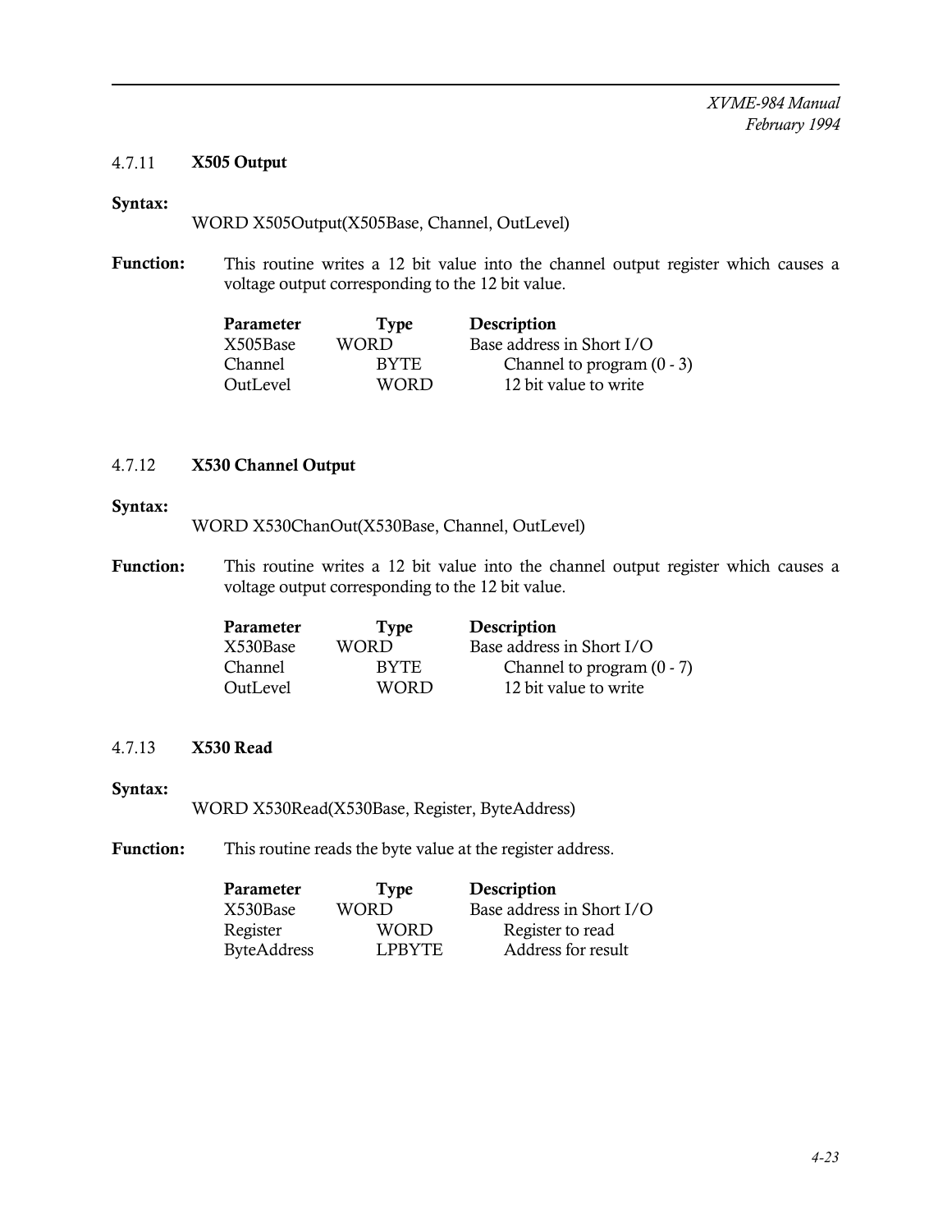### 4.7.11 X505 Output

**Syntax:**

WORD X505Output(X505Base, Channel, OutLevel)

**Function:** This routine writes a 12 bit value into the channel output register which causes a voltage output corresponding to the 12 bit value.

| Parameter | Type | Description |
|---|---|---|
| X505Base | WORD | Base address in Short I/O |
| Channel | BYTE | Channel to program (0 - 3) |
| OutLevel | WORD | 12 bit value to write |

### 4.7.12 X530 Channel Output

**Syntax:**

WORD X530ChanOut(X530Base, Channel, OutLevel)

**Function:** This routine writes a 12 bit value into the channel output register which causes a voltage output corresponding to the 12 bit value.

| Parameter | Type | Description |
|---|---|---|
| X530Base | WORD | Base address in Short I/O |
| Channel | BYTE | Channel to program (0 - 7) |
| OutLevel | WORD | 12 bit value to write |

### 4.7.13 X530 Read

**Syntax:**

WORD X530Read(X530Base, Register, ByteAddress)

**Function:** This routine reads the byte value at the register address.

| Parameter | Type | Description |
|---|---|---|
| X530Base | WORD | Base address in Short I/O |
| Register | WORD | Register to read |
| ByteAddress | LPBYTE | Address for result |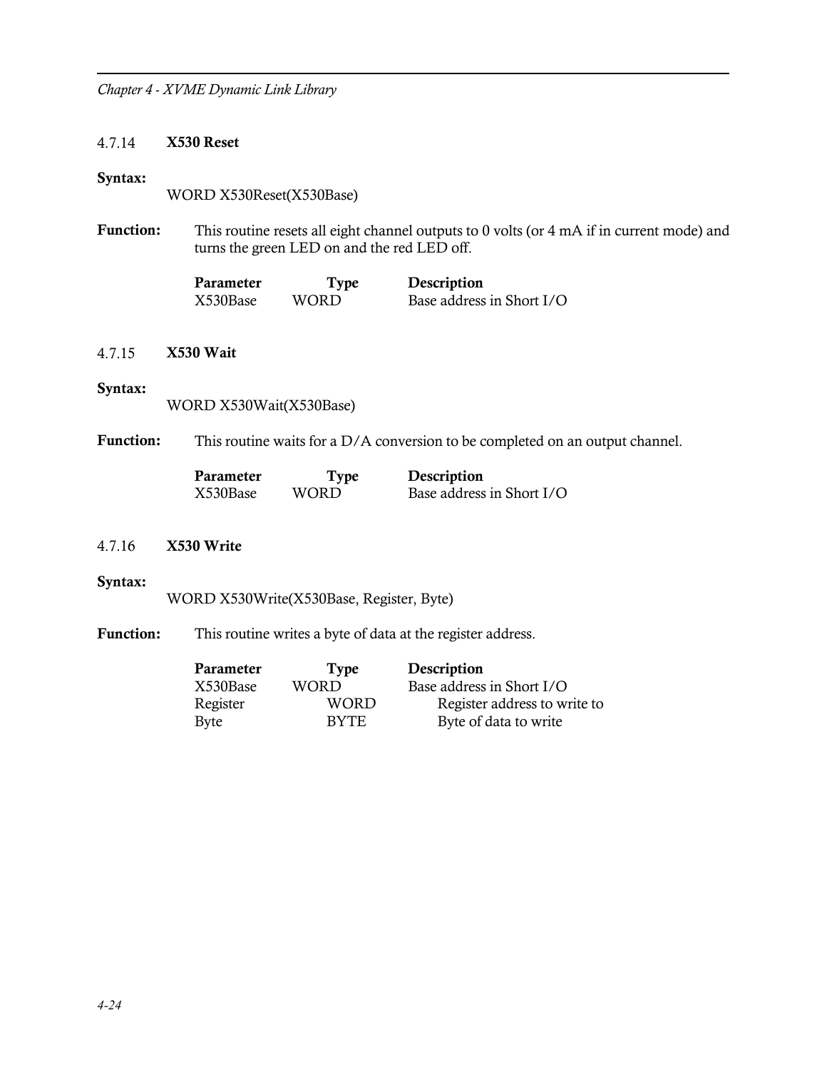### 4.7.14 **X530 Reset**

**Syntax:**

WORD X530Reset(X530Base)

**Function:** This routine resets all eight channel outputs to 0 volts (or 4 mA if in current mode) and turns the green LED on and the red LED off.

| **Parameter** | **Type** | **Description** |
|---|---|---|
| X530Base | WORD | Base address in Short I/O |

### 4.7.15 **X530 Wait**

**Syntax:**

WORD X530Wait(X530Base)

**Function:** This routine waits for a D/A conversion to be completed on an output channel.

| **Parameter** | **Type** | **Description** |
|---|---|---|
| X530Base | WORD | Base address in Short I/O |

### 4.7.16 **X530 Write**

**Syntax:**

WORD X530Write(X530Base, Register, Byte)

**Function:** This routine writes a byte of data at the register address.

| **Parameter** | **Type** | **Description** |
|---|---|---|
| X530Base | WORD | Base address in Short I/O |
| Register | WORD | Register address to write to |
| Byte | BYTE | Byte of data to write |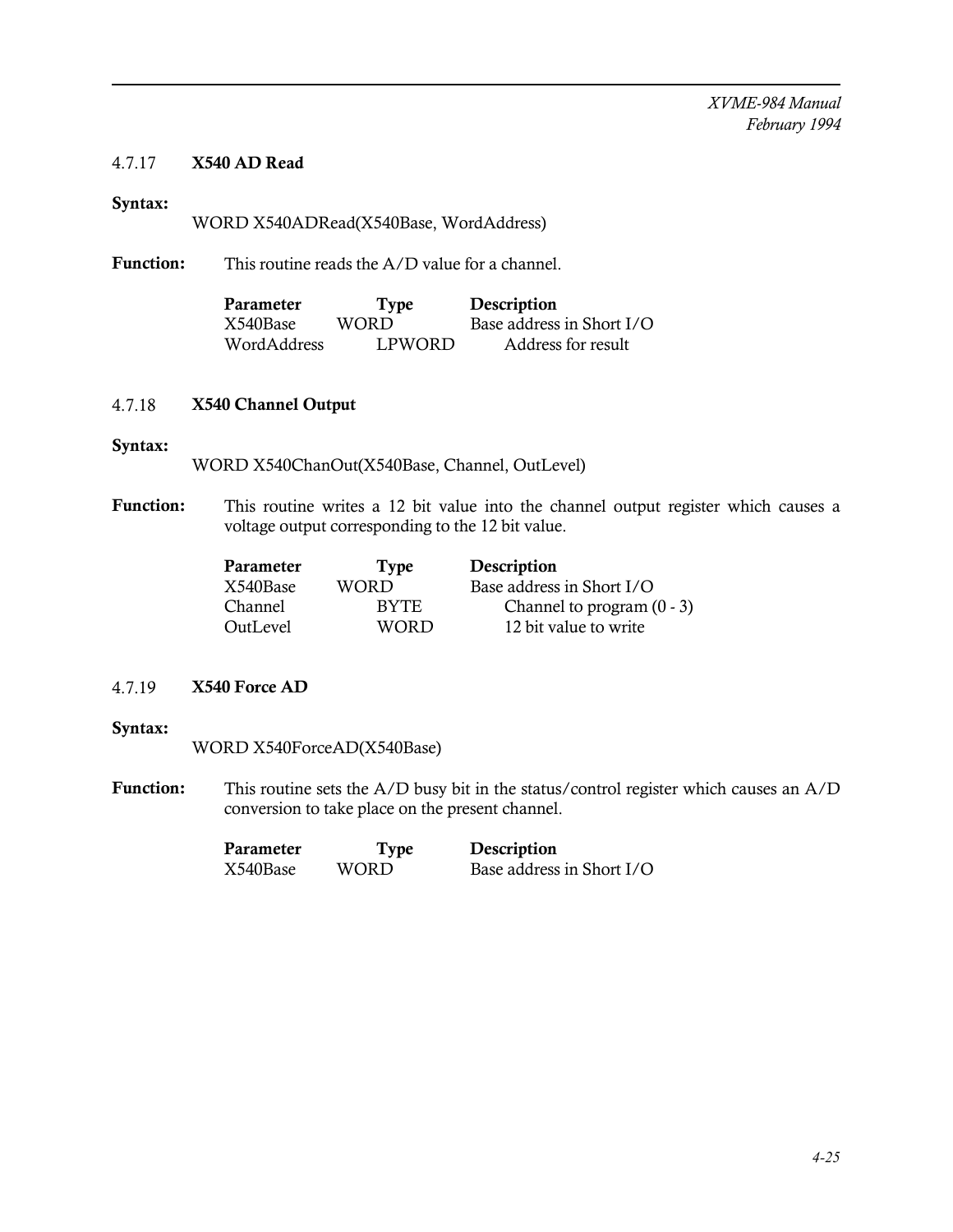### 4.7.17 X540 AD Read

**Syntax:**

WORD X540ADRead(X540Base, WordAddress)

**Function:** This routine reads the A/D value for a channel.

| Parameter | Type | Description |
|---|---|---|
| X540Base | WORD | Base address in Short I/O |
| WordAddress | LPWORD | Address for result |

### 4.7.18 X540 Channel Output

**Syntax:**

WORD X540ChanOut(X540Base, Channel, OutLevel)

**Function:** This routine writes a 12 bit value into the channel output register which causes a voltage output corresponding to the 12 bit value.

| Parameter | Type | Description |
|---|---|---|
| X540Base | WORD | Base address in Short I/O |
| Channel | BYTE | Channel to program (0 - 3) |
| OutLevel | WORD | 12 bit value to write |

### 4.7.19 X540 Force AD

**Syntax:**

WORD X540ForceAD(X540Base)

**Function:** This routine sets the A/D busy bit in the status/control register which causes an A/D conversion to take place on the present channel.

| Parameter | Type | Description |
|---|---|---|
| X540Base | WORD | Base address in Short I/O |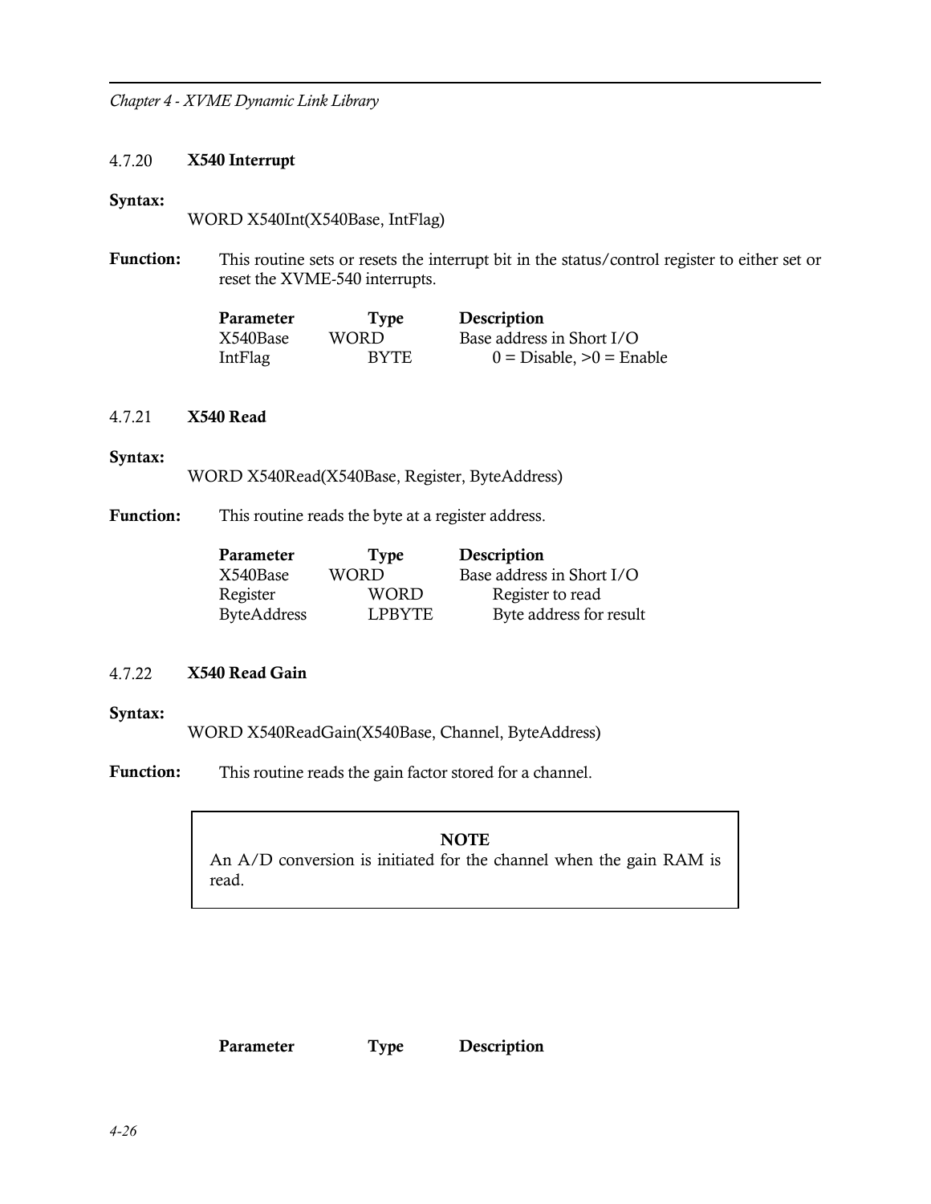### 4.7.20 X540 Interrupt

**Syntax:**

WORD X540Int(X540Base, IntFlag)

**Function:** This routine sets or resets the interrupt bit in the status/control register to either set or reset the XVME-540 interrupts.

| Parameter | Type | Description |
|---|---|---|
| X540Base | WORD | Base address in Short I/O |
| IntFlag | BYTE | 0 = Disable, >0 = Enable |

### 4.7.21 X540 Read

**Syntax:**

WORD X540Read(X540Base, Register, ByteAddress)

**Function:** This routine reads the byte at a register address.

| Parameter | Type | Description |
|---|---|---|
| X540Base | WORD | Base address in Short I/O |
| Register | WORD | Register to read |
| ByteAddress | LPBYTE | Byte address for result |

### 4.7.22 X540 Read Gain

**Syntax:**

WORD X540ReadGain(X540Base, Channel, ByteAddress)

**Function:** This routine reads the gain factor stored for a channel.

> **NOTE**
> An A/D conversion is initiated for the channel when the gain RAM is read.

| Parameter | Type | Description |
|---|---|---|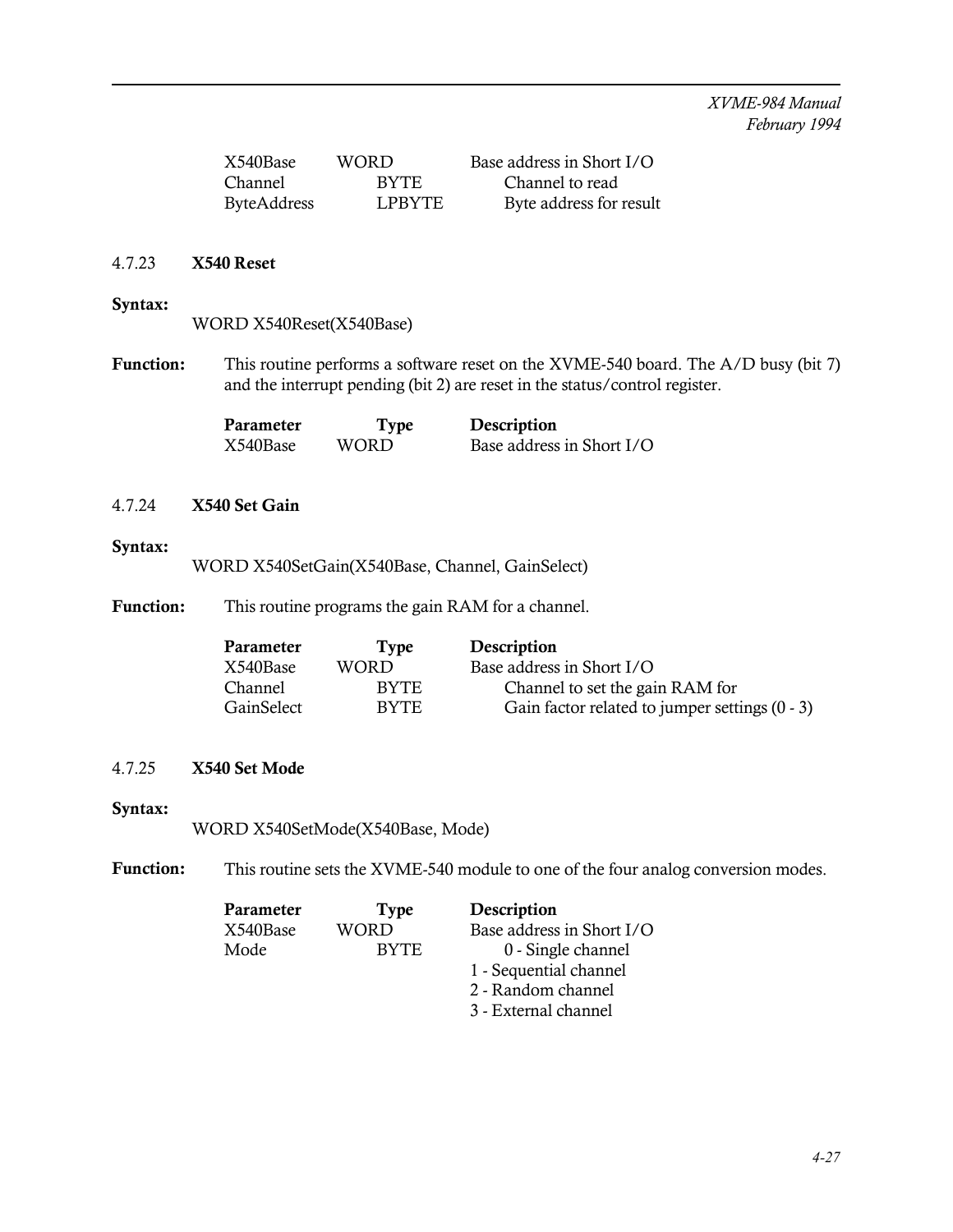| X540Base | WORD | Base address in Short I/O |
| --- | --- | --- |
| Channel | BYTE | Channel to read |
| ByteAddress | LPBYTE | Byte address for result |

### 4.7.23 X540 Reset

**Syntax:**

WORD X540Reset(X540Base)

**Function:** This routine performs a software reset on the XVME-540 board. The A/D busy (bit 7) and the interrupt pending (bit 2) are reset in the status/control register.

| Parameter | Type | Description |
| --- | --- | --- |
| X540Base | WORD | Base address in Short I/O |

### 4.7.24 X540 Set Gain

**Syntax:**

WORD X540SetGain(X540Base, Channel, GainSelect)

**Function:** This routine programs the gain RAM for a channel.

| Parameter | Type | Description |
| --- | --- | --- |
| X540Base | WORD | Base address in Short I/O |
| Channel | BYTE | Channel to set the gain RAM for |
| GainSelect | BYTE | Gain factor related to jumper settings (0 - 3) |

### 4.7.25 X540 Set Mode

**Syntax:**

WORD X540SetMode(X540Base, Mode)

**Function:** This routine sets the XVME-540 module to one of the four analog conversion modes.

| Parameter | Type | Description |
| --- | --- | --- |
| X540Base | WORD | Base address in Short I/O |
| Mode | BYTE | 0 - Single channel<br>1 - Sequential channel<br>2 - Random channel<br>3 - External channel |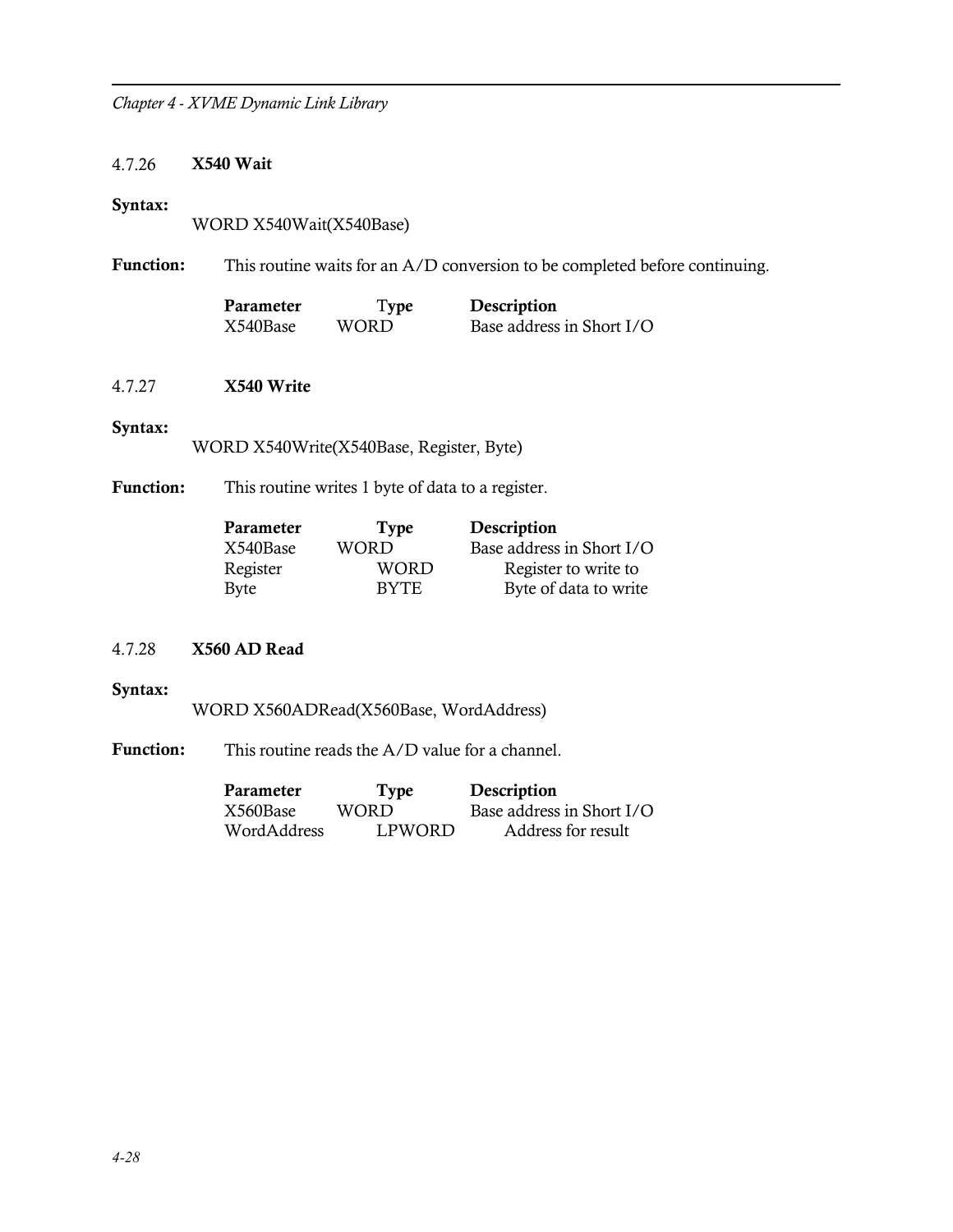### 4.7.26 X540 Wait

**Syntax:**

```
WORD X540Wait(X540Base)
```

**Function:** This routine waits for an A/D conversion to be completed before continuing.

| Parameter | Type | Description |
|---|---|---|
| X540Base | WORD | Base address in Short I/O |

### 4.7.27 X540 Write

**Syntax:**

```
WORD X540Write(X540Base, Register, Byte)
```

**Function:** This routine writes 1 byte of data to a register.

| Parameter | Type | Description |
|---|---|---|
| X540Base | WORD | Base address in Short I/O |
| Register | WORD | Register to write to |
| Byte | BYTE | Byte of data to write |

### 4.7.28 X560 AD Read

**Syntax:**

```
WORD X560ADRead(X560Base, WordAddress)
```

**Function:** This routine reads the A/D value for a channel.

| Parameter | Type | Description |
|---|---|---|
| X560Base | WORD | Base address in Short I/O |
| WordAddress | LPWORD | Address for result |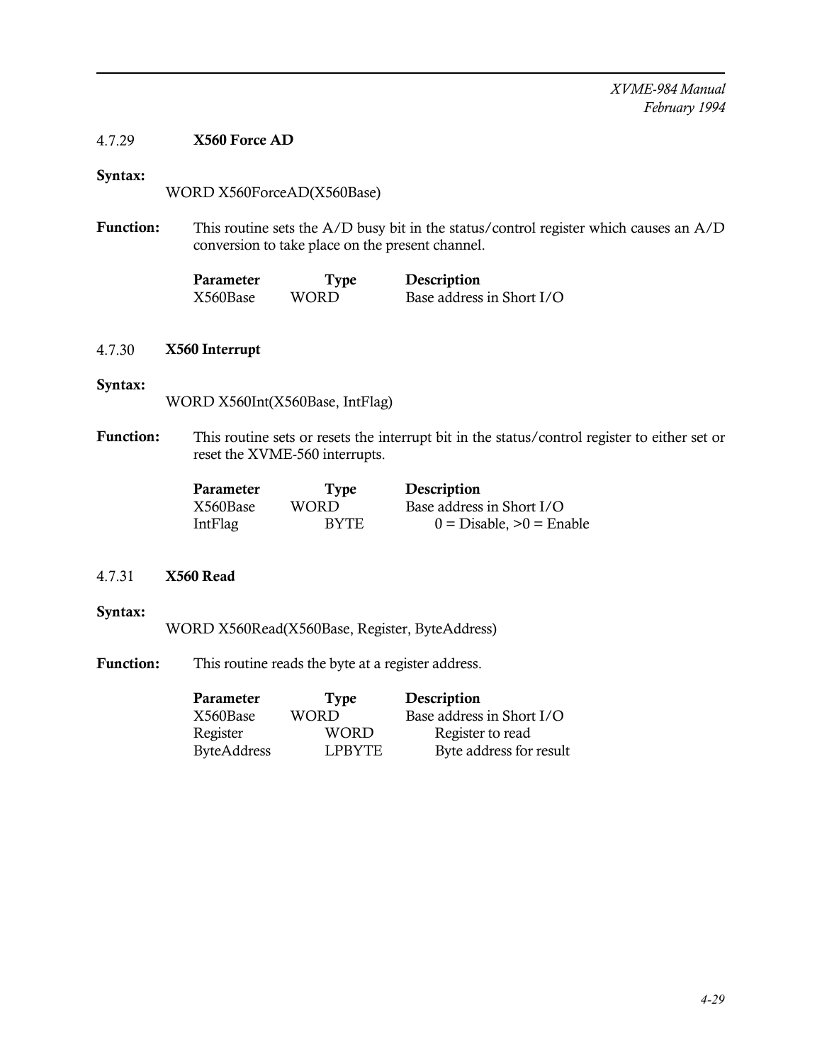#### 4.7.29 X560 Force AD

**Syntax:**

WORD X560ForceAD(X560Base)

**Function:** This routine sets the A/D busy bit in the status/control register which causes an A/D conversion to take place on the present channel.

| Parameter | Type | Description |
|---|---|---|
| X560Base | WORD | Base address in Short I/O |

#### 4.7.30 X560 Interrupt

**Syntax:**

WORD X560Int(X560Base, IntFlag)

**Function:** This routine sets or resets the interrupt bit in the status/control register to either set or reset the XVME-560 interrupts.

| Parameter | Type | Description |
|---|---|---|
| X560Base | WORD | Base address in Short I/O |
| IntFlag | BYTE | 0 = Disable, >0 = Enable |

#### 4.7.31 X560 Read

**Syntax:**

WORD X560Read(X560Base, Register, ByteAddress)

**Function:** This routine reads the byte at a register address.

| Parameter | Type | Description |
|---|---|---|
| X560Base | WORD | Base address in Short I/O |
| Register | WORD | Register to read |
| ByteAddress | LPBYTE | Byte address for result |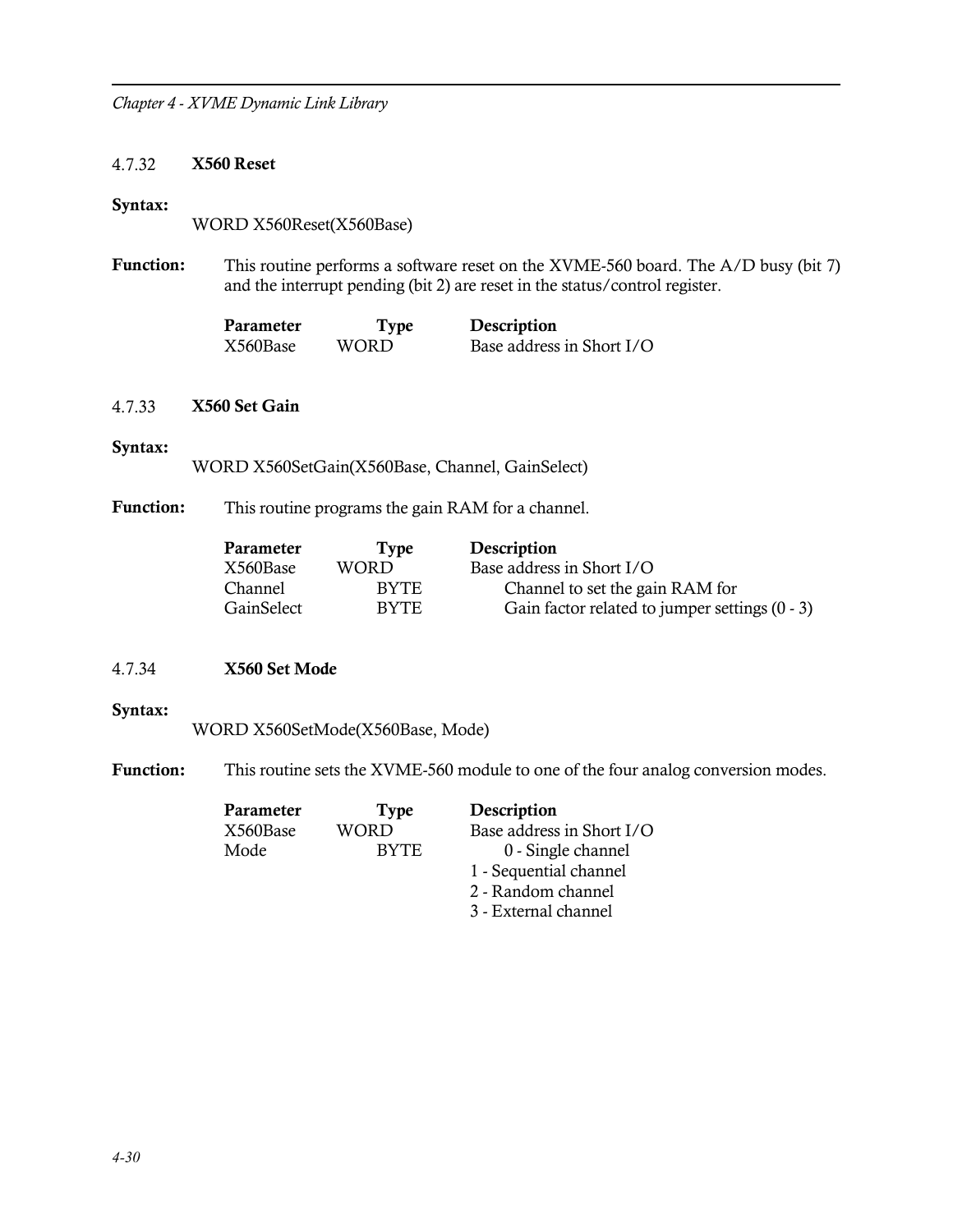### 4.7.32 X560 Reset

**Syntax:**

WORD X560Reset(X560Base)

**Function:** This routine performs a software reset on the XVME-560 board. The A/D busy (bit 7) and the interrupt pending (bit 2) are reset in the status/control register.

| Parameter | Type | Description |
|---|---|---|
| X560Base | WORD | Base address in Short I/O |

### 4.7.33 X560 Set Gain

**Syntax:**

WORD X560SetGain(X560Base, Channel, GainSelect)

**Function:** This routine programs the gain RAM for a channel.

| Parameter | Type | Description |
|---|---|---|
| X560Base | WORD | Base address in Short I/O |
| Channel | BYTE | Channel to set the gain RAM for |
| GainSelect | BYTE | Gain factor related to jumper settings (0 - 3) |

### 4.7.34 X560 Set Mode

**Syntax:**

WORD X560SetMode(X560Base, Mode)

**Function:** This routine sets the XVME-560 module to one of the four analog conversion modes.

| Parameter | Type | Description |
|---|---|---|
| X560Base | WORD | Base address in Short I/O |
| Mode | BYTE | 0 - Single channel<br>1 - Sequential channel<br>2 - Random channel<br>3 - External channel |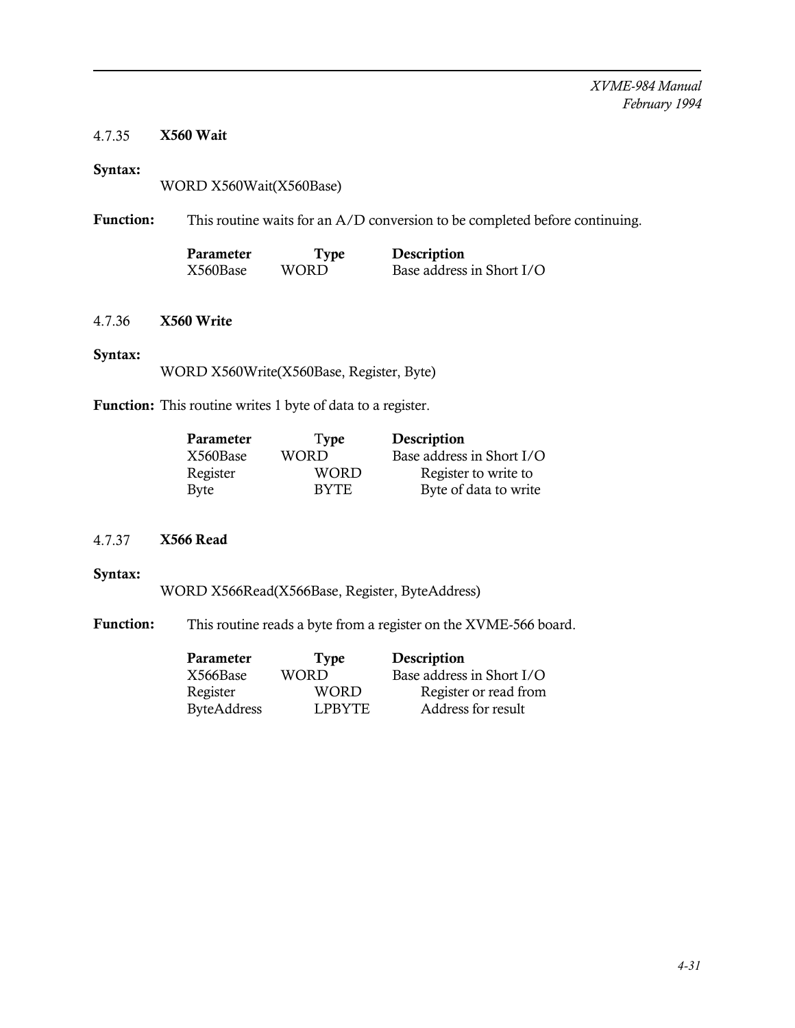### 4.7.35 X560 Wait

**Syntax:**

WORD X560Wait(X560Base)

**Function:** This routine waits for an A/D conversion to be completed before continuing.

| Parameter | Type | Description |
|---|---|---|
| X560Base | WORD | Base address in Short I/O |

### 4.7.36 X560 Write

**Syntax:**

WORD X560Write(X560Base, Register, Byte)

**Function:** This routine writes 1 byte of data to a register.

| Parameter | Type | Description |
|---|---|---|
| X560Base | WORD | Base address in Short I/O |
| Register | WORD | Register to write to |
| Byte | BYTE | Byte of data to write |

### 4.7.37 X566 Read

**Syntax:**

WORD X566Read(X566Base, Register, ByteAddress)

**Function:** This routine reads a byte from a register on the XVME-566 board.

| Parameter | Type | Description |
|---|---|---|
| X566Base | WORD | Base address in Short I/O |
| Register | WORD | Register or read from |
| ByteAddress | LPBYTE | Address for result |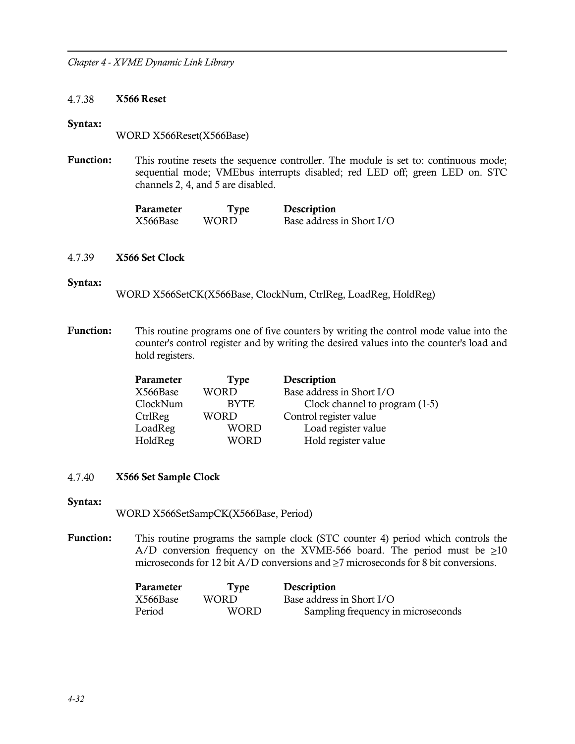### 4.7.38 X566 Reset

**Syntax:**

WORD X566Reset(X566Base)

**Function:** This routine resets the sequence controller. The module is set to: continuous mode; sequential mode; VMEbus interrupts disabled; red LED off; green LED on. STC channels 2, 4, and 5 are disabled.

| Parameter | Type | Description |
|---|---|---|
| X566Base | WORD | Base address in Short I/O |

### 4.7.39 X566 Set Clock

**Syntax:**

WORD X566SetCK(X566Base, ClockNum, CtrlReg, LoadReg, HoldReg)

**Function:** This routine programs one of five counters by writing the control mode value into the counter's control register and by writing the desired values into the counter's load and hold registers.

| Parameter | Type | Description |
|---|---|---|
| X566Base | WORD | Base address in Short I/O |
| ClockNum | BYTE | Clock channel to program (1-5) |
| CtrlReg | WORD | Control register value |
| LoadReg | WORD | Load register value |
| HoldReg | WORD | Hold register value |

### 4.7.40 X566 Set Sample Clock

**Syntax:**

WORD X566SetSampCK(X566Base, Period)

**Function:** This routine programs the sample clock (STC counter 4) period which controls the A/D conversion frequency on the XVME-566 board. The period must be $\geq$10 microseconds for 12 bit A/D conversions and $\geq$7 microseconds for 8 bit conversions.

| Parameter | Type | Description |
|---|---|---|
| X566Base | WORD | Base address in Short I/O |
| Period | WORD | Sampling frequency in microseconds |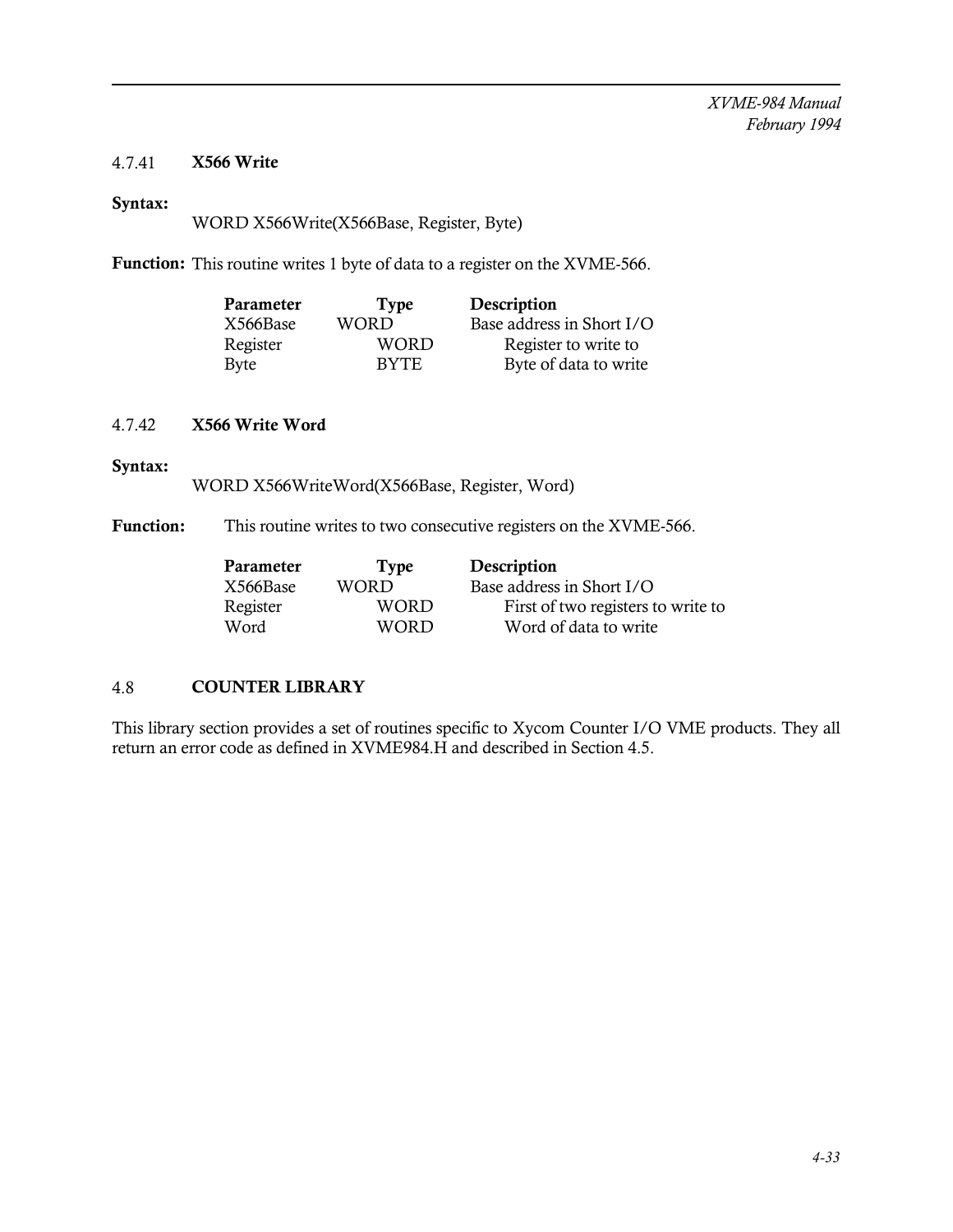### 4.7.41 X566 Write

**Syntax:**

```
WORD X566Write(X566Base, Register, Byte)
```

**Function:** This routine writes 1 byte of data to a register on the XVME-566.

| Parameter | Type | Description |
|---|---|---|
| X566Base | WORD | Base address in Short I/O |
| Register | WORD | Register to write to |
| Byte | BYTE | Byte of data to write |

### 4.7.42 X566 Write Word

**Syntax:**

```
WORD X566WriteWord(X566Base, Register, Word)
```

**Function:** This routine writes to two consecutive registers on the XVME-566.

| Parameter | Type | Description |
|---|---|---|
| X566Base | WORD | Base address in Short I/O |
| Register | WORD | First of two registers to write to |
| Word | WORD | Word of data to write |

## 4.8 COUNTER LIBRARY

This library section provides a set of routines specific to Xycom Counter I/O VME products. They all return an error code as defined in XVME984.H and described in Section 4.5.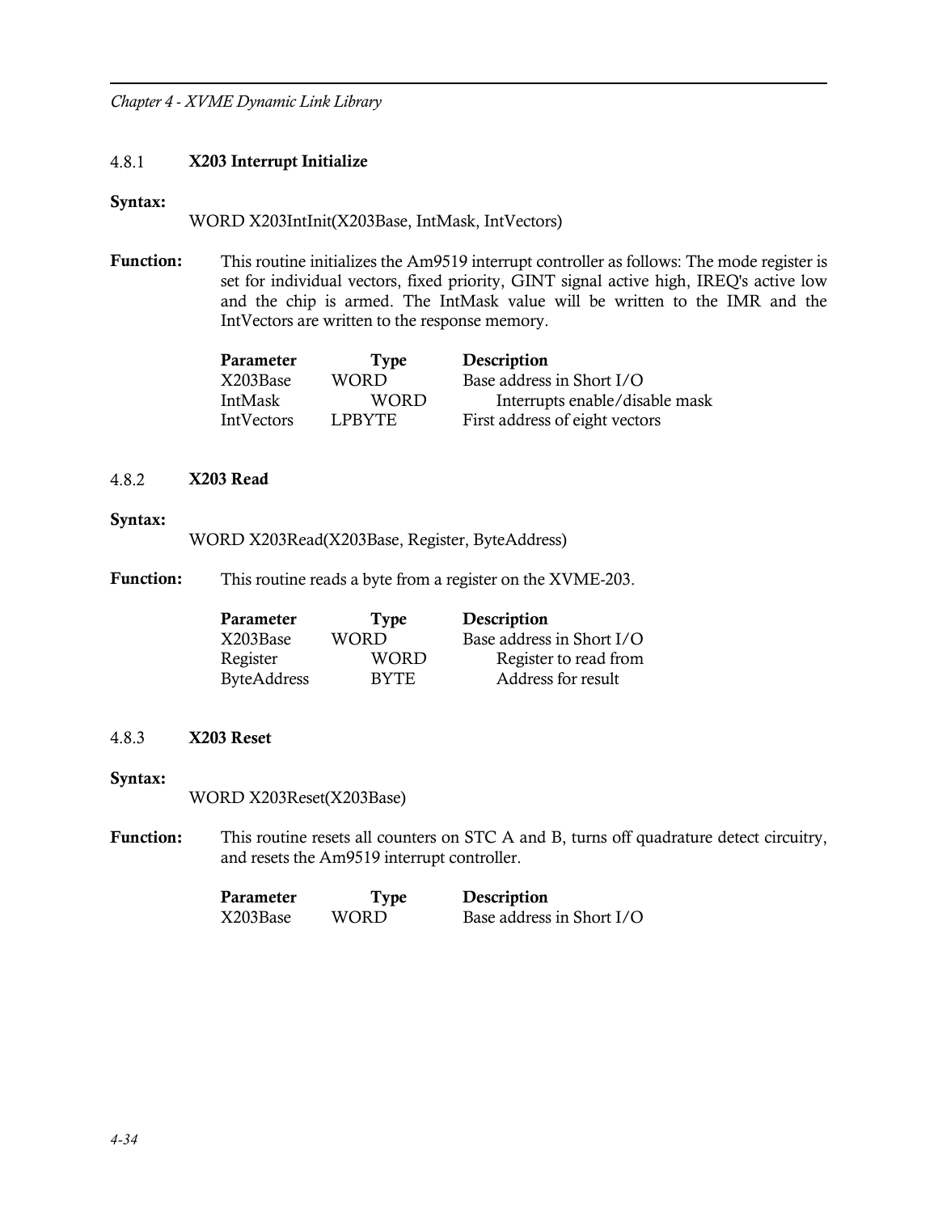### 4.8.1 X203 Interrupt Initialize

**Syntax:**

WORD X203IntInit(X203Base, IntMask, IntVectors)

**Function:** This routine initializes the Am9519 interrupt controller as follows: The mode register is set for individual vectors, fixed priority, GINT signal active high, IREQ's active low and the chip is armed. The IntMask value will be written to the IMR and the IntVectors are written to the response memory.

| Parameter | Type | Description |
| --- | --- | --- |
| X203Base | WORD | Base address in Short I/O |
| IntMask | WORD | Interrupts enable/disable mask |
| IntVectors | LPBYTE | First address of eight vectors |

### 4.8.2 X203 Read

**Syntax:**

WORD X203Read(X203Base, Register, ByteAddress)

**Function:** This routine reads a byte from a register on the XVME-203.

| Parameter | Type | Description |
| --- | --- | --- |
| X203Base | WORD | Base address in Short I/O |
| Register | WORD | Register to read from |
| ByteAddress | BYTE | Address for result |

### 4.8.3 X203 Reset

**Syntax:**

WORD X203Reset(X203Base)

**Function:** This routine resets all counters on STC A and B, turns off quadrature detect circuitry, and resets the Am9519 interrupt controller.

| Parameter | Type | Description |
| --- | --- | --- |
| X203Base | WORD | Base address in Short I/O |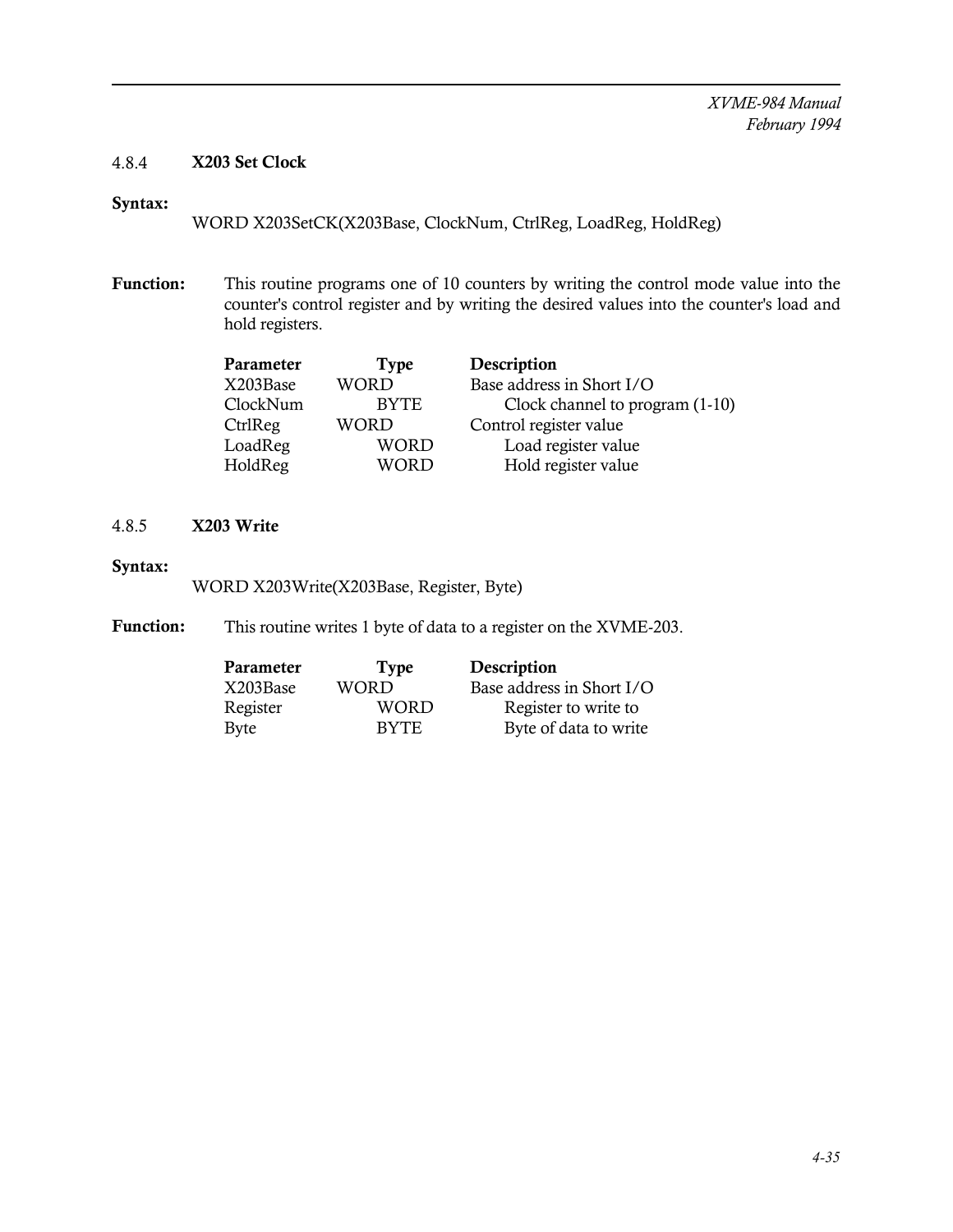#### 4.8.4 X203 Set Clock

**Syntax:**

WORD X203SetCK(X203Base, ClockNum, CtrlReg, LoadReg, HoldReg)

**Function:** This routine programs one of 10 counters by writing the control mode value into the counter's control register and by writing the desired values into the counter's load and hold registers.

| Parameter | Type | Description |
|---|---|---|
| X203Base | WORD | Base address in Short I/O |
| ClockNum | BYTE | Clock channel to program (1-10) |
| CtrlReg | WORD | Control register value |
| LoadReg | WORD | Load register value |
| HoldReg | WORD | Hold register value |

#### 4.8.5 X203 Write

**Syntax:**

WORD X203Write(X203Base, Register, Byte)

**Function:** This routine writes 1 byte of data to a register on the XVME-203.

| Parameter | Type | Description |
|---|---|---|
| X203Base | WORD | Base address in Short I/O |
| Register | WORD | Register to write to |
| Byte | BYTE | Byte of data to write |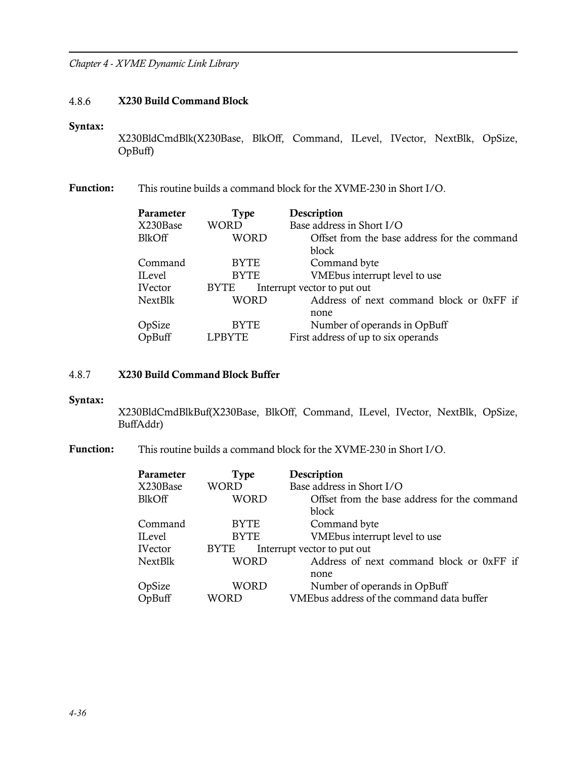### 4.8.6 X230 Build Command Block

**Syntax:**

X230BldCmdBlk(X230Base, BlkOff, Command, ILevel, IVector, NextBlk, OpSize, OpBuff)

**Function:** This routine builds a command block for the XVME-230 in Short I/O.

| Parameter | Type | Description |
|---|---|---|
| X230Base | WORD | Base address in Short I/O |
| BlkOff | WORD | Offset from the base address for the command block |
| Command | BYTE | Command byte |
| ILevel | BYTE | VMEbus interrupt level to use |
| IVector | BYTE | Interrupt vector to put out |
| NextBlk | WORD | Address of next command block or 0xFF if none |
| OpSize | BYTE | Number of operands in OpBuff |
| OpBuff | LPBYTE | First address of up to six operands |

### 4.8.7 X230 Build Command Block Buffer

**Syntax:**

X230BldCmdBlkBuf(X230Base, BlkOff, Command, ILevel, IVector, NextBlk, OpSize, BuffAddr)

**Function:** This routine builds a command block for the XVME-230 in Short I/O.

| Parameter | Type | Description |
|---|---|---|
| X230Base | WORD | Base address in Short I/O |
| BlkOff | WORD | Offset from the base address for the command block |
| Command | BYTE | Command byte |
| ILevel | BYTE | VMEbus interrupt level to use |
| IVector | BYTE | Interrupt vector to put out |
| NextBlk | WORD | Address of next command block or 0xFF if none |
| OpSize | WORD | Number of operands in OpBuff |
| OpBuff | WORD | VMEbus address of the command data buffer |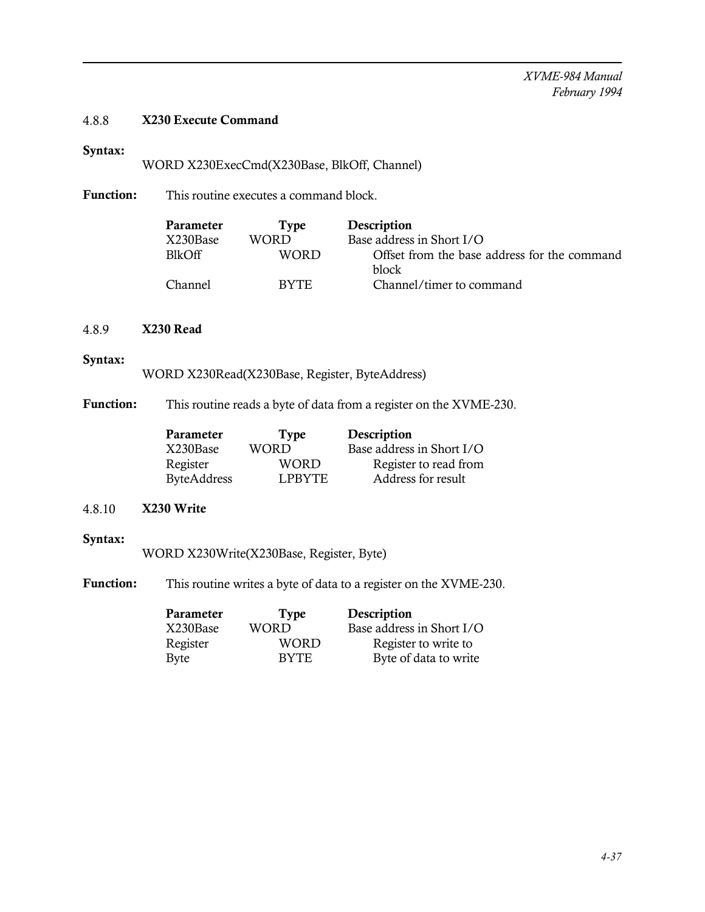#### 4.8.8 X230 Execute Command

**Syntax:**

WORD X230ExecCmd(X230Base, BlkOff, Channel)

**Function:** This routine executes a command block.

| Parameter | Type | Description |
|---|---|---|
| X230Base | WORD | Base address in Short I/O |
| BlkOff | WORD | Offset from the base address for the command block |
| Channel | BYTE | Channel/timer to command |

#### 4.8.9 X230 Read

**Syntax:**

WORD X230Read(X230Base, Register, ByteAddress)

**Function:** This routine reads a byte of data from a register on the XVME-230.

| Parameter | Type | Description |
|---|---|---|
| X230Base | WORD | Base address in Short I/O |
| Register | WORD | Register to read from |
| ByteAddress | LPBYTE | Address for result |

#### 4.8.10 X230 Write

**Syntax:**

WORD X230Write(X230Base, Register, Byte)

**Function:** This routine writes a byte of data to a register on the XVME-230.

| Parameter | Type | Description |
|---|---|---|
| X230Base | WORD | Base address in Short I/O |
| Register | WORD | Register to write to |
| Byte | BYTE | Byte of data to write |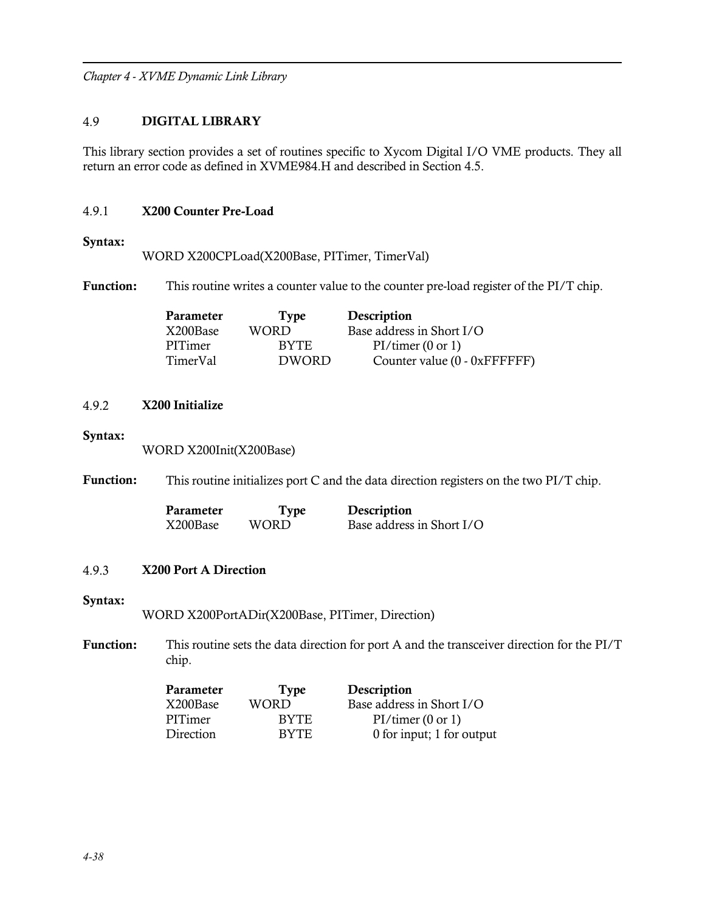## 4.9 DIGITAL LIBRARY

This library section provides a set of routines specific to Xycom Digital I/O VME products. They all return an error code as defined in XVME984.H and described in Section 4.5.

### 4.9.1 X200 Counter Pre-Load

**Syntax:**

```
WORD X200CPLoad(X200Base, PITimer, TimerVal)
```

**Function:** This routine writes a counter value to the counter pre-load register of the PI/T chip.

| Parameter | Type | Description |
|---|---|---|
| X200Base | WORD | Base address in Short I/O |
| PITimer | BYTE | PI/timer (0 or 1) |
| TimerVal | DWORD | Counter value (0 - 0xFFFFFF) |

### 4.9.2 X200 Initialize

**Syntax:**

```
WORD X200Init(X200Base)
```

**Function:** This routine initializes port C and the data direction registers on the two PI/T chip.

| Parameter | Type | Description |
|---|---|---|
| X200Base | WORD | Base address in Short I/O |

### 4.9.3 X200 Port A Direction

**Syntax:**

```
WORD X200PortADir(X200Base, PITimer, Direction)
```

**Function:** This routine sets the data direction for port A and the transceiver direction for the PI/T chip.

| Parameter | Type | Description |
|---|---|---|
| X200Base | WORD | Base address in Short I/O |
| PITimer | BYTE | PI/timer (0 or 1) |
| Direction | BYTE | 0 for input; 1 for output |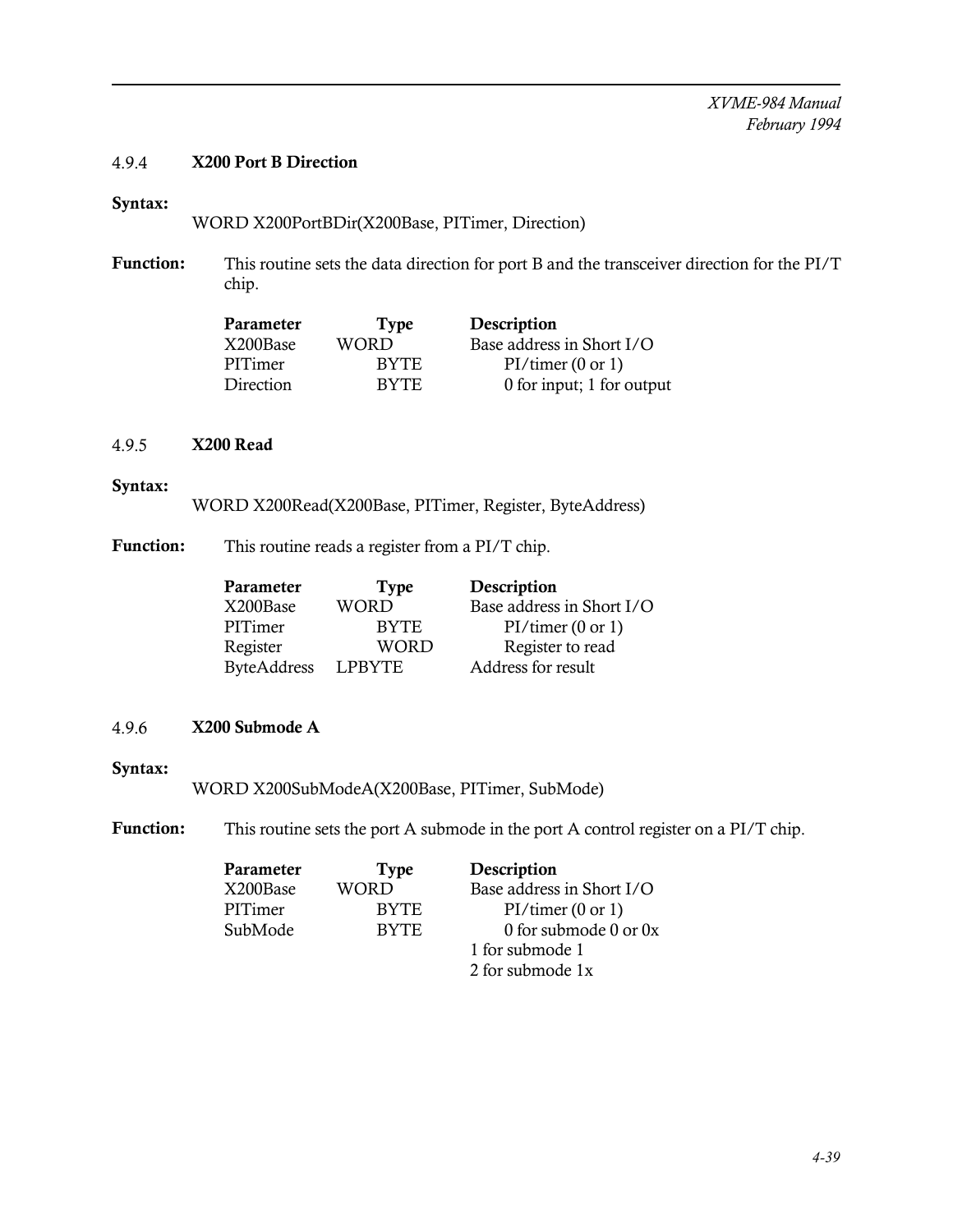### 4.9.4 X200 Port B Direction

**Syntax:**

WORD X200PortBDir(X200Base, PITimer, Direction)

**Function:** This routine sets the data direction for port B and the transceiver direction for the PI/T chip.

| Parameter | Type | Description |
|---|---|---|
| X200Base | WORD | Base address in Short I/O |
| PITimer | BYTE | PI/timer (0 or 1) |
| Direction | BYTE | 0 for input; 1 for output |

### 4.9.5 X200 Read

**Syntax:**

WORD X200Read(X200Base, PITimer, Register, ByteAddress)

**Function:** This routine reads a register from a PI/T chip.

| Parameter | Type | Description |
|---|---|---|
| X200Base | WORD | Base address in Short I/O |
| PITimer | BYTE | PI/timer (0 or 1) |
| Register | WORD | Register to read |
| ByteAddress | LPBYTE | Address for result |

### 4.9.6 X200 Submode A

**Syntax:**

WORD X200SubModeA(X200Base, PITimer, SubMode)

**Function:** This routine sets the port A submode in the port A control register on a PI/T chip.

| Parameter | Type | Description |
|---|---|---|
| X200Base | WORD | Base address in Short I/O |
| PITimer | BYTE | PI/timer (0 or 1) |
| SubMode | BYTE | 0 for submode 0 or 0x<br>1 for submode 1<br>2 for submode 1x |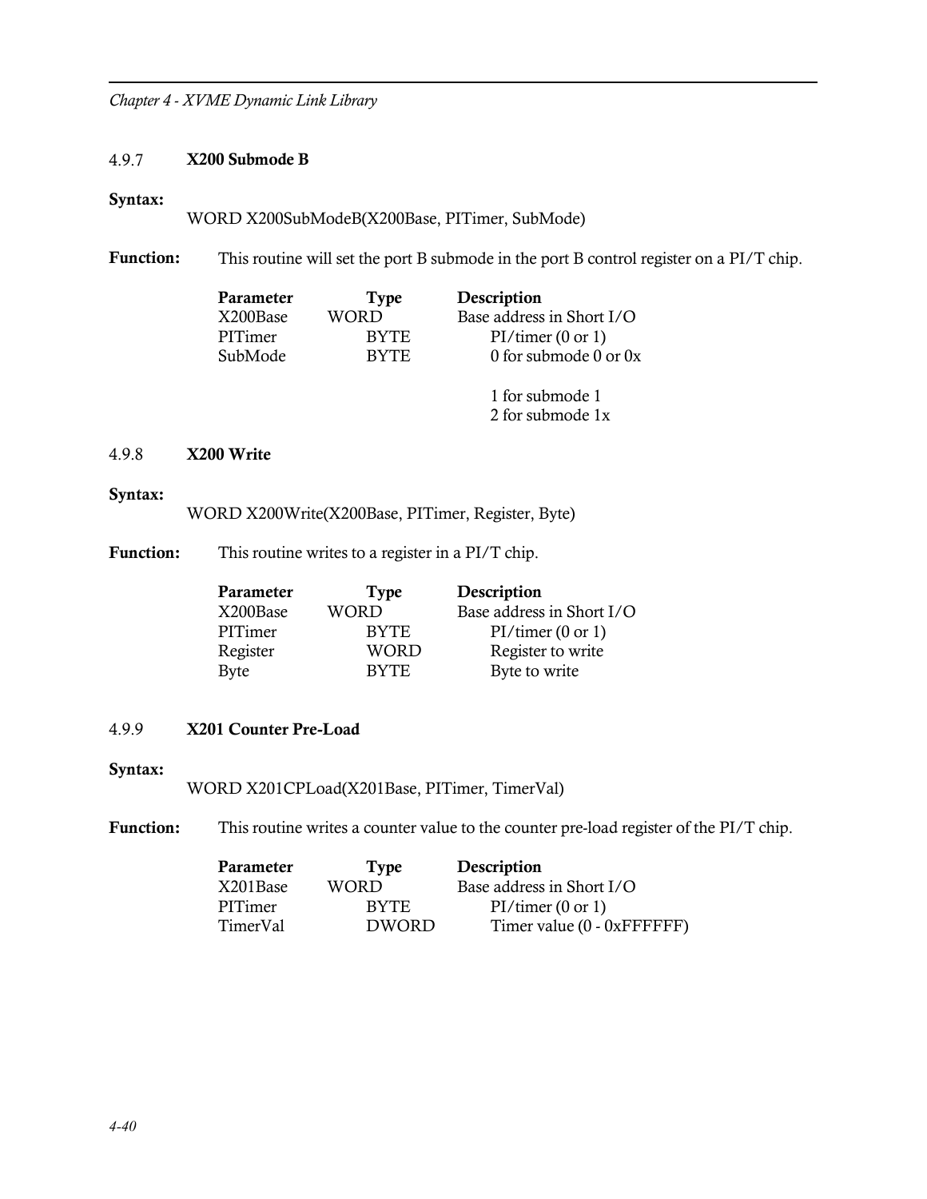### 4.9.7 X200 Submode B

**Syntax:**

WORD X200SubModeB(X200Base, PITimer, SubMode)

**Function:** This routine will set the port B submode in the port B control register on a PI/T chip.

| Parameter | Type | Description |
|---|---|---|
| X200Base | WORD | Base address in Short I/O |
| PITimer | BYTE | PI/timer (0 or 1) |
| SubMode | BYTE | 0 for submode 0 or 0x<br><br>1 for submode 1<br>2 for submode 1x |

### 4.9.8 X200 Write

**Syntax:**

WORD X200Write(X200Base, PITimer, Register, Byte)

**Function:** This routine writes to a register in a PI/T chip.

| Parameter | Type | Description |
|---|---|---|
| X200Base | WORD | Base address in Short I/O |
| PITimer | BYTE | PI/timer (0 or 1) |
| Register | WORD | Register to write |
| Byte | BYTE | Byte to write |

### 4.9.9 X201 Counter Pre-Load

**Syntax:**

WORD X201CPLoad(X201Base, PITimer, TimerVal)

**Function:** This routine writes a counter value to the counter pre-load register of the PI/T chip.

| Parameter | Type | Description |
|---|---|---|
| X201Base | WORD | Base address in Short I/O |
| PITimer | BYTE | PI/timer (0 or 1) |
| TimerVal | DWORD | Timer value (0 - 0xFFFFFF) |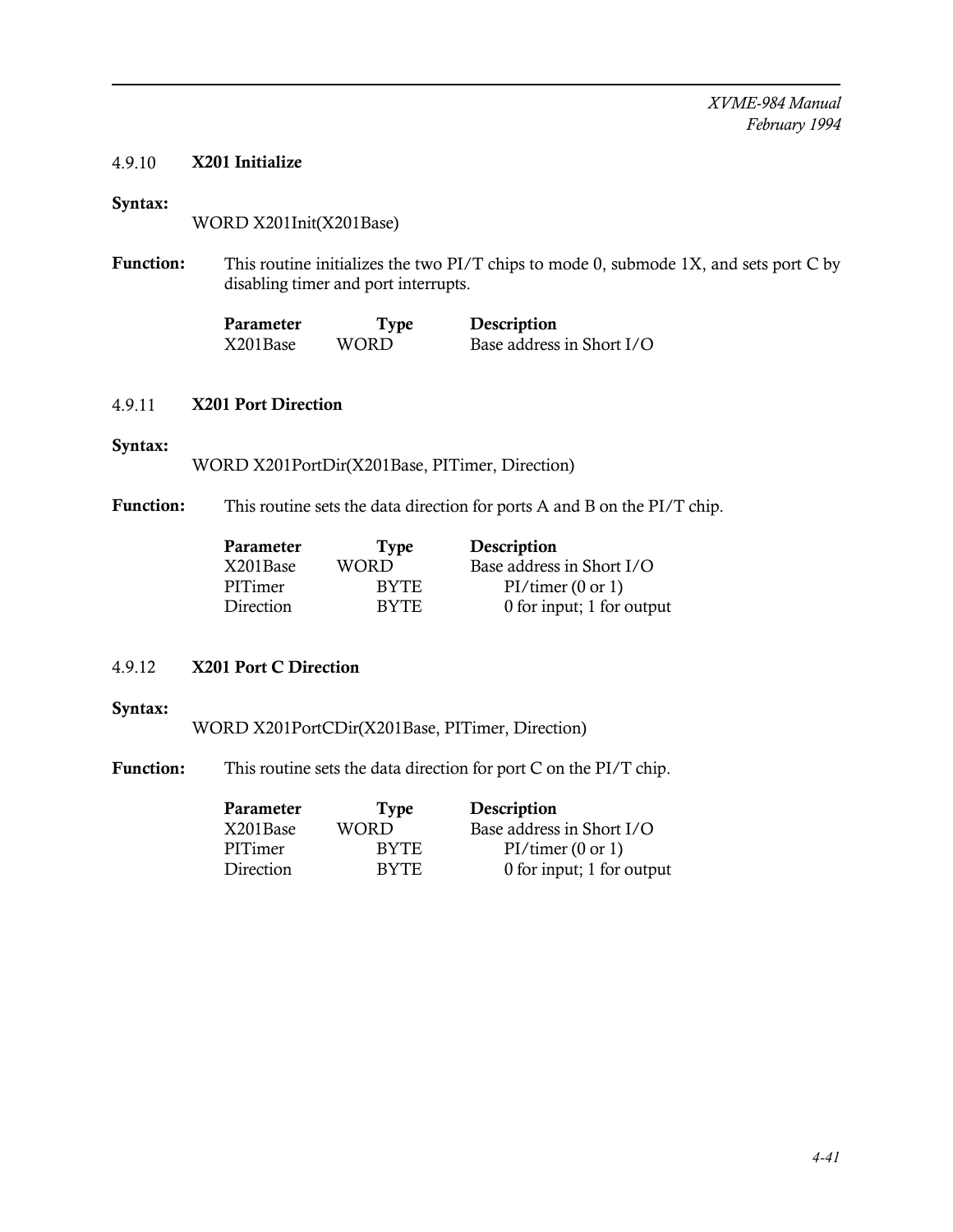### 4.9.10 X201 Initialize

**Syntax:**

```
WORD X201Init(X201Base)
```

**Function:** This routine initializes the two PI/T chips to mode 0, submode 1X, and sets port C by disabling timer and port interrupts.

| Parameter | Type | Description |
|---|---|---|
| X201Base | WORD | Base address in Short I/O |

### 4.9.11 X201 Port Direction

**Syntax:**

```
WORD X201PortDir(X201Base, PITimer, Direction)
```

**Function:** This routine sets the data direction for ports A and B on the PI/T chip.

| Parameter | Type | Description |
|---|---|---|
| X201Base | WORD | Base address in Short I/O |
| PITimer | BYTE | PI/timer (0 or 1) |
| Direction | BYTE | 0 for input; 1 for output |

### 4.9.12 X201 Port C Direction

**Syntax:**

```
WORD X201PortCDir(X201Base, PITimer, Direction)
```

**Function:** This routine sets the data direction for port C on the PI/T chip.

| Parameter | Type | Description |
|---|---|---|
| X201Base | WORD | Base address in Short I/O |
| PITimer | BYTE | PI/timer (0 or 1) |
| Direction | BYTE | 0 for input; 1 for output |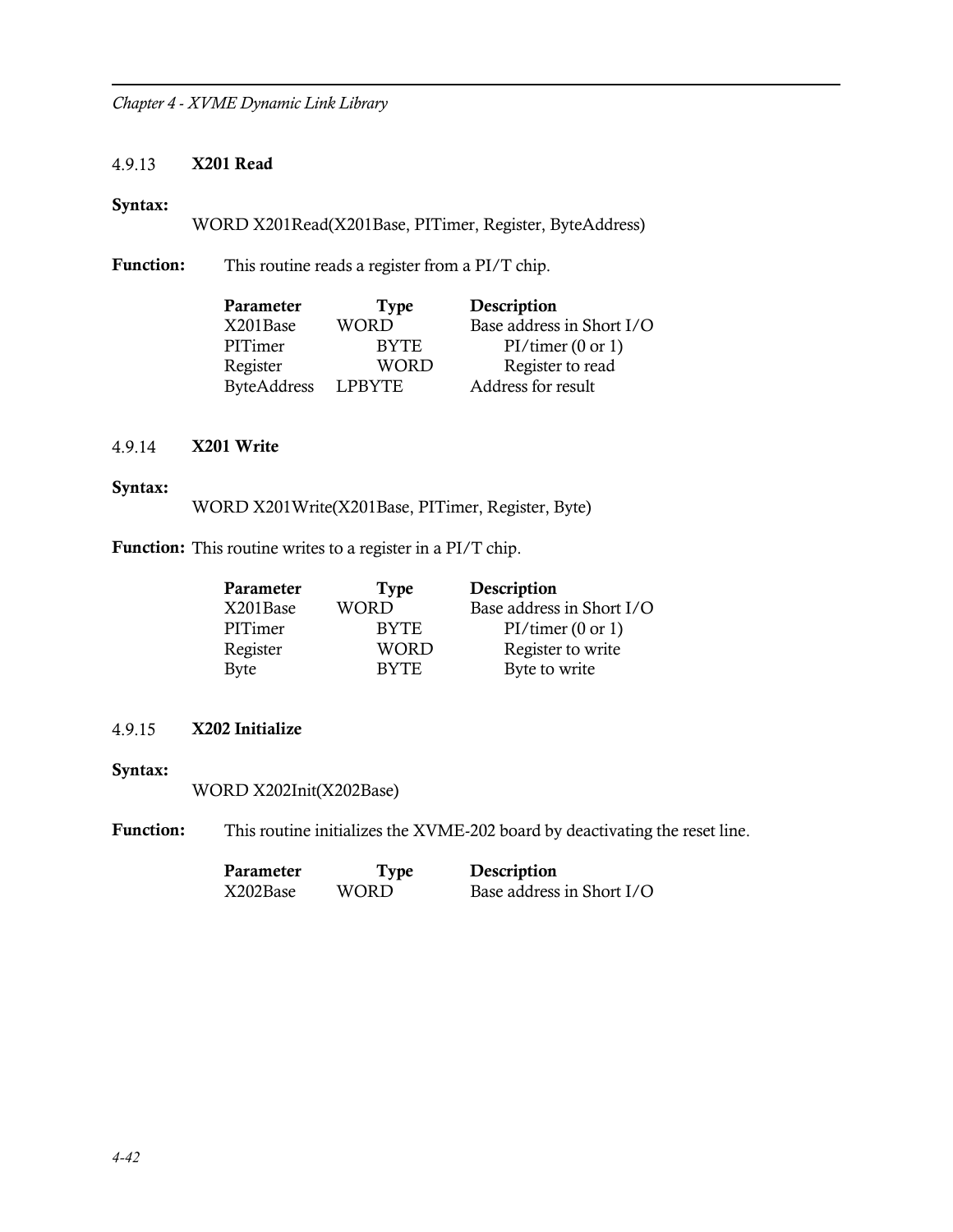### 4.9.13 X201 Read

**Syntax:**

WORD X201Read(X201Base, PITimer, Register, ByteAddress)

**Function:** This routine reads a register from a PI/T chip.

| Parameter | Type | Description |
|---|---|---|
| X201Base | WORD | Base address in Short I/O |
| PITimer | BYTE | PI/timer (0 or 1) |
| Register | WORD | Register to read |
| ByteAddress | LPBYTE | Address for result |

### 4.9.14 X201 Write

**Syntax:**

WORD X201Write(X201Base, PITimer, Register, Byte)

**Function:** This routine writes to a register in a PI/T chip.

| Parameter | Type | Description |
|---|---|---|
| X201Base | WORD | Base address in Short I/O |
| PITimer | BYTE | PI/timer (0 or 1) |
| Register | WORD | Register to write |
| Byte | BYTE | Byte to write |

### 4.9.15 X202 Initialize

**Syntax:**

WORD X202Init(X202Base)

**Function:** This routine initializes the XVME-202 board by deactivating the reset line.

| Parameter | Type | Description |
|---|---|---|
| X202Base | WORD | Base address in Short I/O |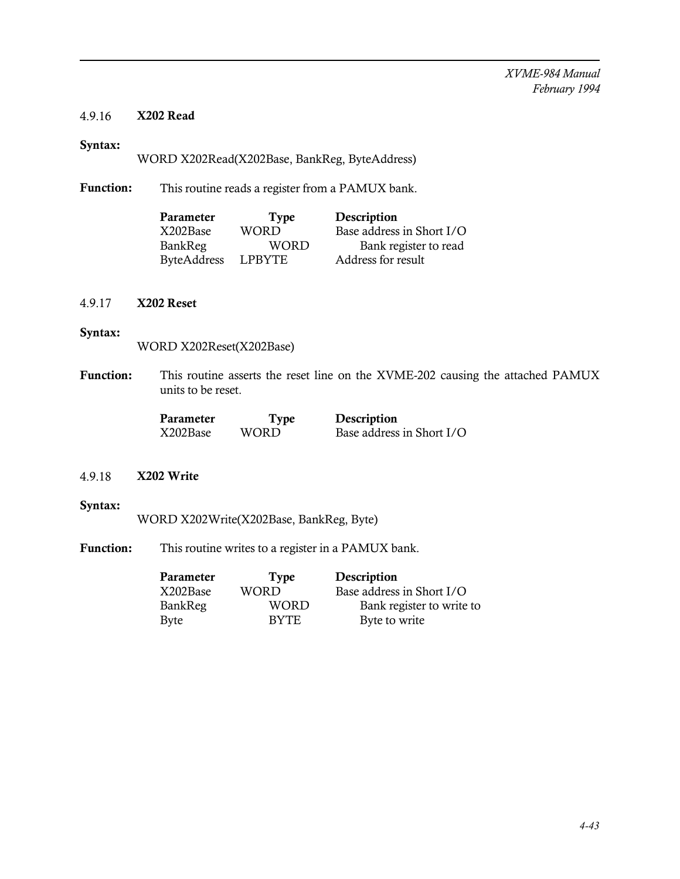### 4.9.16 X202 Read

**Syntax:**

WORD X202Read(X202Base, BankReg, ByteAddress)

**Function:** This routine reads a register from a PAMUX bank.

| Parameter | Type | Description |
|---|---|---|
| X202Base | WORD | Base address in Short I/O |
| BankReg | WORD | Bank register to read |
| ByteAddress | LPBYTE | Address for result |

### 4.9.17 X202 Reset

**Syntax:**

WORD X202Reset(X202Base)

**Function:** This routine asserts the reset line on the XVME-202 causing the attached PAMUX units to be reset.

| Parameter | Type | Description |
|---|---|---|
| X202Base | WORD | Base address in Short I/O |

### 4.9.18 X202 Write

**Syntax:**

WORD X202Write(X202Base, BankReg, Byte)

**Function:** This routine writes to a register in a PAMUX bank.

| Parameter | Type | Description |
|---|---|---|
| X202Base | WORD | Base address in Short I/O |
| BankReg | WORD | Bank register to write to |
| Byte | BYTE | Byte to write |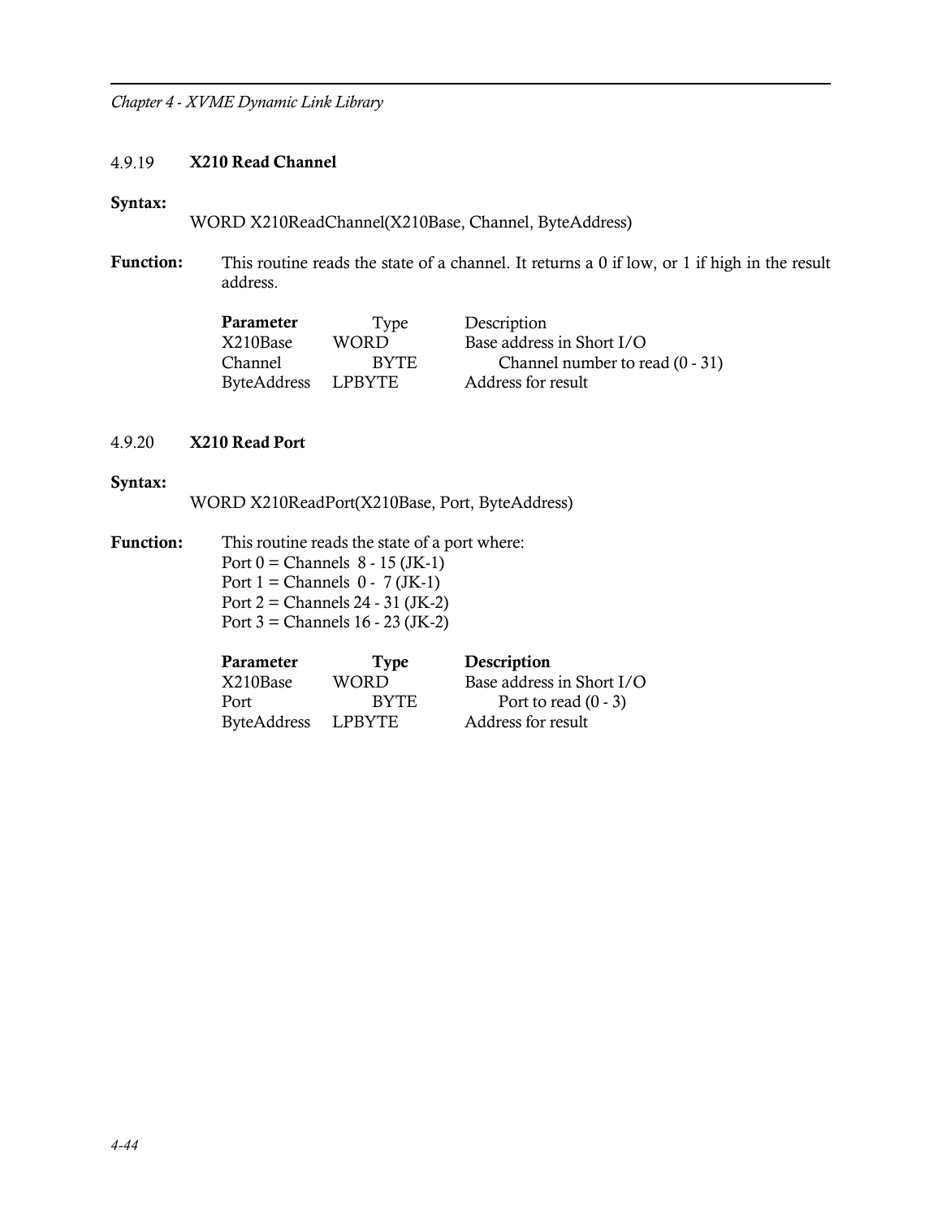### 4.9.19 **X210 Read Channel**

**Syntax:**

WORD X210ReadChannel(X210Base, Channel, ByteAddress)

**Function:** This routine reads the state of a channel. It returns a 0 if low, or 1 if high in the result address.

| **Parameter** | Type | Description |
|---|---|---|
| X210Base | WORD | Base address in Short I/O |
| Channel | BYTE | Channel number to read (0 - 31) |
| ByteAddress | LPBYTE | Address for result |

### 4.9.20 **X210 Read Port**

**Syntax:**

WORD X210ReadPort(X210Base, Port, ByteAddress)

**Function:** This routine reads the state of a port where:
Port 0 = Channels 8 - 15 (JK-1)
Port 1 = Channels 0 - 7 (JK-1)
Port 2 = Channels 24 - 31 (JK-2)
Port 3 = Channels 16 - 23 (JK-2)

| **Parameter** | **Type** | **Description** |
|---|---|---|
| X210Base | WORD | Base address in Short I/O |
| Port | BYTE | Port to read (0 - 3) |
| ByteAddress | LPBYTE | Address for result |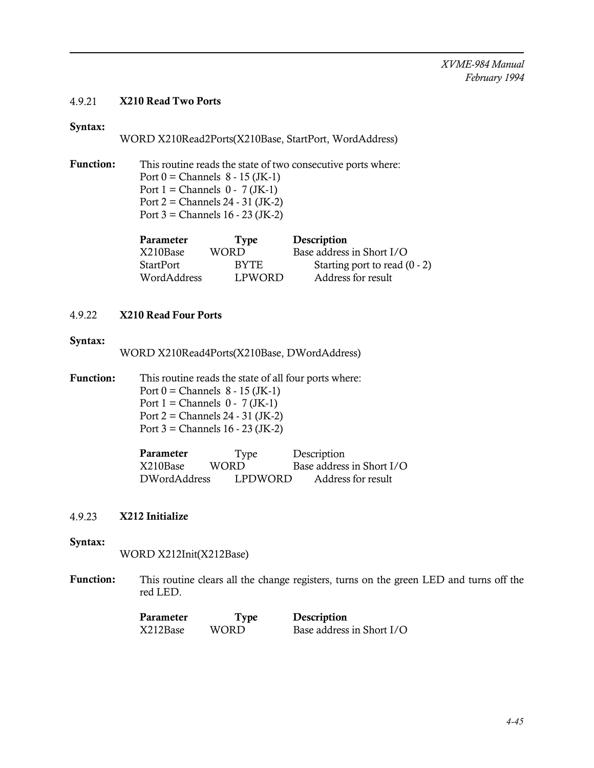### 4.9.21 X210 Read Two Ports

**Syntax:**

WORD X210Read2Ports(X210Base, StartPort, WordAddress)

**Function:** This routine reads the state of two consecutive ports where:

Port 0 = Channels 8 - 15 (JK-1)
Port 1 = Channels 0 - 7 (JK-1)
Port 2 = Channels 24 - 31 (JK-2)
Port 3 = Channels 16 - 23 (JK-2)

| Parameter | Type | Description |
|---|---|---|
| X210Base | WORD | Base address in Short I/O |
| StartPort | BYTE | Starting port to read (0 - 2) |
| WordAddress | LPWORD | Address for result |

### 4.9.22 X210 Read Four Ports

**Syntax:**

WORD X210Read4Ports(X210Base, DWordAddress)

**Function:** This routine reads the state of all four ports where:

Port 0 = Channels 8 - 15 (JK-1)
Port 1 = Channels 0 - 7 (JK-1)
Port 2 = Channels 24 - 31 (JK-2)
Port 3 = Channels 16 - 23 (JK-2)

| Parameter | Type | Description |
|---|---|---|
| X210Base | WORD | Base address in Short I/O |
| DWordAddress | LPDWORD | Address for result |

### 4.9.23 X212 Initialize

**Syntax:**

WORD X212Init(X212Base)

**Function:** This routine clears all the change registers, turns on the green LED and turns off the red LED.

| Parameter | Type | Description |
|---|---|---|
| X212Base | WORD | Base address in Short I/O |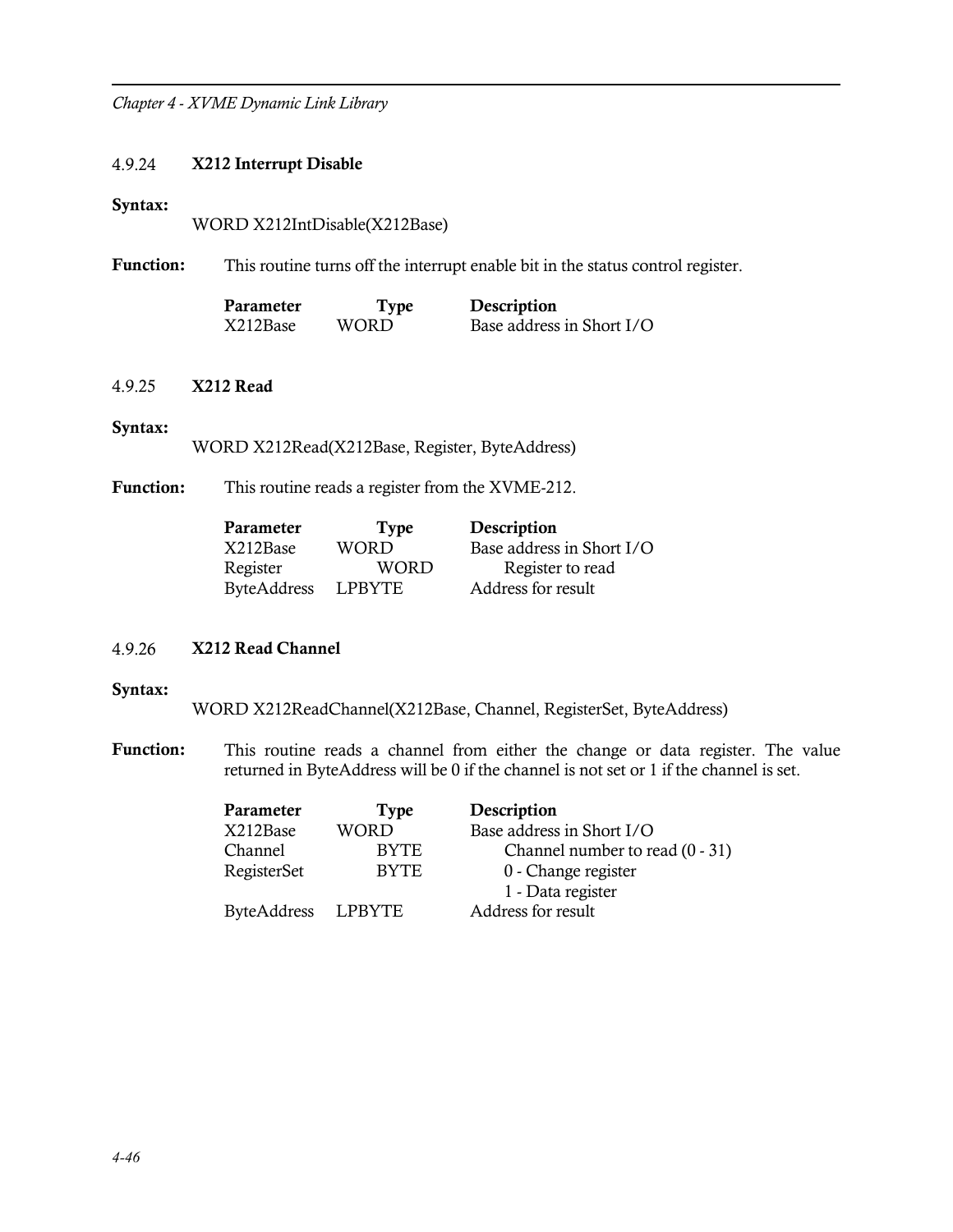### 4.9.24 X212 Interrupt Disable

**Syntax:**

WORD X212IntDisable(X212Base)

**Function:** This routine turns off the interrupt enable bit in the status control register.

| Parameter | Type | Description |
|---|---|---|
| X212Base | WORD | Base address in Short I/O |

### 4.9.25 X212 Read

**Syntax:**

WORD X212Read(X212Base, Register, ByteAddress)

**Function:** This routine reads a register from the XVME-212.

| Parameter | Type | Description |
|---|---|---|
| X212Base | WORD | Base address in Short I/O |
| Register | WORD | Register to read |
| ByteAddress | LPBYTE | Address for result |

### 4.9.26 X212 Read Channel

**Syntax:**

WORD X212ReadChannel(X212Base, Channel, RegisterSet, ByteAddress)

**Function:** This routine reads a channel from either the change or data register. The value returned in ByteAddress will be 0 if the channel is not set or 1 if the channel is set.

| Parameter | Type | Description |
|---|---|---|
| X212Base | WORD | Base address in Short I/O |
| Channel | BYTE | Channel number to read (0 - 31) |
| RegisterSet | BYTE | 0 - Change register<br>1 - Data register |
| ByteAddress | LPBYTE | Address for result |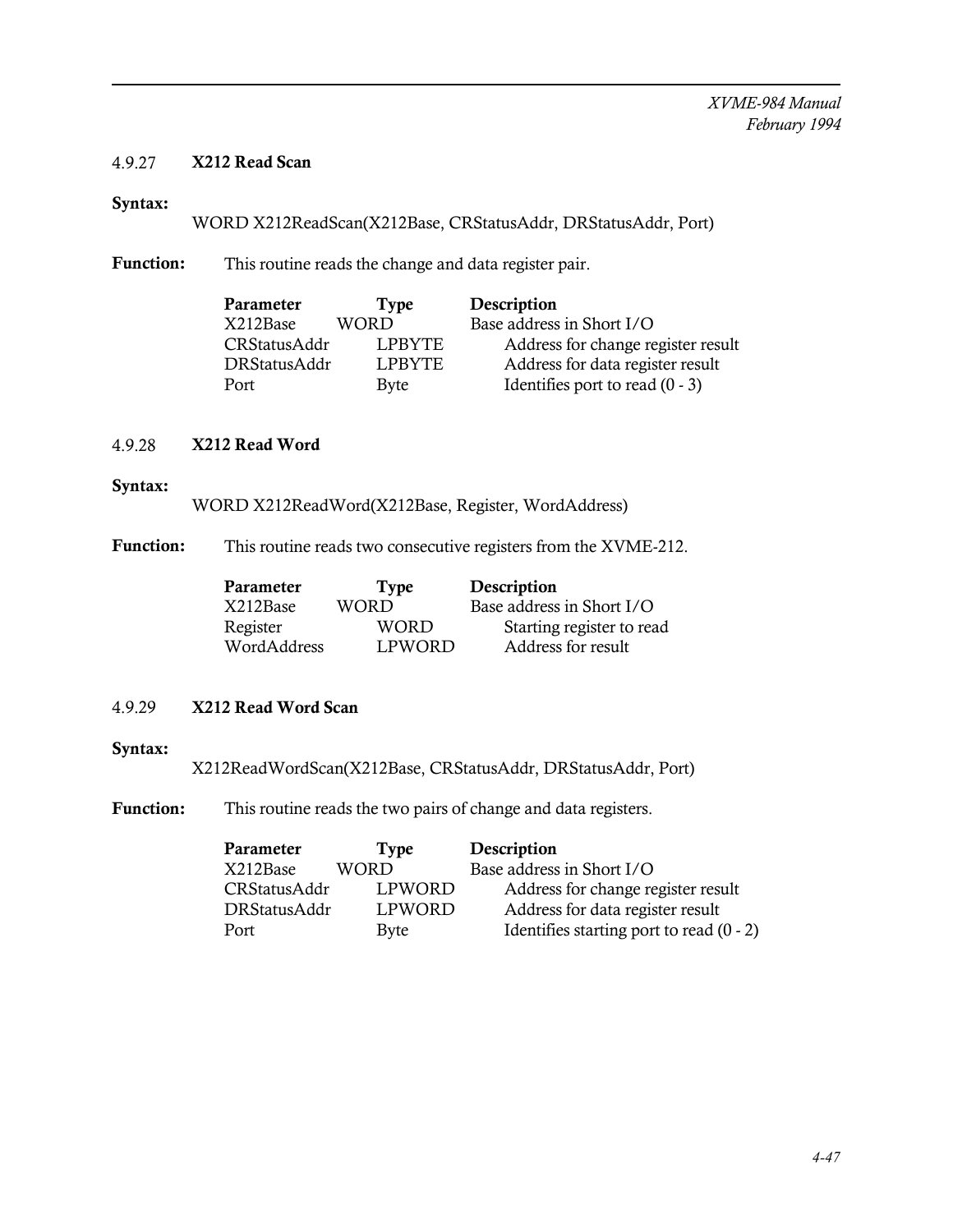### 4.9.27 X212 Read Scan

**Syntax:**

WORD X212ReadScan(X212Base, CRStatusAddr, DRStatusAddr, Port)

**Function:** This routine reads the change and data register pair.

| Parameter | Type | Description |
|---|---|---|
| X212Base | WORD | Base address in Short I/O |
| CRStatusAddr | LPBYTE | Address for change register result |
| DRStatusAddr | LPBYTE | Address for data register result |
| Port | Byte | Identifies port to read (0 - 3) |

### 4.9.28 X212 Read Word

**Syntax:**

WORD X212ReadWord(X212Base, Register, WordAddress)

**Function:** This routine reads two consecutive registers from the XVME-212.

| Parameter | Type | Description |
|---|---|---|
| X212Base | WORD | Base address in Short I/O |
| Register | WORD | Starting register to read |
| WordAddress | LPWORD | Address for result |

### 4.9.29 X212 Read Word Scan

**Syntax:**

X212ReadWordScan(X212Base, CRStatusAddr, DRStatusAddr, Port)

**Function:** This routine reads the two pairs of change and data registers.

| Parameter | Type | Description |
|---|---|---|
| X212Base | WORD | Base address in Short I/O |
| CRStatusAddr | LPWORD | Address for change register result |
| DRStatusAddr | LPWORD | Address for data register result |
| Port | Byte | Identifies starting port to read (0 - 2) |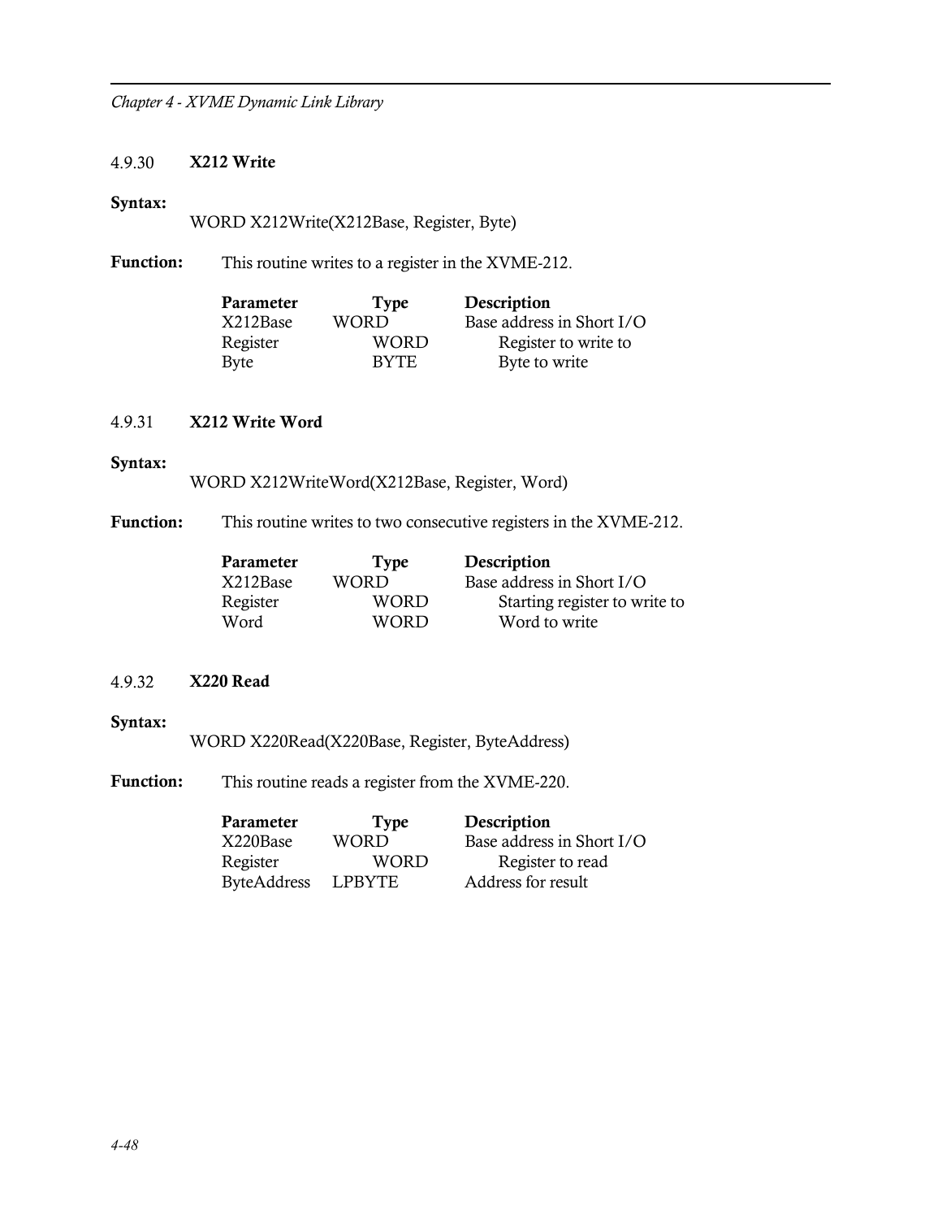### 4.9.30 X212 Write

**Syntax:**

WORD X212Write(X212Base, Register, Byte)

**Function:** This routine writes to a register in the XVME-212.

| Parameter | Type | Description |
|---|---|---|
| X212Base | WORD | Base address in Short I/O |
| Register | WORD | Register to write to |
| Byte | BYTE | Byte to write |

### 4.9.31 X212 Write Word

**Syntax:**

WORD X212WriteWord(X212Base, Register, Word)

**Function:** This routine writes to two consecutive registers in the XVME-212.

| Parameter | Type | Description |
|---|---|---|
| X212Base | WORD | Base address in Short I/O |
| Register | WORD | Starting register to write to |
| Word | WORD | Word to write |

### 4.9.32 X220 Read

**Syntax:**

WORD X220Read(X220Base, Register, ByteAddress)

**Function:** This routine reads a register from the XVME-220.

| Parameter | Type | Description |
|---|---|---|
| X220Base | WORD | Base address in Short I/O |
| Register | WORD | Register to read |
| ByteAddress | LPBYTE | Address for result |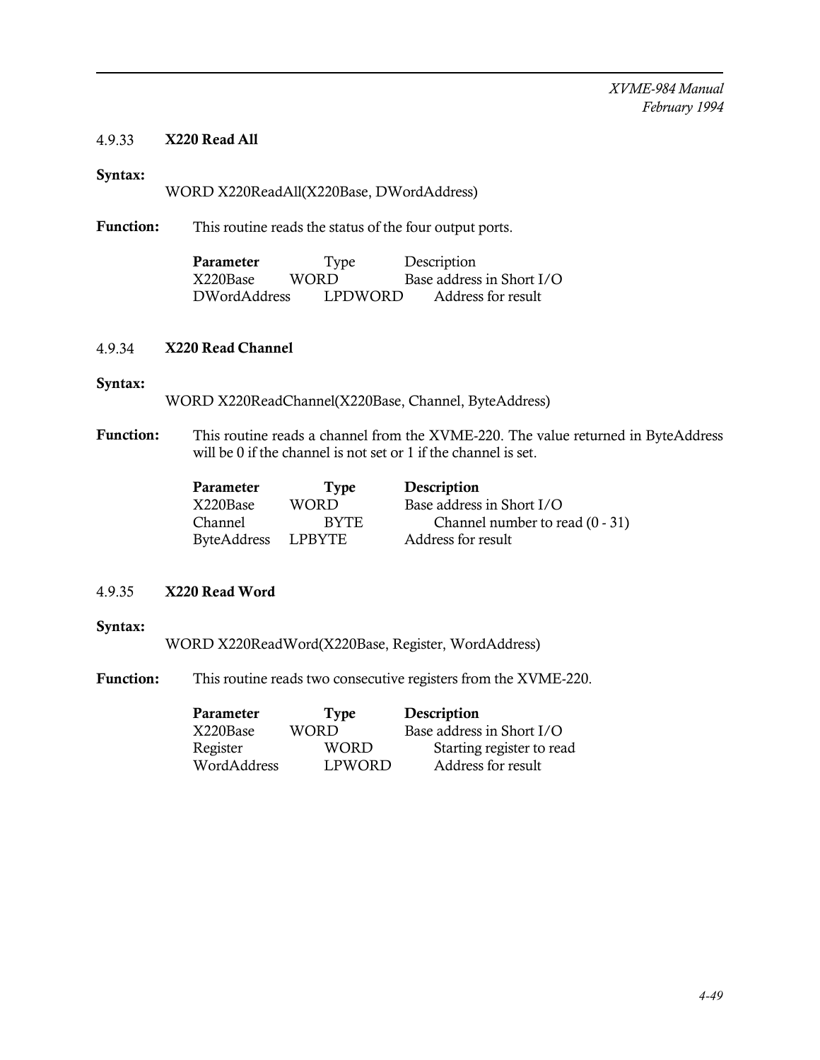### 4.9.33 X220 Read All

**Syntax:**

WORD X220ReadAll(X220Base, DWordAddress)

**Function:** This routine reads the status of the four output ports.

| Parameter | Type | Description |
|---|---|---|
| X220Base | WORD | Base address in Short I/O |
| DWordAddress | LPDWORD | Address for result |

### 4.9.34 X220 Read Channel

**Syntax:**

WORD X220ReadChannel(X220Base, Channel, ByteAddress)

**Function:** This routine reads a channel from the XVME-220. The value returned in ByteAddress will be 0 if the channel is not set or 1 if the channel is set.

| Parameter | Type | Description |
|---|---|---|
| X220Base | WORD | Base address in Short I/O |
| Channel | BYTE | Channel number to read (0 - 31) |
| ByteAddress | LPBYTE | Address for result |

### 4.9.35 X220 Read Word

**Syntax:**

WORD X220ReadWord(X220Base, Register, WordAddress)

**Function:** This routine reads two consecutive registers from the XVME-220.

| Parameter | Type | Description |
|---|---|---|
| X220Base | WORD | Base address in Short I/O |
| Register | WORD | Starting register to read |
| WordAddress | LPWORD | Address for result |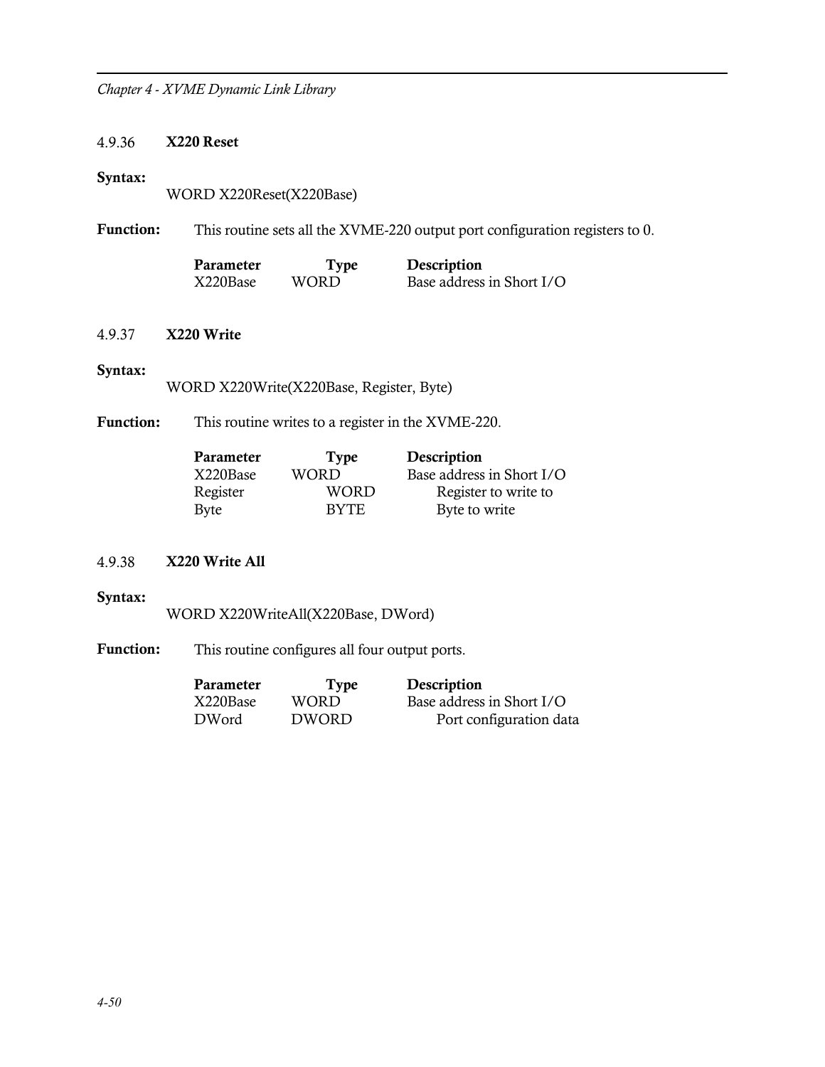### 4.9.36 X220 Reset

**Syntax:**

WORD X220Reset(X220Base)

**Function:** This routine sets all the XVME-220 output port configuration registers to 0.

| Parameter | Type | Description |
|---|---|---|
| X220Base | WORD | Base address in Short I/O |

### 4.9.37 X220 Write

**Syntax:**

WORD X220Write(X220Base, Register, Byte)

**Function:** This routine writes to a register in the XVME-220.

| Parameter | Type | Description |
|---|---|---|
| X220Base | WORD | Base address in Short I/O |
| Register | WORD | Register to write to |
| Byte | BYTE | Byte to write |

### 4.9.38 X220 Write All

**Syntax:**

WORD X220WriteAll(X220Base, DWord)

**Function:** This routine configures all four output ports.

| Parameter | Type | Description |
|---|---|---|
| X220Base | WORD | Base address in Short I/O |
| DWord | DWORD | Port configuration data |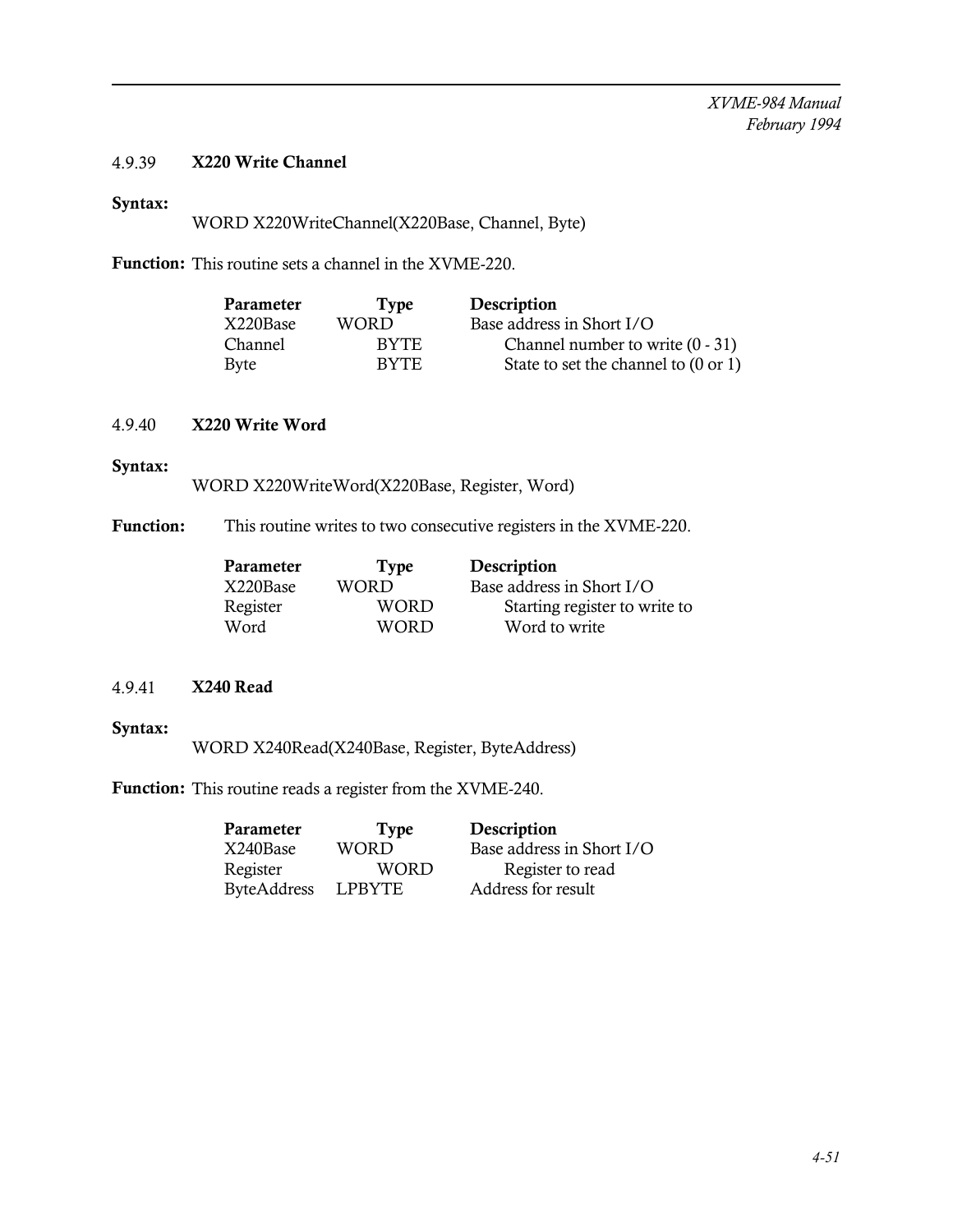### 4.9.39 X220 Write Channel

**Syntax:**

WORD X220WriteChannel(X220Base, Channel, Byte)

**Function:** This routine sets a channel in the XVME-220.

| Parameter | Type | Description |
|---|---|---|
| X220Base | WORD | Base address in Short I/O |
| Channel | BYTE | Channel number to write (0 - 31) |
| Byte | BYTE | State to set the channel to (0 or 1) |

### 4.9.40 X220 Write Word

**Syntax:**

WORD X220WriteWord(X220Base, Register, Word)

**Function:** This routine writes to two consecutive registers in the XVME-220.

| Parameter | Type | Description |
|---|---|---|
| X220Base | WORD | Base address in Short I/O |
| Register | WORD | Starting register to write to |
| Word | WORD | Word to write |

### 4.9.41 X240 Read

**Syntax:**

WORD X240Read(X240Base, Register, ByteAddress)

**Function:** This routine reads a register from the XVME-240.

| Parameter | Type | Description |
|---|---|---|
| X240Base | WORD | Base address in Short I/O |
| Register | WORD | Register to read |
| ByteAddress | LPBYTE | Address for result |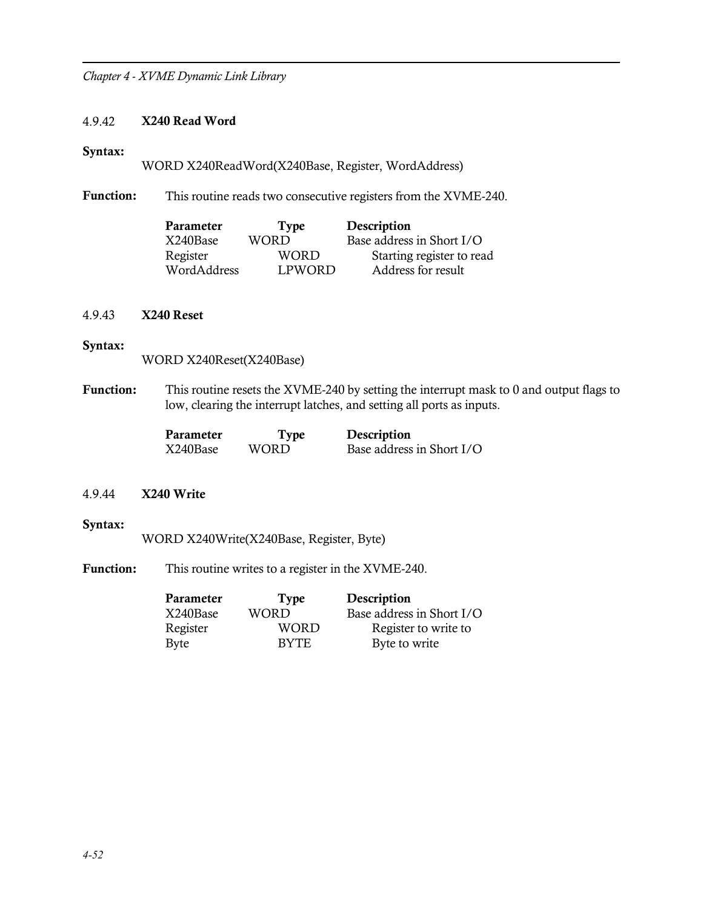### 4.9.42 X240 Read Word

**Syntax:**

```
WORD X240ReadWord(X240Base, Register, WordAddress)
```

**Function:** This routine reads two consecutive registers from the XVME-240.

| Parameter | Type | Description |
|---|---|---|
| X240Base | WORD | Base address in Short I/O |
| Register | WORD | Starting register to read |
| WordAddress | LPWORD | Address for result |

### 4.9.43 X240 Reset

**Syntax:**

```
WORD X240Reset(X240Base)
```

**Function:** This routine resets the XVME-240 by setting the interrupt mask to 0 and output flags to low, clearing the interrupt latches, and setting all ports as inputs.

| Parameter | Type | Description |
|---|---|---|
| X240Base | WORD | Base address in Short I/O |

### 4.9.44 X240 Write

**Syntax:**

```
WORD X240Write(X240Base, Register, Byte)
```

**Function:** This routine writes to a register in the XVME-240.

| Parameter | Type | Description |
|---|---|---|
| X240Base | WORD | Base address in Short I/O |
| Register | WORD | Register to write to |
| Byte | BYTE | Byte to write |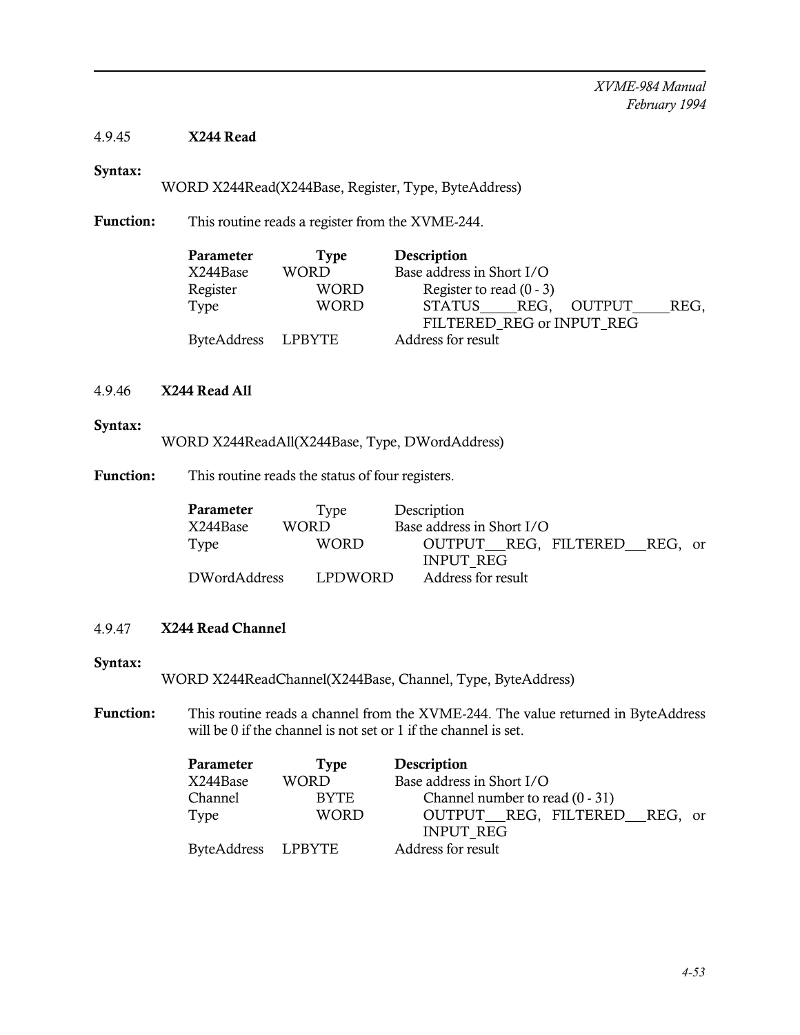### 4.9.45 X244 Read

**Syntax:**

WORD X244Read(X244Base, Register, Type, ByteAddress)

**Function:** This routine reads a register from the XVME-244.

| Parameter | Type | Description |
|---|---|---|
| X244Base | WORD | Base address in Short I/O |
| Register | WORD | Register to read (0 - 3) |
| Type | WORD | STATUS_REG, OUTPUT_REG, FILTERED_REG or INPUT_REG |
| ByteAddress | LPBYTE | Address for result |

### 4.9.46 X244 Read All

**Syntax:**

WORD X244ReadAll(X244Base, Type, DWordAddress)

**Function:** This routine reads the status of four registers.

| Parameter | Type | Description |
|---|---|---|
| X244Base | WORD | Base address in Short I/O |
| Type | WORD | OUTPUT_REG, FILTERED_REG, or INPUT_REG |
| DWordAddress | LPDWORD | Address for result |

### 4.9.47 X244 Read Channel

**Syntax:**

WORD X244ReadChannel(X244Base, Channel, Type, ByteAddress)

**Function:** This routine reads a channel from the XVME-244. The value returned in ByteAddress will be 0 if the channel is not set or 1 if the channel is set.

| Parameter | Type | Description |
|---|---|---|
| X244Base | WORD | Base address in Short I/O |
| Channel | BYTE | Channel number to read (0 - 31) |
| Type | WORD | OUTPUT_REG, FILTERED_REG, or INPUT_REG |
| ByteAddress | LPBYTE | Address for result |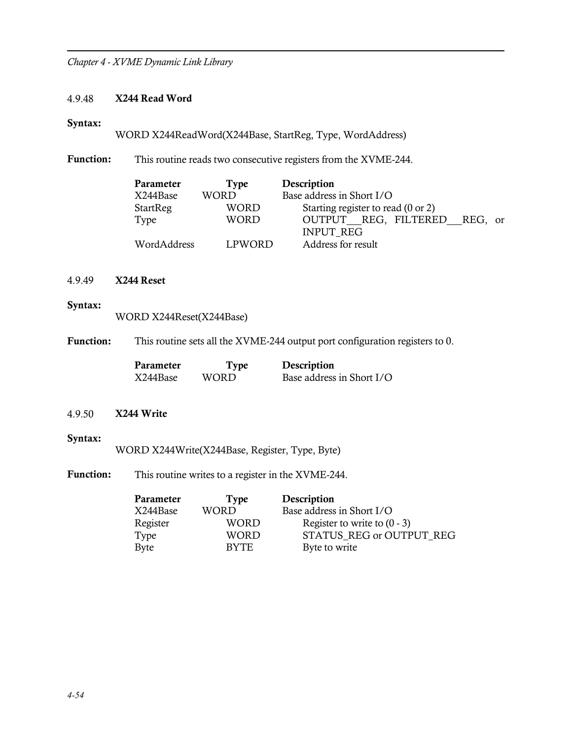### 4.9.48 X244 Read Word

**Syntax:**

WORD X244ReadWord(X244Base, StartReg, Type, WordAddress)

**Function:** This routine reads two consecutive registers from the XVME-244.

| Parameter | Type | Description |
| --- | --- | --- |
| X244Base | WORD | Base address in Short I/O |
| StartReg | WORD | Starting register to read (0 or 2) |
| Type | WORD | OUTPUT___REG, FILTERED___REG, or INPUT_REG |
| WordAddress | LPWORD | Address for result |

### 4.9.49 X244 Reset

**Syntax:**

WORD X244Reset(X244Base)

**Function:** This routine sets all the XVME-244 output port configuration registers to 0.

| Parameter | Type | Description |
| --- | --- | --- |
| X244Base | WORD | Base address in Short I/O |

### 4.9.50 X244 Write

**Syntax:**

WORD X244Write(X244Base, Register, Type, Byte)

**Function:** This routine writes to a register in the XVME-244.

| Parameter | Type | Description |
| --- | --- | --- |
| X244Base | WORD | Base address in Short I/O |
| Register | WORD | Register to write to (0 - 3) |
| Type | WORD | STATUS_REG or OUTPUT_REG |
| Byte | BYTE | Byte to write |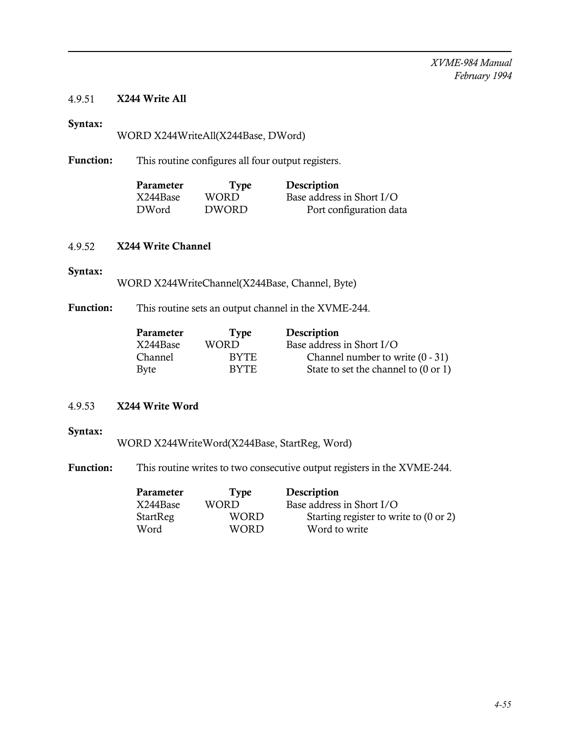### 4.9.51 X244 Write All

**Syntax:**

```
WORD X244WriteAll(X244Base, DWord)
```

**Function:** This routine configures all four output registers.

| Parameter | Type | Description |
|---|---|---|
| X244Base | WORD | Base address in Short I/O |
| DWord | DWORD | Port configuration data |

### 4.9.52 X244 Write Channel

**Syntax:**

```
WORD X244WriteChannel(X244Base, Channel, Byte)
```

**Function:** This routine sets an output channel in the XVME-244.

| Parameter | Type | Description |
|---|---|---|
| X244Base | WORD | Base address in Short I/O |
| Channel | BYTE | Channel number to write (0 - 31) |
| Byte | BYTE | State to set the channel to (0 or 1) |

### 4.9.53 X244 Write Word

**Syntax:**

```
WORD X244WriteWord(X244Base, StartReg, Word)
```

**Function:** This routine writes to two consecutive output registers in the XVME-244.

| Parameter | Type | Description |
|---|---|---|
| X244Base | WORD | Base address in Short I/O |
| StartReg | WORD | Starting register to write to (0 or 2) |
| Word | WORD | Word to write |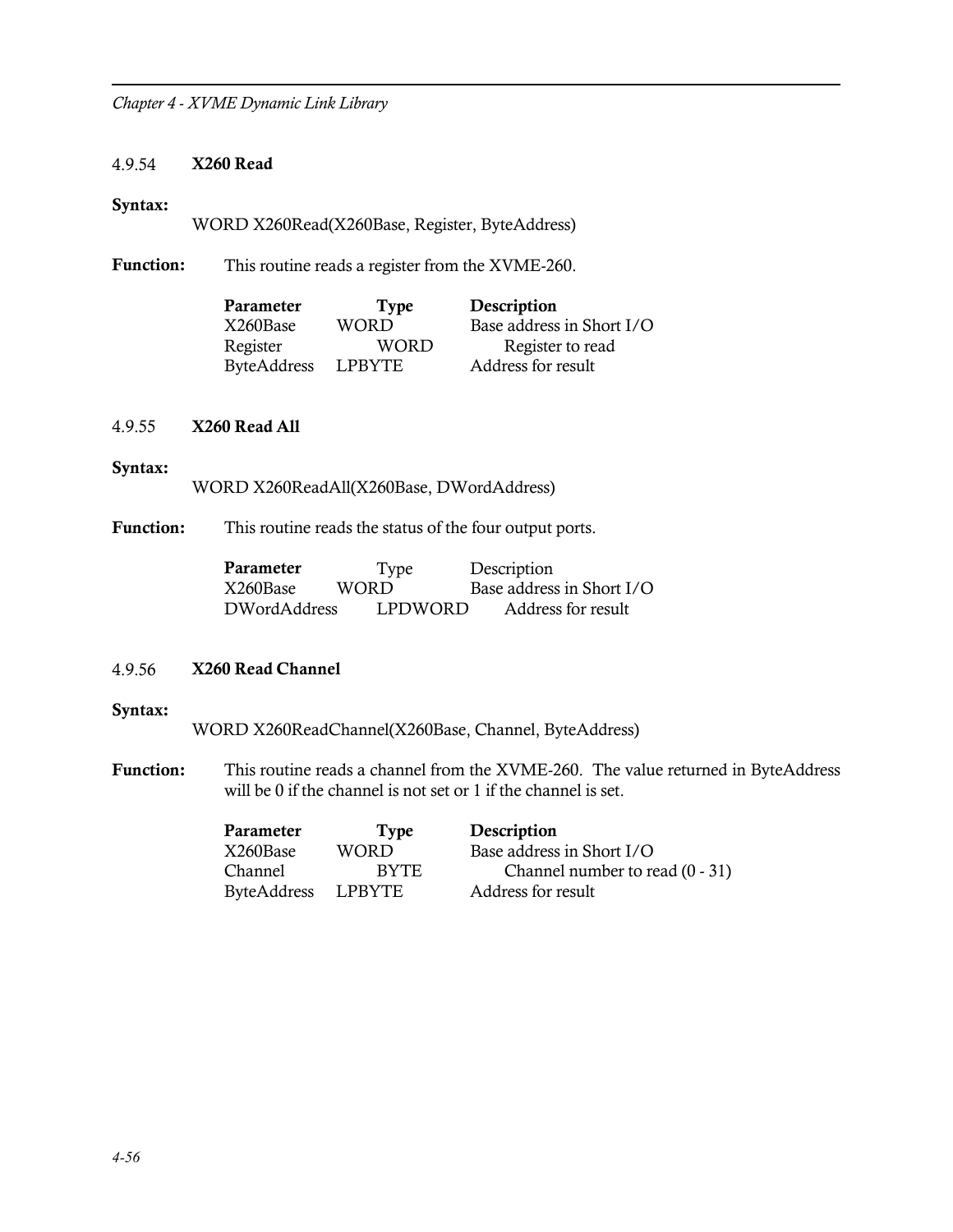### 4.9.54 X260 Read

**Syntax:**

WORD X260Read(X260Base, Register, ByteAddress)

**Function:** This routine reads a register from the XVME-260.

| **Parameter** | **Type** | **Description** |
|---|---|---|
| X260Base | WORD | Base address in Short I/O |
| Register | WORD | Register to read |
| ByteAddress | LPBYTE | Address for result |

### 4.9.55 X260 Read All

**Syntax:**

WORD X260ReadAll(X260Base, DWordAddress)

**Function:** This routine reads the status of the four output ports.

| **Parameter** | Type | Description |
|---|---|---|
| X260Base | WORD | Base address in Short I/O |
| DWordAddress | LPDWORD | Address for result |

### 4.9.56 X260 Read Channel

**Syntax:**

WORD X260ReadChannel(X260Base, Channel, ByteAddress)

**Function:** This routine reads a channel from the XVME-260. The value returned in ByteAddress will be 0 if the channel is not set or 1 if the channel is set.

| **Parameter** | **Type** | **Description** |
|---|---|---|
| X260Base | WORD | Base address in Short I/O |
| Channel | BYTE | Channel number to read (0 - 31) |
| ByteAddress | LPBYTE | Address for result |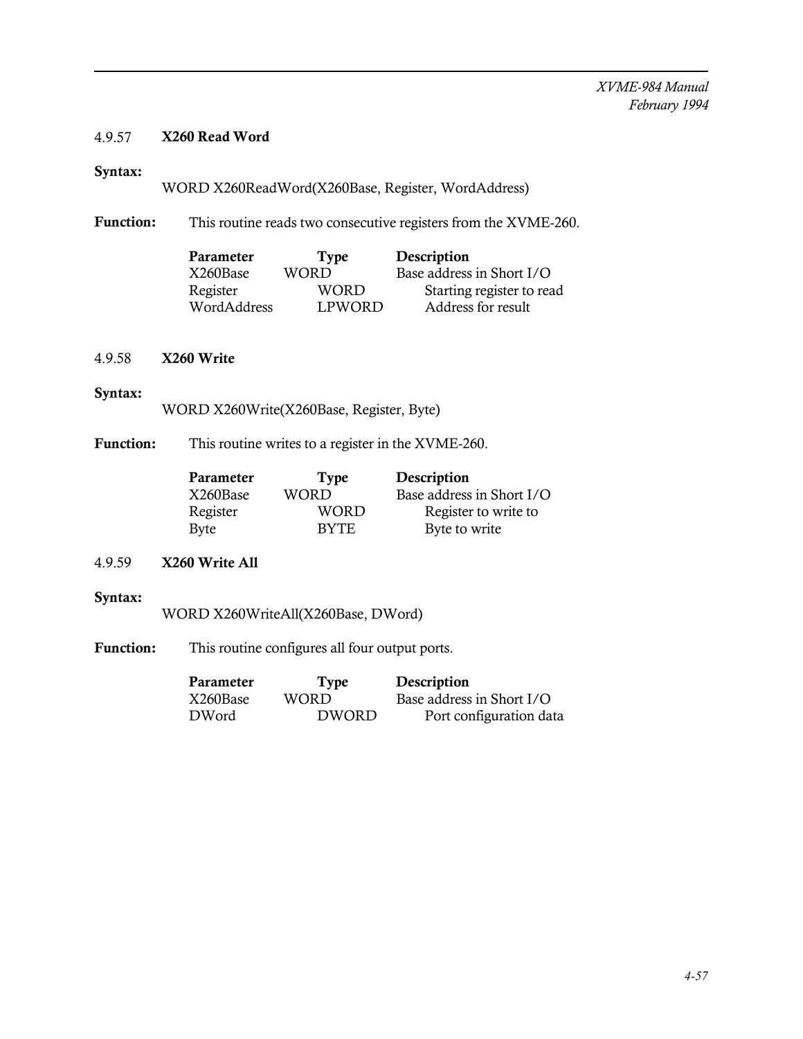### 4.9.57 X260 Read Word

**Syntax:**

WORD X260ReadWord(X260Base, Register, WordAddress)

**Function:** This routine reads two consecutive registers from the XVME-260.

| Parameter | Type | Description |
|---|---|---|
| X260Base | WORD | Base address in Short I/O |
| Register | WORD | Starting register to read |
| WordAddress | LPWORD | Address for result |

### 4.9.58 X260 Write

**Syntax:**

WORD X260Write(X260Base, Register, Byte)

**Function:** This routine writes to a register in the XVME-260.

| Parameter | Type | Description |
|---|---|---|
| X260Base | WORD | Base address in Short I/O |
| Register | WORD | Register to write to |
| Byte | BYTE | Byte to write |

### 4.9.59 X260 Write All

**Syntax:**

WORD X260WriteAll(X260Base, DWord)

**Function:** This routine configures all four output ports.

| Parameter | Type | Description |
|---|---|---|
| X260Base | WORD | Base address in Short I/O |
| DWord | DWORD | Port configuration data |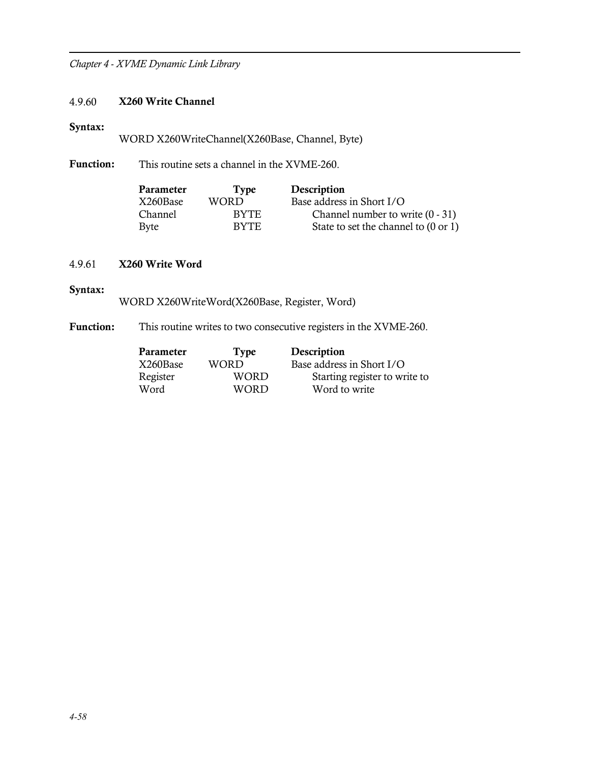### 4.9.60 X260 Write Channel

**Syntax:**

WORD X260WriteChannel(X260Base, Channel, Byte)

**Function:** This routine sets a channel in the XVME-260.

| Parameter | Type | Description |
|---|---|---|
| X260Base | WORD | Base address in Short I/O |
| Channel | BYTE | Channel number to write (0 - 31) |
| Byte | BYTE | State to set the channel to (0 or 1) |

### 4.9.61 X260 Write Word

**Syntax:**

WORD X260WriteWord(X260Base, Register, Word)

**Function:** This routine writes to two consecutive registers in the XVME-260.

| Parameter | Type | Description |
|---|---|---|
| X260Base | WORD | Base address in Short I/O |
| Register | WORD | Starting register to write to |
| Word | WORD | Word to write |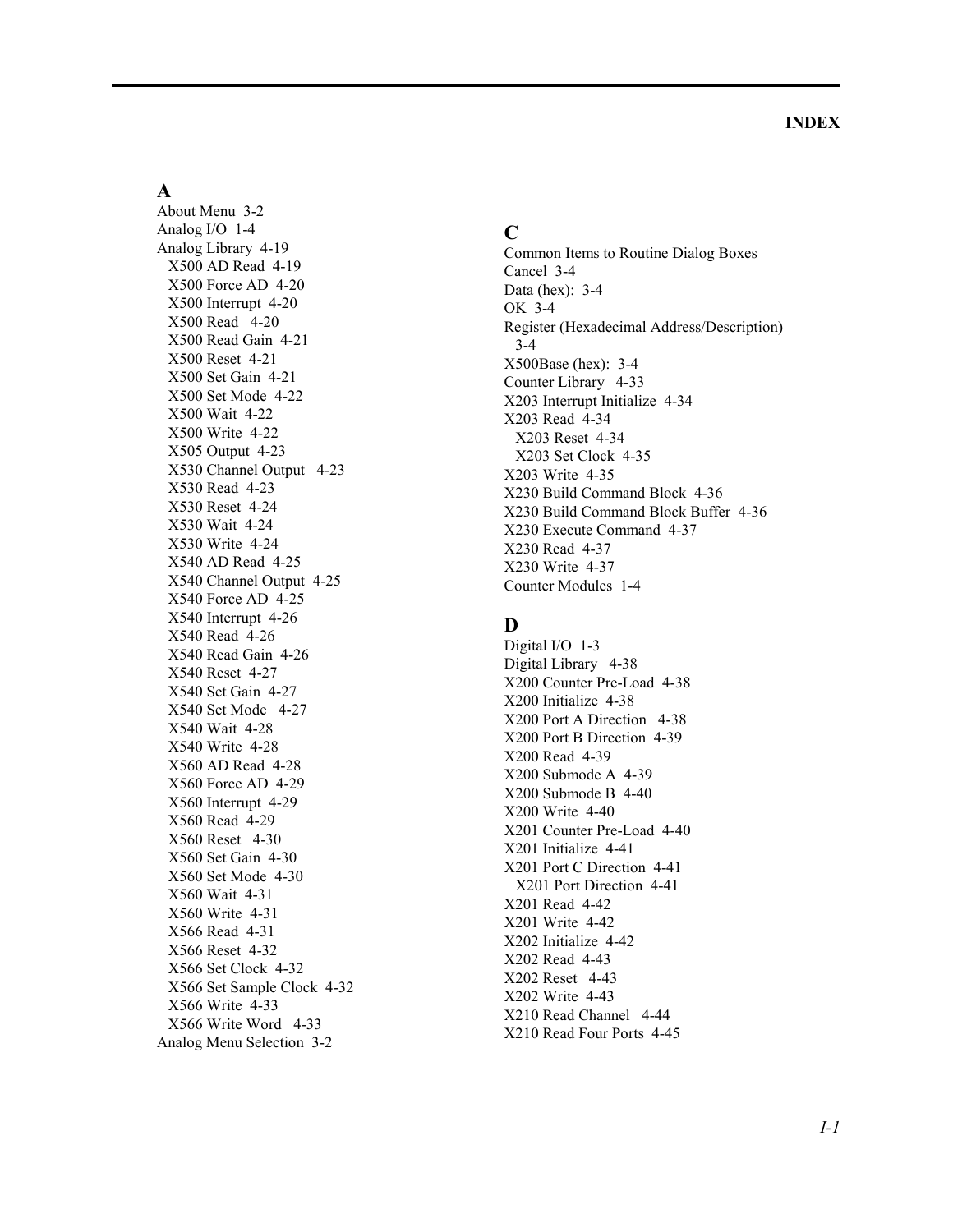# INDEX

## A

About Menu 3-2
Analog I/O 1-4
Analog Library 4-19
  X500 AD Read 4-19
  X500 Force AD 4-20
  X500 Interrupt 4-20
  X500 Read 4-20
  X500 Read Gain 4-21
  X500 Reset 4-21
  X500 Set Gain 4-21
  X500 Set Mode 4-22
  X500 Wait 4-22
  X500 Write 4-22
  X505 Output 4-23
  X530 Channel Output 4-23
  X530 Read 4-23
  X530 Reset 4-24
  X530 Wait 4-24
  X530 Write 4-24
  X540 AD Read 4-25
  X540 Channel Output 4-25
  X540 Force AD 4-25
  X540 Interrupt 4-26
  X540 Read 4-26
  X540 Read Gain 4-26
  X540 Reset 4-27
  X540 Set Gain 4-27
  X540 Set Mode 4-27
  X540 Wait 4-28
  X540 Write 4-28
  X560 AD Read 4-28
  X560 Force AD 4-29
  X560 Interrupt 4-29
  X560 Read 4-29
  X560 Reset 4-30
  X560 Set Gain 4-30
  X560 Set Mode 4-30
  X560 Wait 4-31
  X560 Write 4-31
  X566 Read 4-31
  X566 Reset 4-32
  X566 Set Clock 4-32
  X566 Set Sample Clock 4-32
  X566 Write 4-33
  X566 Write Word 4-33
Analog Menu Selection 3-2

## C

Common Items to Routine Dialog Boxes
Cancel 3-4
Data (hex): 3-4
OK 3-4
Register (Hexadecimal Address/Description) 3-4
X500Base (hex): 3-4
Counter Library 4-33
X203 Interrupt Initialize 4-34
X203 Read 4-34
  X203 Reset 4-34
  X203 Set Clock 4-35
X203 Write 4-35
X230 Build Command Block 4-36
X230 Build Command Block Buffer 4-36
X230 Execute Command 4-37
X230 Read 4-37
X230 Write 4-37
Counter Modules 1-4

## D

Digital I/O 1-3
Digital Library 4-38
X200 Counter Pre-Load 4-38
X200 Initialize 4-38
X200 Port A Direction 4-38
X200 Port B Direction 4-39
X200 Read 4-39
X200 Submode A 4-39
X200 Submode B 4-40
X200 Write 4-40
X201 Counter Pre-Load 4-40
X201 Initialize 4-41
X201 Port C Direction 4-41
  X201 Port Direction 4-41
X201 Read 4-42
X201 Write 4-42
X202 Initialize 4-42
X202 Read 4-43
X202 Reset 4-43
X202 Write 4-43
X210 Read Channel 4-44
X210 Read Four Ports 4-45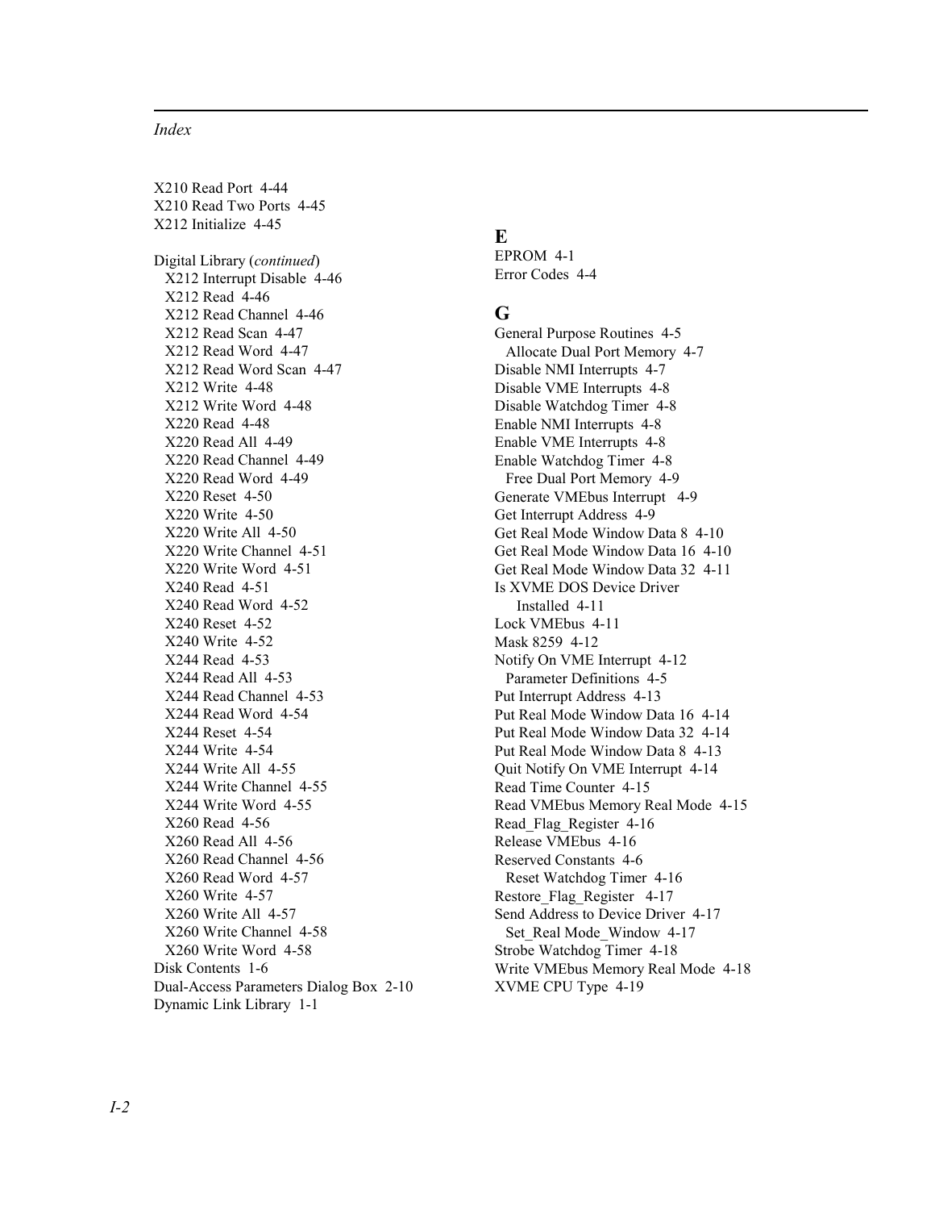X210 Read Port  4-44
X210 Read Two Ports  4-45
X212 Initialize  4-45

Digital Library (*continued*)
  X212 Interrupt Disable  4-46
  X212 Read  4-46
  X212 Read Channel  4-46
  X212 Read Scan  4-47
  X212 Read Word  4-47
  X212 Read Word Scan  4-47
  X212 Write  4-48
  X212 Write Word  4-48
  X220 Read  4-48
  X220 Read All  4-49
  X220 Read Channel  4-49
  X220 Read Word  4-49
  X220 Reset  4-50
  X220 Write  4-50
  X220 Write All  4-50
  X220 Write Channel  4-51
  X220 Write Word  4-51
  X240 Read  4-51
  X240 Read Word  4-52
  X240 Reset  4-52
  X240 Write  4-52
  X244 Read  4-53
  X244 Read All  4-53
  X244 Read Channel  4-53
  X244 Read Word  4-54
  X244 Reset  4-54
  X244 Write  4-54
  X244 Write All  4-55
  X244 Write Channel  4-55
  X244 Write Word  4-55
  X260 Read  4-56
  X260 Read All  4-56
  X260 Read Channel  4-56
  X260 Read Word  4-57
  X260 Write  4-57
  X260 Write All  4-57
  X260 Write Channel  4-58
  X260 Write Word  4-58
Disk Contents  1-6
Dual-Access Parameters Dialog Box  2-10
Dynamic Link Library  1-1

## E

EPROM  4-1
Error Codes  4-4

## G

General Purpose Routines  4-5
  Allocate Dual Port Memory  4-7
Disable NMI Interrupts  4-7
Disable VME Interrupts  4-8
Disable Watchdog Timer  4-8
Enable NMI Interrupts  4-8
Enable VME Interrupts  4-8
Enable Watchdog Timer  4-8
  Free Dual Port Memory  4-9
Generate VMEbus Interrupt  4-9
Get Interrupt Address  4-9
Get Real Mode Window Data 8  4-10
Get Real Mode Window Data 16  4-10
Get Real Mode Window Data 32  4-11
Is XVME DOS Device Driver
    Installed  4-11
Lock VMEbus  4-11
Mask 8259  4-12
Notify On VME Interrupt  4-12
  Parameter Definitions  4-5
Put Interrupt Address  4-13
Put Real Mode Window Data 16  4-14
Put Real Mode Window Data 32  4-14
Put Real Mode Window Data 8  4-13
Quit Notify On VME Interrupt  4-14
Read Time Counter  4-15
Read VMEbus Memory Real Mode  4-15
Read_Flag_Register  4-16
Release VMEbus  4-16
Reserved Constants  4-6
  Reset Watchdog Timer  4-16
Restore_Flag_Register  4-17
Send Address to Device Driver  4-17
  Set_Real Mode_Window  4-17
Strobe Watchdog Timer  4-18
Write VMEbus Memory Real Mode  4-18
XVME CPU Type  4-19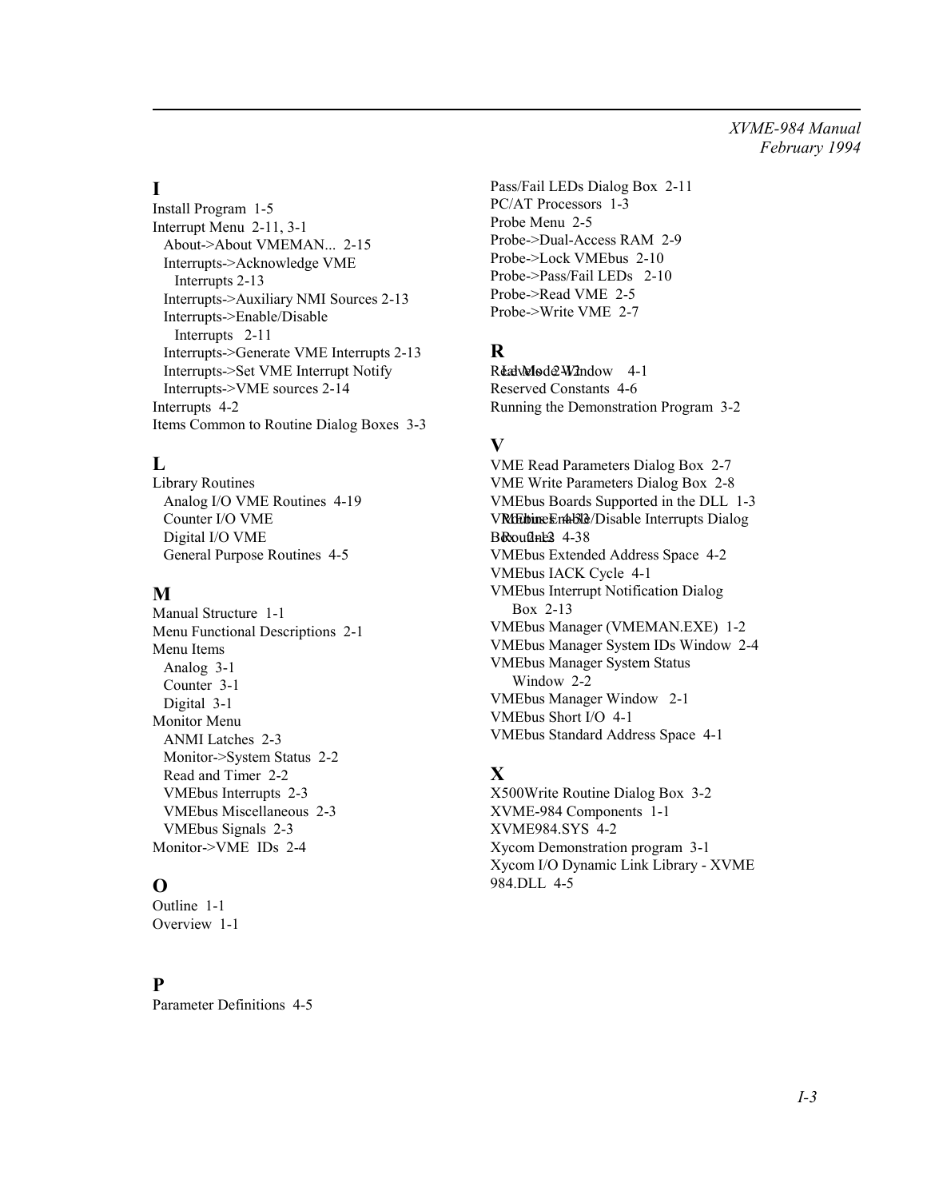## I

Install Program 1-5
Interrupt Menu 2-11, 3-1
  About->About VMEMAN... 2-15
  Interrupts->Acknowledge VME
    Interrupts 2-13
  Interrupts->Auxiliary NMI Sources 2-13
  Interrupts->Enable/Disable
    Interrupts 2-11
  Interrupts->Generate VME Interrupts 2-13
  Interrupts->Set VME Interrupt Notify
  Interrupts->VME sources 2-14
Interrupts 4-2
Items Common to Routine Dialog Boxes 3-3

## L

Library Routines
  Analog I/O VME Routines 4-19
  Counter I/O VME
  Digital I/O VME
  General Purpose Routines 4-5

## M

Manual Structure 1-1
Menu Functional Descriptions 2-1
Menu Items
  Analog 3-1
  Counter 3-1
  Digital 3-1
Monitor Menu
  ANMI Latches 2-3
  Monitor->System Status 2-2
  Read and Timer 2-2
  VMEbus Interrupts 2-3
  VMEbus Miscellaneous 2-3
  VMEbus Signals 2-3
Monitor->VME IDs 2-4

## O

Outline 1-1
Overview 1-1

## P

Parameter Definitions 4-5
Pass/Fail LEDs Dialog Box 2-11
PC/AT Processors 1-3
Probe Menu 2-5
Probe->Dual-Access RAM 2-9
Probe->Lock VMEbus 2-10
Probe->Pass/Fail LEDs 2-10
Probe->Read VME 2-5
Probe->Write VME 2-7

## R

Real Mode Window 4-1
Levels 2-12
Reserved Constants 4-6
Running the Demonstration Program 3-2

## V

VME Read Parameters Dialog Box 2-7
VME Write Parameters Dialog Box 2-8
VMEbus Boards Supported in the DLL 1-3
VMEbus Enable/Disable Interrupts Dialog
Box 2-12
Routines 4-53
Routines 4-38
VMEbus Extended Address Space 4-2
VMEbus IACK Cycle 4-1
VMEbus Interrupt Notification Dialog
    Box 2-13
VMEbus Manager (VMEMAN.EXE) 1-2
VMEbus Manager System IDs Window 2-4
VMEbus Manager System Status
    Window 2-2
VMEbus Manager Window 2-1
VMEbus Short I/O 4-1
VMEbus Standard Address Space 4-1

## X

X500Write Routine Dialog Box 3-2
XVME-984 Components 1-1
XVME984.SYS 4-2
Xycom Demonstration program 3-1
Xycom I/O Dynamic Link Library - XVME
984.DLL 4-5